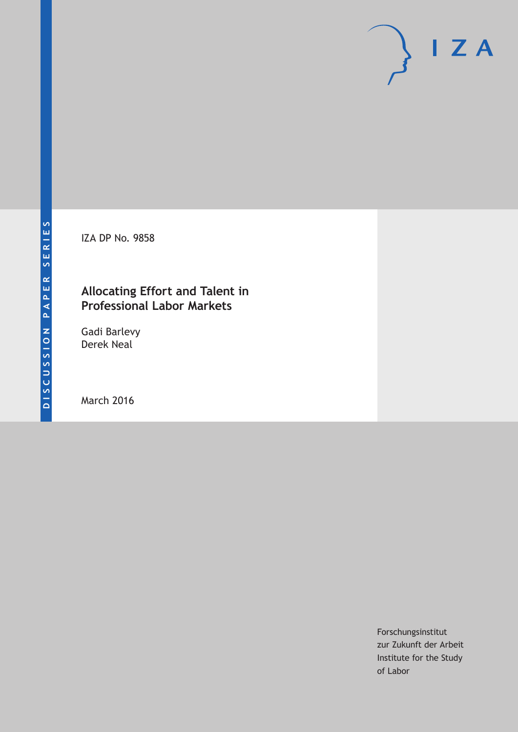DISCUSSION PAPER SERIES

IZA DP No. 9858

# Allocating Effort and Talent in Professional Labor Markets

Gadi Barlevy
Derek Neal

March 2016

Forschungsinstitut
zur Zukunft der Arbeit
Institute for the Study
of Labor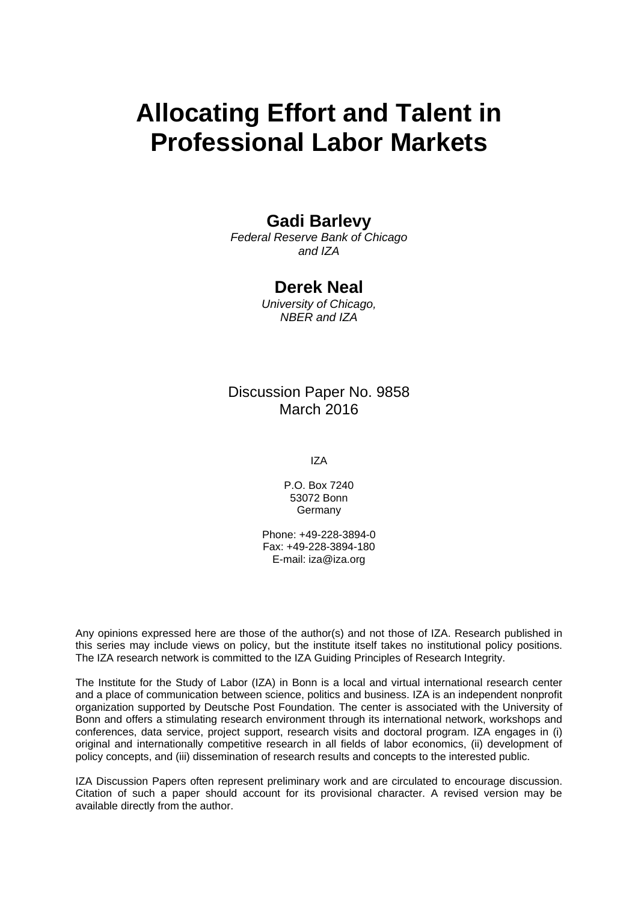# Allocating Effort and Talent in Professional Labor Markets

**Gadi Barlevy**
*Federal Reserve Bank of Chicago and IZA*

**Derek Neal**
*University of Chicago, NBER and IZA*

Discussion Paper No. 9858
March 2016

IZA

P.O. Box 7240
53072 Bonn
Germany

Phone: +49-228-3894-0
Fax: +49-228-3894-180
E-mail: iza@iza.org

Any opinions expressed here are those of the author(s) and not those of IZA. Research published in this series may include views on policy, but the institute itself takes no institutional policy positions. The IZA research network is committed to the IZA Guiding Principles of Research Integrity.

The Institute for the Study of Labor (IZA) in Bonn is a local and virtual international research center and a place of communication between science, politics and business. IZA is an independent nonprofit organization supported by Deutsche Post Foundation. The center is associated with the University of Bonn and offers a stimulating research environment through its international network, workshops and conferences, data service, project support, research visits and doctoral program. IZA engages in (i) original and internationally competitive research in all fields of labor economics, (ii) development of policy concepts, and (iii) dissemination of research results and concepts to the interested public.

IZA Discussion Papers often represent preliminary work and are circulated to encourage discussion. Citation of such a paper should account for its provisional character. A revised version may be available directly from the author.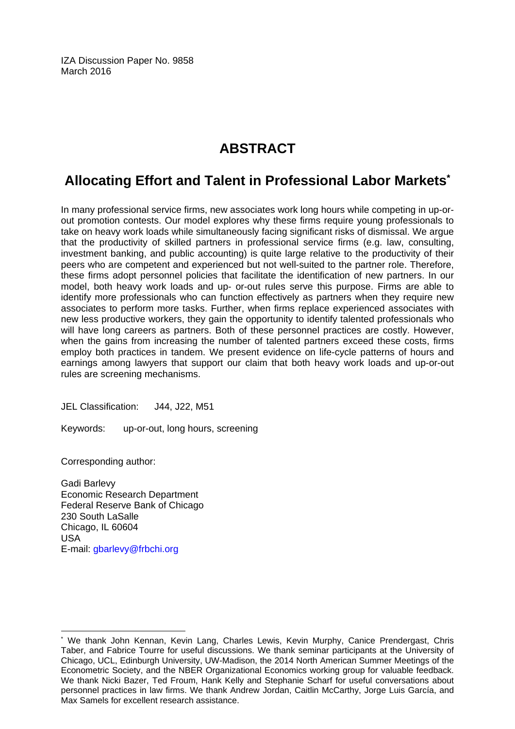IZA Discussion Paper No. 9858
March 2016

# ABSTRACT

## Allocating Effort and Talent in Professional Labor Markets*

In many professional service firms, new associates work long hours while competing in up-or-out promotion contests. Our model explores why these firms require young professionals to take on heavy work loads while simultaneously facing significant risks of dismissal. We argue that the productivity of skilled partners in professional service firms (e.g. law, consulting, investment banking, and public accounting) is quite large relative to the productivity of their peers who are competent and experienced but not well-suited to the partner role. Therefore, these firms adopt personnel policies that facilitate the identification of new partners. In our model, both heavy work loads and up- or-out rules serve this purpose. Firms are able to identify more professionals who can function effectively as partners when they require new associates to perform more tasks. Further, when firms replace experienced associates with new less productive workers, they gain the opportunity to identify talented professionals who will have long careers as partners. Both of these personnel practices are costly. However, when the gains from increasing the number of talented partners exceed these costs, firms employ both practices in tandem. We present evidence on life-cycle patterns of hours and earnings among lawyers that support our claim that both heavy work loads and up-or-out rules are screening mechanisms.

JEL Classification: J44, J22, M51

Keywords: up-or-out, long hours, screening

Corresponding author:

Gadi Barlevy
Economic Research Department
Federal Reserve Bank of Chicago
230 South LaSalle
Chicago, IL 60604
USA
E-mail: gbarlevy@frbchi.org

---

* We thank John Kennan, Kevin Lang, Charles Lewis, Kevin Murphy, Canice Prendergast, Chris Taber, and Fabrice Tourre for useful discussions. We thank seminar participants at the University of Chicago, UCL, Edinburgh University, UW-Madison, the 2014 North American Summer Meetings of the Econometric Society, and the NBER Organizational Economics working group for valuable feedback. We thank Nicki Bazer, Ted Froum, Hank Kelly and Stephanie Scharf for useful conversations about personnel practices in law firms. We thank Andrew Jordan, Caitlin McCarthy, Jorge Luis García, and Max Samels for excellent research assistance.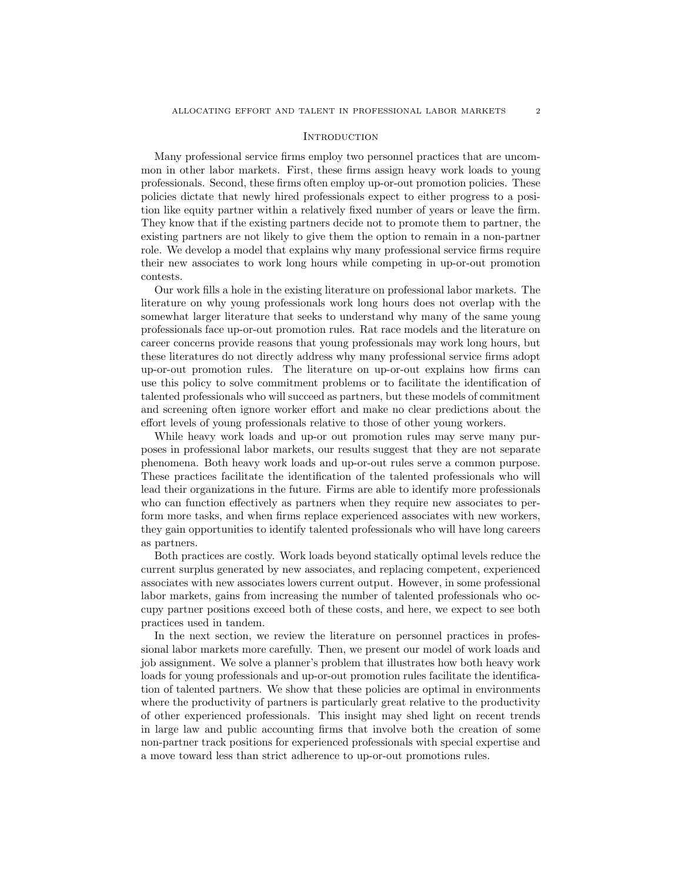## Introduction

Many professional service firms employ two personnel practices that are uncommon in other labor markets. First, these firms assign heavy work loads to young professionals. Second, these firms often employ up-or-out promotion policies. These policies dictate that newly hired professionals expect to either progress to a position like equity partner within a relatively fixed number of years or leave the firm. They know that if the existing partners decide not to promote them to partner, the existing partners are not likely to give them the option to remain in a non-partner role. We develop a model that explains why many professional service firms require their new associates to work long hours while competing in up-or-out promotion contests.

Our work fills a hole in the existing literature on professional labor markets. The literature on why young professionals work long hours does not overlap with the somewhat larger literature that seeks to understand why many of the same young professionals face up-or-out promotion rules. Rat race models and the literature on career concerns provide reasons that young professionals may work long hours, but these literatures do not directly address why many professional service firms adopt up-or-out promotion rules. The literature on up-or-out explains how firms can use this policy to solve commitment problems or to facilitate the identification of talented professionals who will succeed as partners, but these models of commitment and screening often ignore worker effort and make no clear predictions about the effort levels of young professionals relative to those of other young workers.

While heavy work loads and up-or out promotion rules may serve many purposes in professional labor markets, our results suggest that they are not separate phenomena. Both heavy work loads and up-or-out rules serve a common purpose. These practices facilitate the identification of the talented professionals who will lead their organizations in the future. Firms are able to identify more professionals who can function effectively as partners when they require new associates to perform more tasks, and when firms replace experienced associates with new workers, they gain opportunities to identify talented professionals who will have long careers as partners.

Both practices are costly. Work loads beyond statically optimal levels reduce the current surplus generated by new associates, and replacing competent, experienced associates with new associates lowers current output. However, in some professional labor markets, gains from increasing the number of talented professionals who occupy partner positions exceed both of these costs, and here, we expect to see both practices used in tandem.

In the next section, we review the literature on personnel practices in professional labor markets more carefully. Then, we present our model of work loads and job assignment. We solve a planner's problem that illustrates how both heavy work loads for young professionals and up-or-out promotion rules facilitate the identification of talented partners. We show that these policies are optimal in environments where the productivity of partners is particularly great relative to the productivity of other experienced professionals. This insight may shed light on recent trends in large law and public accounting firms that involve both the creation of some non-partner track positions for experienced professionals with special expertise and a move toward less than strict adherence to up-or-out promotions rules.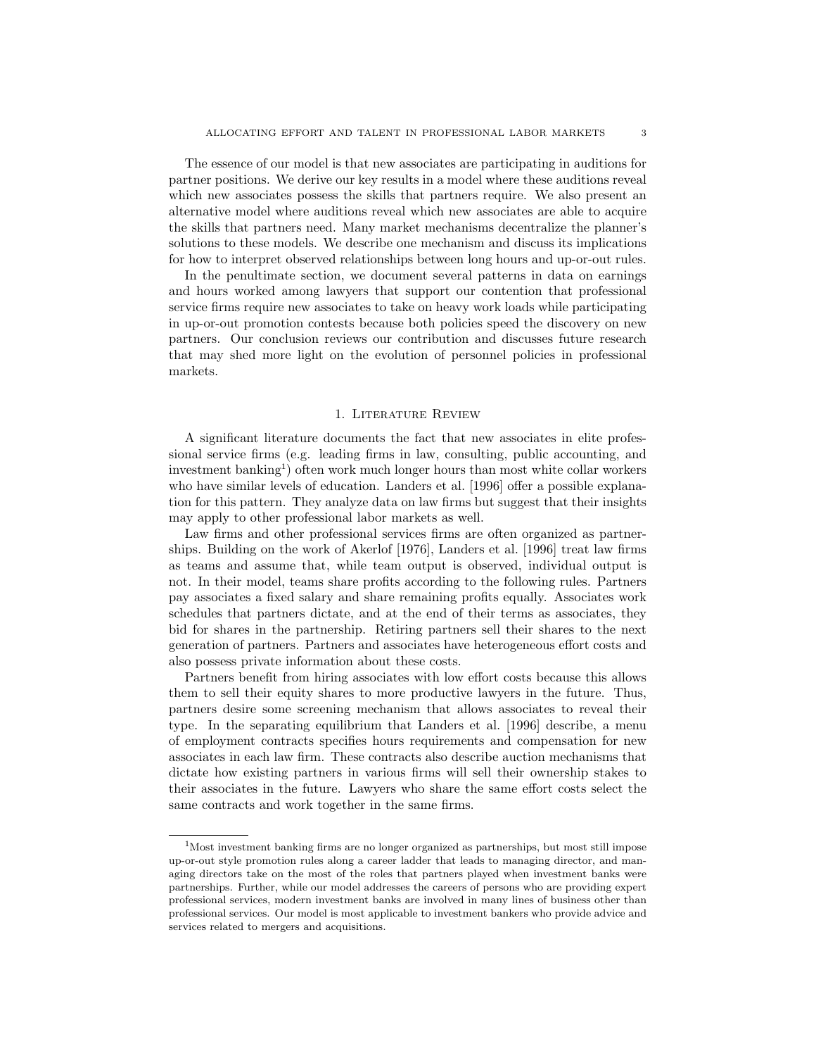The essence of our model is that new associates are participating in auditions for partner positions. We derive our key results in a model where these auditions reveal which new associates possess the skills that partners require. We also present an alternative model where auditions reveal which new associates are able to acquire the skills that partners need. Many market mechanisms decentralize the planner's solutions to these models. We describe one mechanism and discuss its implications for how to interpret observed relationships between long hours and up-or-out rules.

In the penultimate section, we document several patterns in data on earnings and hours worked among lawyers that support our contention that professional service firms require new associates to take on heavy work loads while participating in up-or-out promotion contests because both policies speed the discovery on new partners. Our conclusion reviews our contribution and discusses future research that may shed more light on the evolution of personnel policies in professional markets.

## 1. Literature Review

A significant literature documents the fact that new associates in elite professional service firms (e.g. leading firms in law, consulting, public accounting, and investment banking[1]) often work much longer hours than most white collar workers who have similar levels of education. Landers et al. [1996] offer a possible explanation for this pattern. They analyze data on law firms but suggest that their insights may apply to other professional labor markets as well.

Law firms and other professional services firms are often organized as partnerships. Building on the work of Akerlof [1976], Landers et al. [1996] treat law firms as teams and assume that, while team output is observed, individual output is not. In their model, teams share profits according to the following rules. Partners pay associates a fixed salary and share remaining profits equally. Associates work schedules that partners dictate, and at the end of their terms as associates, they bid for shares in the partnership. Retiring partners sell their shares to the next generation of partners. Partners and associates have heterogeneous effort costs and also possess private information about these costs.

Partners benefit from hiring associates with low effort costs because this allows them to sell their equity shares to more productive lawyers in the future. Thus, partners desire some screening mechanism that allows associates to reveal their type. In the separating equilibrium that Landers et al. [1996] describe, a menu of employment contracts specifies hours requirements and compensation for new associates in each law firm. These contracts also describe auction mechanisms that dictate how existing partners in various firms will sell their ownership stakes to their associates in the future. Lawyers who share the same effort costs select the same contracts and work together in the same firms.

[1]Most investment banking firms are no longer organized as partnerships, but most still impose up-or-out style promotion rules along a career ladder that leads to managing director, and managing directors take on the most of the roles that partners played when investment banks were partnerships. Further, while our model addresses the careers of persons who are providing expert professional services, modern investment banks are involved in many lines of business other than professional services. Our model is most applicable to investment bankers who provide advice and services related to mergers and acquisitions.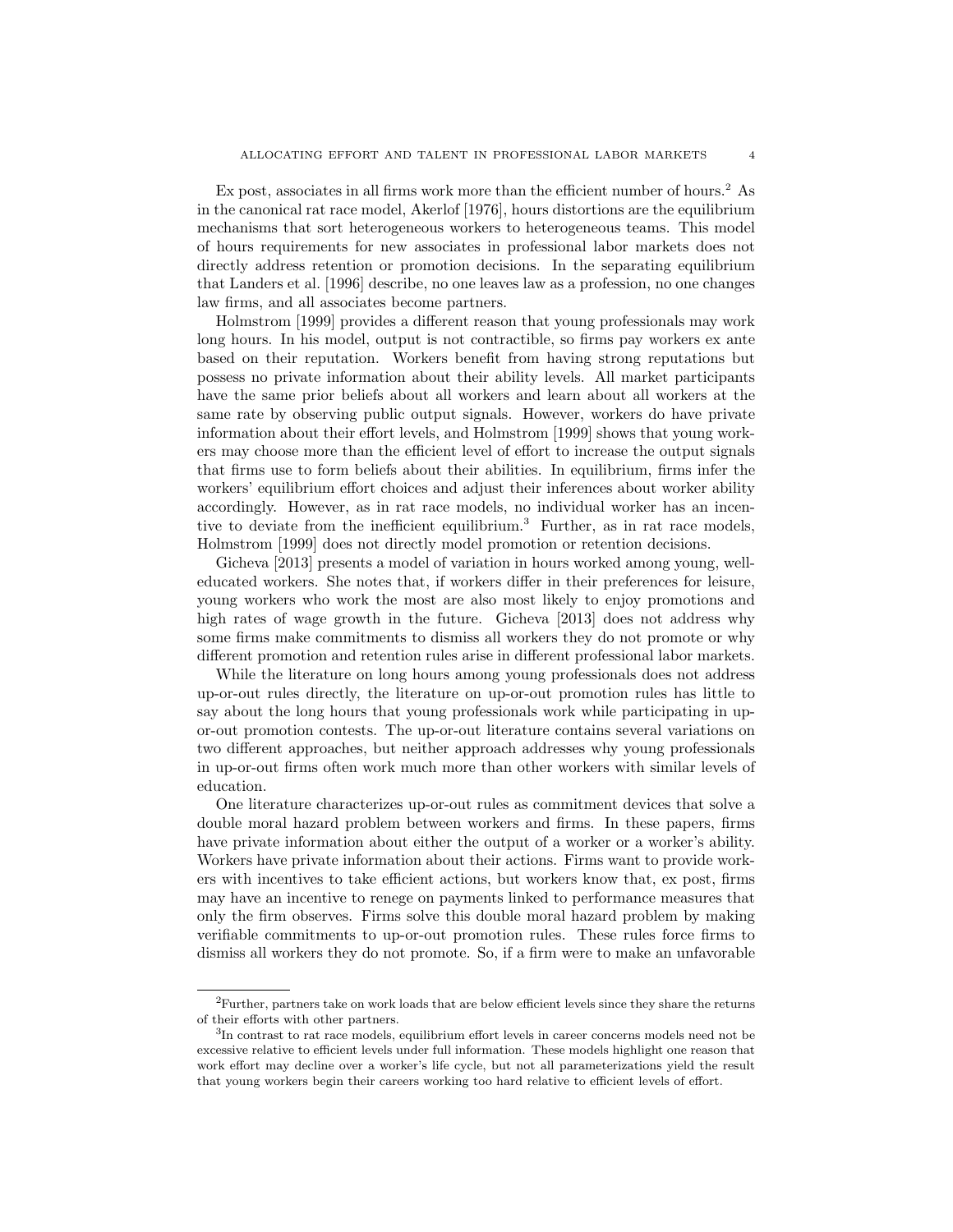Ex post, associates in all firms work more than the efficient number of hours.[2] As in the canonical rat race model, Akerlof [1976], hours distortions are the equilibrium mechanisms that sort heterogeneous workers to heterogeneous teams. This model of hours requirements for new associates in professional labor markets does not directly address retention or promotion decisions. In the separating equilibrium that Landers et al. [1996] describe, no one leaves law as a profession, no one changes law firms, and all associates become partners.

Holmstrom [1999] provides a different reason that young professionals may work long hours. In his model, output is not contractible, so firms pay workers ex ante based on their reputation. Workers benefit from having strong reputations but possess no private information about their ability levels. All market participants have the same prior beliefs about all workers and learn about all workers at the same rate by observing public output signals. However, workers do have private information about their effort levels, and Holmstrom [1999] shows that young workers may choose more than the efficient level of effort to increase the output signals that firms use to form beliefs about their abilities. In equilibrium, firms infer the workers' equilibrium effort choices and adjust their inferences about worker ability accordingly. However, as in rat race models, no individual worker has an incentive to deviate from the inefficient equilibrium.[3] Further, as in rat race models, Holmstrom [1999] does not directly model promotion or retention decisions.

Gicheva [2013] presents a model of variation in hours worked among young, well-educated workers. She notes that, if workers differ in their preferences for leisure, young workers who work the most are also most likely to enjoy promotions and high rates of wage growth in the future. Gicheva [2013] does not address why some firms make commitments to dismiss all workers they do not promote or why different promotion and retention rules arise in different professional labor markets.

While the literature on long hours among young professionals does not address up-or-out rules directly, the literature on up-or-out promotion rules has little to say about the long hours that young professionals work while participating in up-or-out promotion contests. The up-or-out literature contains several variations on two different approaches, but neither approach addresses why young professionals in up-or-out firms often work much more than other workers with similar levels of education.

One literature characterizes up-or-out rules as commitment devices that solve a double moral hazard problem between workers and firms. In these papers, firms have private information about either the output of a worker or a worker's ability. Workers have private information about their actions. Firms want to provide workers with incentives to take efficient actions, but workers know that, ex post, firms may have an incentive to renege on payments linked to performance measures that only the firm observes. Firms solve this double moral hazard problem by making verifiable commitments to up-or-out promotion rules. These rules force firms to dismiss all workers they do not promote. So, if a firm were to make an unfavorable

[2]Further, partners take on work loads that are below efficient levels since they share the returns of their efforts with other partners.

[3]In contrast to rat race models, equilibrium effort levels in career concerns models need not be excessive relative to efficient levels under full information. These models highlight one reason that work effort may decline over a worker's life cycle, but not all parameterizations yield the result that young workers begin their careers working too hard relative to efficient levels of effort.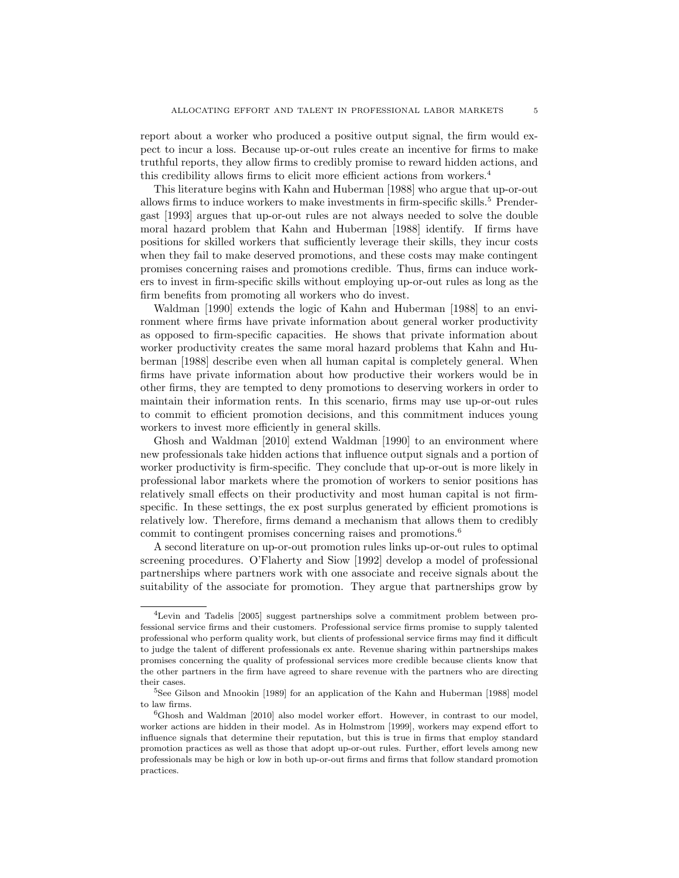report about a worker who produced a positive output signal, the firm would expect to incur a loss. Because up-or-out rules create an incentive for firms to make truthful reports, they allow firms to credibly promise to reward hidden actions, and this credibility allows firms to elicit more efficient actions from workers.[4]

This literature begins with Kahn and Huberman [1988] who argue that up-or-out allows firms to induce workers to make investments in firm-specific skills.[5] Prendergast [1993] argues that up-or-out rules are not always needed to solve the double moral hazard problem that Kahn and Huberman [1988] identify. If firms have positions for skilled workers that sufficiently leverage their skills, they incur costs when they fail to make deserved promotions, and these costs may make contingent promises concerning raises and promotions credible. Thus, firms can induce workers to invest in firm-specific skills without employing up-or-out rules as long as the firm benefits from promoting all workers who do invest.

Waldman [1990] extends the logic of Kahn and Huberman [1988] to an environment where firms have private information about general worker productivity as opposed to firm-specific capacities. He shows that private information about worker productivity creates the same moral hazard problems that Kahn and Huberman [1988] describe even when all human capital is completely general. When firms have private information about how productive their workers would be in other firms, they are tempted to deny promotions to deserving workers in order to maintain their information rents. In this scenario, firms may use up-or-out rules to commit to efficient promotion decisions, and this commitment induces young workers to invest more efficiently in general skills.

Ghosh and Waldman [2010] extend Waldman [1990] to an environment where new professionals take hidden actions that influence output signals and a portion of worker productivity is firm-specific. They conclude that up-or-out is more likely in professional labor markets where the promotion of workers to senior positions has relatively small effects on their productivity and most human capital is not firm-specific. In these settings, the ex post surplus generated by efficient promotions is relatively low. Therefore, firms demand a mechanism that allows them to credibly commit to contingent promises concerning raises and promotions.[6]

A second literature on up-or-out promotion rules links up-or-out rules to optimal screening procedures. O'Flaherty and Siow [1992] develop a model of professional partnerships where partners work with one associate and receive signals about the suitability of the associate for promotion. They argue that partnerships grow by

---

[4] Levin and Tadelis [2005] suggest partnerships solve a commitment problem between professional service firms and their customers. Professional service firms promise to supply talented professional who perform quality work, but clients of professional service firms may find it difficult to judge the talent of different professionals ex ante. Revenue sharing within partnerships makes promises concerning the quality of professional services more credible because clients know that the other partners in the firm have agreed to share revenue with the partners who are directing their cases.

[5] See Gilson and Mnookin [1989] for an application of the Kahn and Huberman [1988] model to law firms.

[6] Ghosh and Waldman [2010] also model worker effort. However, in contrast to our model, worker actions are hidden in their model. As in Holmstrom [1999], workers may expend effort to influence signals that determine their reputation, but this is true in firms that employ standard promotion practices as well as those that adopt up-or-out rules. Further, effort levels among new professionals may be high or low in both up-or-out firms and firms that follow standard promotion practices.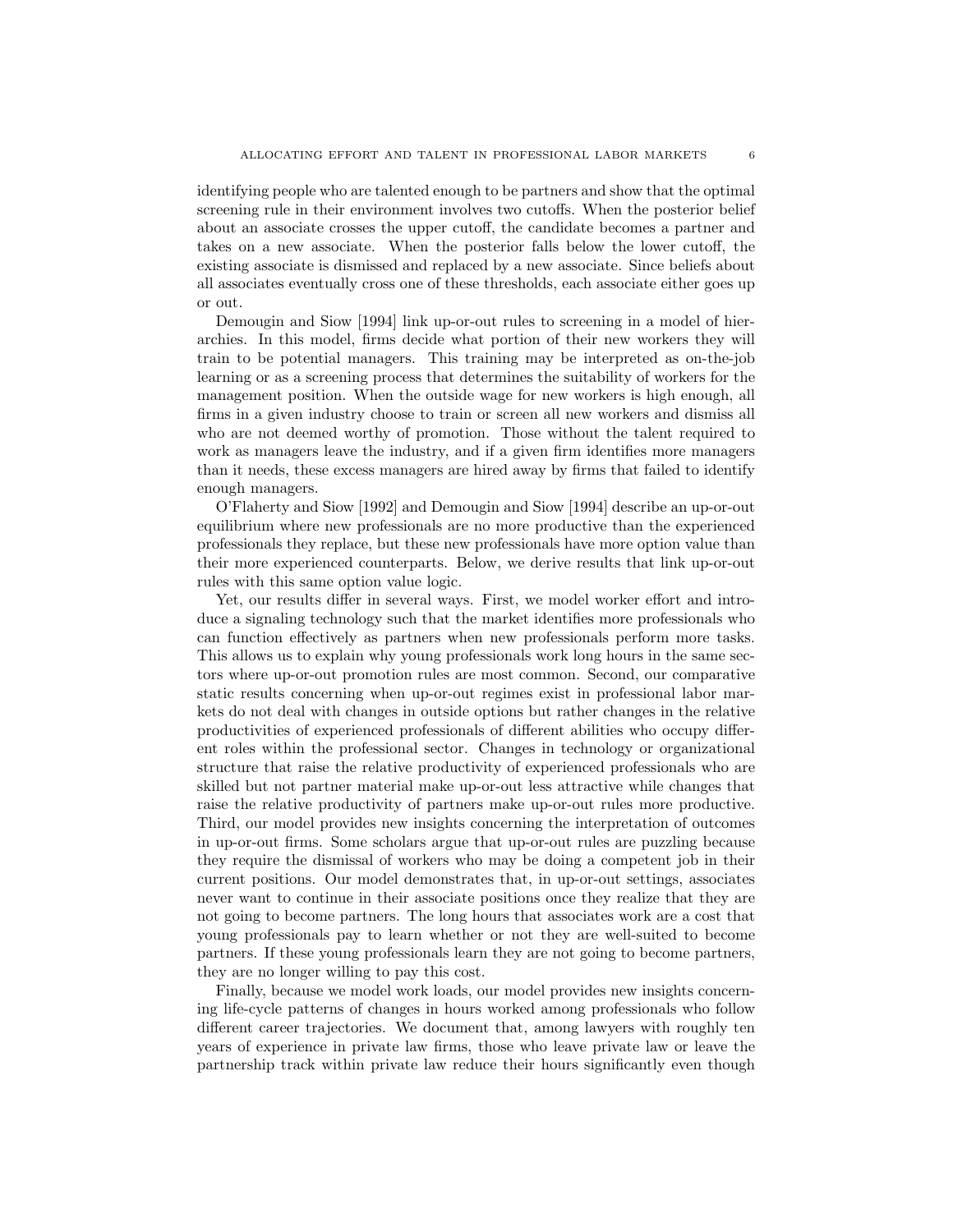identifying people who are talented enough to be partners and show that the optimal screening rule in their environment involves two cutoffs. When the posterior belief about an associate crosses the upper cutoff, the candidate becomes a partner and takes on a new associate. When the posterior falls below the lower cutoff, the existing associate is dismissed and replaced by a new associate. Since beliefs about all associates eventually cross one of these thresholds, each associate either goes up or out.

Demougin and Siow [1994] link up-or-out rules to screening in a model of hierarchies. In this model, firms decide what portion of their new workers they will train to be potential managers. This training may be interpreted as on-the-job learning or as a screening process that determines the suitability of workers for the management position. When the outside wage for new workers is high enough, all firms in a given industry choose to train or screen all new workers and dismiss all who are not deemed worthy of promotion. Those without the talent required to work as managers leave the industry, and if a given firm identifies more managers than it needs, these excess managers are hired away by firms that failed to identify enough managers.

O'Flaherty and Siow [1992] and Demougin and Siow [1994] describe an up-or-out equilibrium where new professionals are no more productive than the experienced professionals they replace, but these new professionals have more option value than their more experienced counterparts. Below, we derive results that link up-or-out rules with this same option value logic.

Yet, our results differ in several ways. First, we model worker effort and introduce a signaling technology such that the market identifies more professionals who can function effectively as partners when new professionals perform more tasks. This allows us to explain why young professionals work long hours in the same sectors where up-or-out promotion rules are most common. Second, our comparative static results concerning when up-or-out regimes exist in professional labor markets do not deal with changes in outside options but rather changes in the relative productivities of experienced professionals of different abilities who occupy different roles within the professional sector. Changes in technology or organizational structure that raise the relative productivity of experienced professionals who are skilled but not partner material make up-or-out less attractive while changes that raise the relative productivity of partners make up-or-out rules more productive. Third, our model provides new insights concerning the interpretation of outcomes in up-or-out firms. Some scholars argue that up-or-out rules are puzzling because they require the dismissal of workers who may be doing a competent job in their current positions. Our model demonstrates that, in up-or-out settings, associates never want to continue in their associate positions once they realize that they are not going to become partners. The long hours that associates work are a cost that young professionals pay to learn whether or not they are well-suited to become partners. If these young professionals learn they are not going to become partners, they are no longer willing to pay this cost.

Finally, because we model work loads, our model provides new insights concerning life-cycle patterns of changes in hours worked among professionals who follow different career trajectories. We document that, among lawyers with roughly ten years of experience in private law firms, those who leave private law or leave the partnership track within private law reduce their hours significantly even though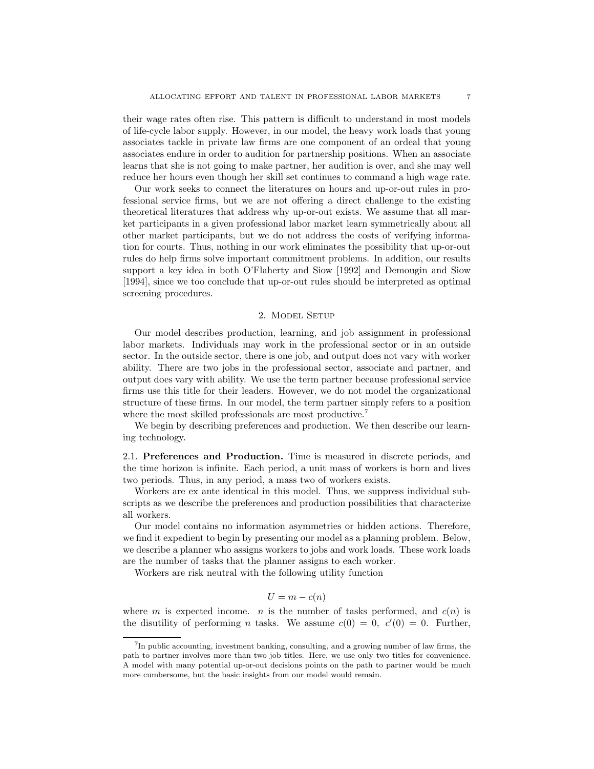their wage rates often rise. This pattern is difficult to understand in most models of life-cycle labor supply. However, in our model, the heavy work loads that young associates tackle in private law firms are one component of an ordeal that young associates endure in order to audition for partnership positions. When an associate learns that she is not going to make partner, her audition is over, and she may well reduce her hours even though her skill set continues to command a high wage rate.

Our work seeks to connect the literatures on hours and up-or-out rules in professional service firms, but we are not offering a direct challenge to the existing theoretical literatures that address why up-or-out exists. We assume that all market participants in a given professional labor market learn symmetrically about all other market participants, but we do not address the costs of verifying information for courts. Thus, nothing in our work eliminates the possibility that up-or-out rules do help firms solve important commitment problems. In addition, our results support a key idea in both O'Flaherty and Siow [1992] and Demougin and Siow [1994], since we too conclude that up-or-out rules should be interpreted as optimal screening procedures.

## 2. Model Setup

Our model describes production, learning, and job assignment in professional labor markets. Individuals may work in the professional sector or in an outside sector. In the outside sector, there is one job, and output does not vary with worker ability. There are two jobs in the professional sector, associate and partner, and output does vary with ability. We use the term partner because professional service firms use this title for their leaders. However, we do not model the organizational structure of these firms. In our model, the term partner simply refers to a position where the most skilled professionals are most productive.[7]

We begin by describing preferences and production. We then describe our learning technology.

### 2.1. Preferences and Production.

Time is measured in discrete periods, and the time horizon is infinite. Each period, a unit mass of workers is born and lives two periods. Thus, in any period, a mass two of workers exists.

Workers are ex ante identical in this model. Thus, we suppress individual subscripts as we describe the preferences and production possibilities that characterize all workers.

Our model contains no information asymmetries or hidden actions. Therefore, we find it expedient to begin by presenting our model as a planning problem. Below, we describe a planner who assigns workers to jobs and work loads. These work loads are the number of tasks that the planner assigns to each worker.

Workers are risk neutral with the following utility function

$$U = m - c(n)$$

where $m$ is expected income. $n$ is the number of tasks performed, and $c(n)$ is the disutility of performing $n$ tasks. We assume $c(0) = 0$, $c'(0) = 0$. Further,

---

[7] In public accounting, investment banking, consulting, and a growing number of law firms, the path to partner involves more than two job titles. Here, we use only two titles for convenience. A model with many potential up-or-out decisions points on the path to partner would be much more cumbersome, but the basic insights from our model would remain.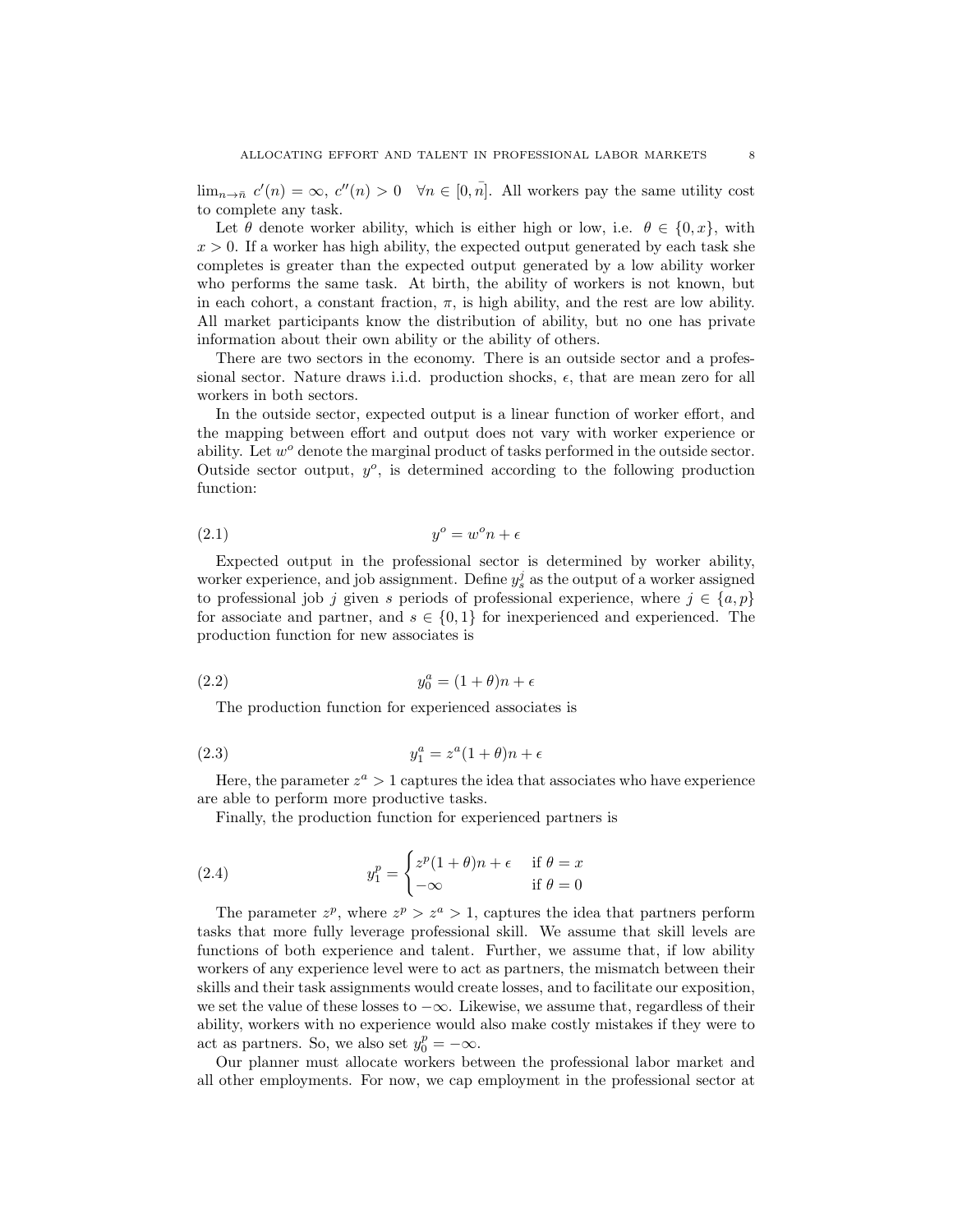$\lim_{n \to \bar{n}} c'(n) = \infty$, $c''(n) > 0 \quad \forall n \in [0, \bar{n}]$. All workers pay the same utility cost to complete any task.

Let $\theta$ denote worker ability, which is either high or low, i.e. $\theta \in \{0, x\}$, with $x > 0$. If a worker has high ability, the expected output generated by each task she completes is greater than the expected output generated by a low ability worker who performs the same task. At birth, the ability of workers is not known, but in each cohort, a constant fraction, $\pi$, is high ability, and the rest are low ability. All market participants know the distribution of ability, but no one has private information about their own ability or the ability of others.

There are two sectors in the economy. There is an outside sector and a professional sector. Nature draws i.i.d. production shocks, $\epsilon$, that are mean zero for all workers in both sectors.

In the outside sector, expected output is a linear function of worker effort, and the mapping between effort and output does not vary with worker experience or ability. Let $w^o$ denote the marginal product of tasks performed in the outside sector. Outside sector output, $y^o$, is determined according to the following production function:

$$y^o = w^o n + \epsilon \tag{2.1}$$

Expected output in the professional sector is determined by worker ability, worker experience, and job assignment. Define $y_s^j$ as the output of a worker assigned to professional job $j$ given $s$ periods of professional experience, where $j \in \{a, p\}$ for associate and partner, and $s \in \{0, 1\}$ for inexperienced and experienced. The production function for new associates is

$$y_0^a = (1 + \theta)n + \epsilon \tag{2.2}$$

The production function for experienced associates is

$$y_1^a = z^a(1 + \theta)n + \epsilon \tag{2.3}$$

Here, the parameter $z^a > 1$ captures the idea that associates who have experience are able to perform more productive tasks.

Finally, the production function for experienced partners is

$$y_1^p = \begin{cases} z^p(1 + \theta)n + \epsilon & \text{if } \theta = x \\ -\infty & \text{if } \theta = 0 \end{cases} \tag{2.4}$$

The parameter $z^p$, where $z^p > z^a > 1$, captures the idea that partners perform tasks that more fully leverage professional skill. We assume that skill levels are functions of both experience and talent. Further, we assume that, if low ability workers of any experience level were to act as partners, the mismatch between their skills and their task assignments would create losses, and to facilitate our exposition, we set the value of these losses to $-\infty$. Likewise, we assume that, regardless of their ability, workers with no experience would also make costly mistakes if they were to act as partners. So, we also set $y_0^p = -\infty$.

Our planner must allocate workers between the professional labor market and all other employments. For now, we cap employment in the professional sector at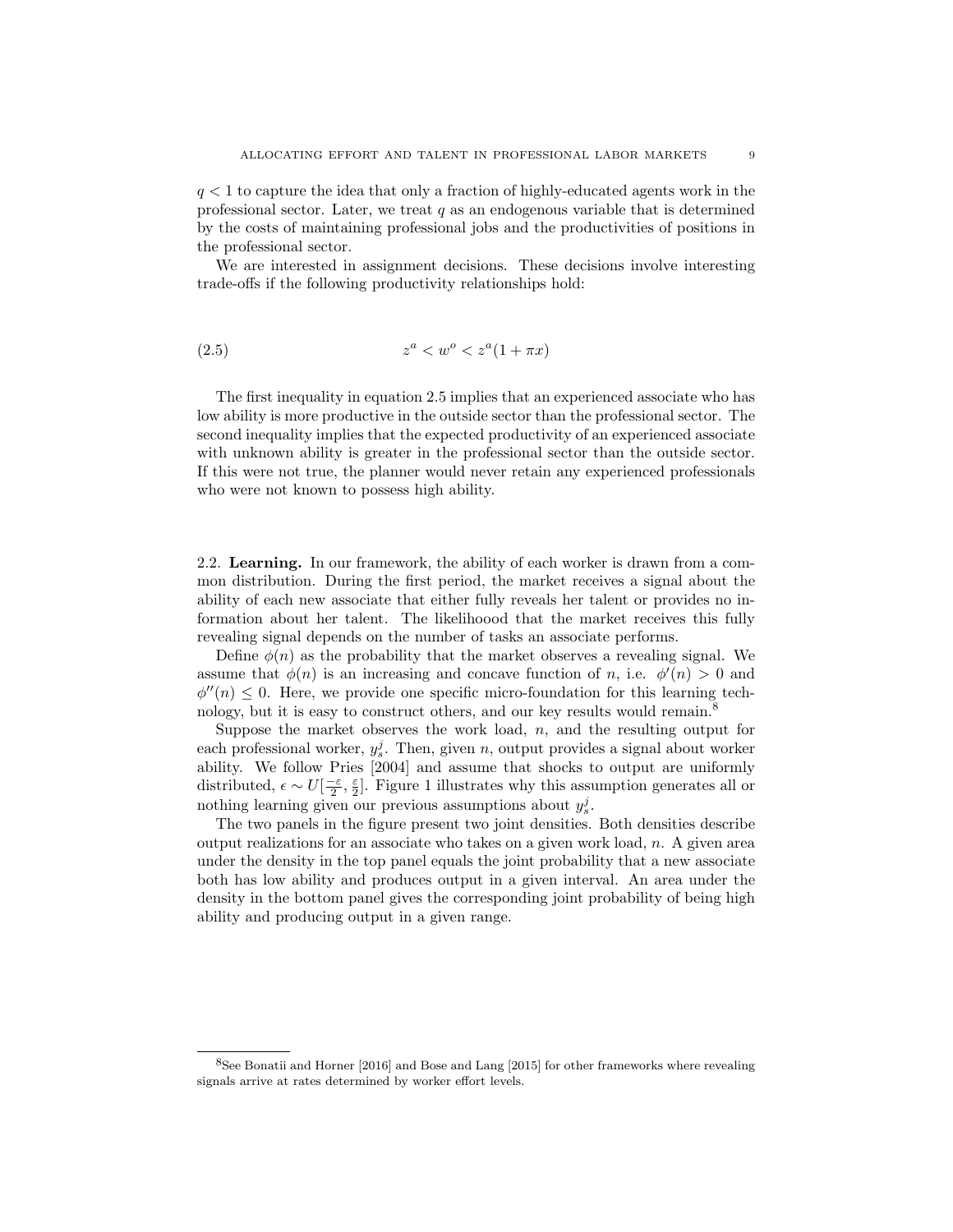$q < 1$ to capture the idea that only a fraction of highly-educated agents work in the professional sector. Later, we treat $q$ as an endogenous variable that is determined by the costs of maintaining professional jobs and the productivities of positions in the professional sector.

We are interested in assignment decisions. These decisions involve interesting trade-offs if the following productivity relationships hold:

$$z^a < w^o < z^a(1 + \pi x) \tag{2.5}$$

The first inequality in equation 2.5 implies that an experienced associate who has low ability is more productive in the outside sector than the professional sector. The second inequality implies that the expected productivity of an experienced associate with unknown ability is greater in the professional sector than the outside sector. If this were not true, the planner would never retain any experienced professionals who were not known to possess high ability.

## 2.2. Learning.

In our framework, the ability of each worker is drawn from a common distribution. During the first period, the market receives a signal about the ability of each new associate that either fully reveals her talent or provides no information about her talent. The likelihoood that the market receives this fully revealing signal depends on the number of tasks an associate performs.

Define $\phi(n)$ as the probability that the market observes a revealing signal. We assume that $\phi(n)$ is an increasing and concave function of $n$, i.e. $\phi'(n) > 0$ and $\phi''(n) \leq 0$. Here, we provide one specific micro-foundation for this learning technology, but it is easy to construct others, and our key results would remain.[8]

Suppose the market observes the work load, $n$, and the resulting output for each professional worker, $y_s^j$. Then, given $n$, output provides a signal about worker ability. We follow Pries [2004] and assume that shocks to output are uniformly distributed, $\epsilon \sim U[\frac{-\varepsilon}{2}, \frac{\varepsilon}{2}]$. Figure 1 illustrates why this assumption generates all or nothing learning given our previous assumptions about $y_s^j$.

The two panels in the figure present two joint densities. Both densities describe output realizations for an associate who takes on a given work load, $n$. A given area under the density in the top panel equals the joint probability that a new associate both has low ability and produces output in a given interval. An area under the density in the bottom panel gives the corresponding joint probability of being high ability and producing output in a given range.

[8]See Bonatii and Horner [2016] and Bose and Lang [2015] for other frameworks where revealing signals arrive at rates determined by worker effort levels.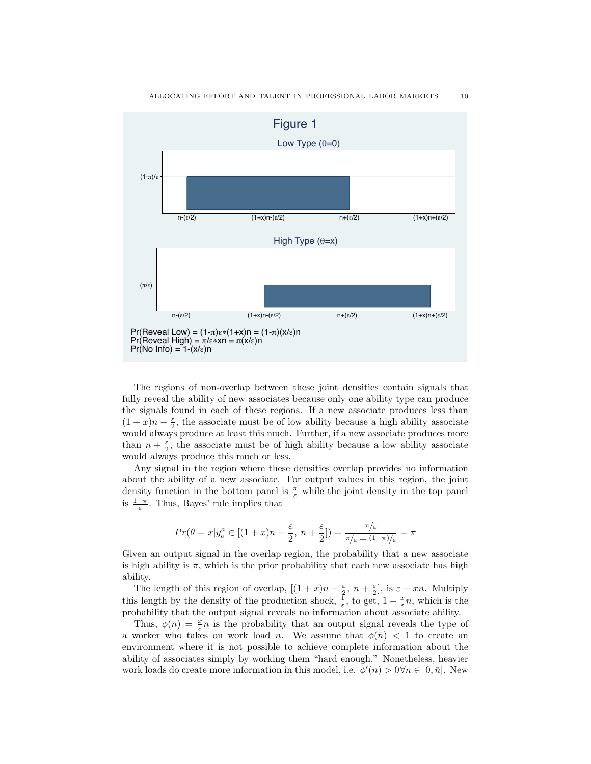Figure 1

Low Type (θ=0)

(1-π)/ε

n-(ε/2) (1+x)n-(ε/2) n+(ε/2) (1+x)n+(ε/2)

High Type (θ=x)

(π/ε)

n-(ε/2) (1+x)n-(ε/2) n+(ε/2) (1+x)n+(ε/2)

Pr(Reveal Low) = (1-π)ε∗(1+x)n = (1-π)(x/ε)n
Pr(Reveal High) = π/ε∗xn = π(x/ε)n
Pr(No Info) = 1-(x/ε)n

The regions of non-overlap between these joint densities contain signals that fully reveal the ability of new associates because only one ability type can produce the signals found in each of these regions. If a new associate produces less than $(1+x)n - \frac{\varepsilon}{2}$, the associate must be of low ability because a high ability associate would always produce at least this much. Further, if a new associate produces more than $n + \frac{\varepsilon}{2}$, the associate must be of high ability because a low ability associate would always produce this much or less.

Any signal in the region where these densities overlap provides no information about the ability of a new associate. For output values in this region, the joint density function in the bottom panel is $\frac{\pi}{\varepsilon}$ while the joint density in the top panel is $\frac{1-\pi}{\varepsilon}$. Thus, Bayes' rule implies that

$$Pr(\theta = x | y_o^a \in [(1+x)n - \frac{\varepsilon}{2},\ n + \frac{\varepsilon}{2}]) = \frac{\pi/\varepsilon}{\pi/\varepsilon + (1-\pi)/\varepsilon} = \pi$$

Given an output signal in the overlap region, the probability that a new associate is high ability is $\pi$, which is the prior probability that each new associate has high ability.

The length of this region of overlap, $[(1+x)n - \frac{\varepsilon}{2},\ n + \frac{\varepsilon}{2}]$, is $\varepsilon - xn$. Multiply this length by the density of the production shock, $\frac{1}{\varepsilon}$, to get, $1 - \frac{x}{\varepsilon}n$, which is the probability that the output signal reveals no information about associate ability.

Thus, $\phi(n) = \frac{x}{\varepsilon}n$ is the probability that an output signal reveals the type of a worker who takes on work load $n$. We assume that $\phi(\bar{n}) < 1$ to create an environment where it is not possible to achieve complete information about the ability of associates simply by working them "hard enough." Nonetheless, heavier work loads do create more information in this model, i.e. $\phi'(n) > 0 \forall n \in [0, \bar{n}]$. New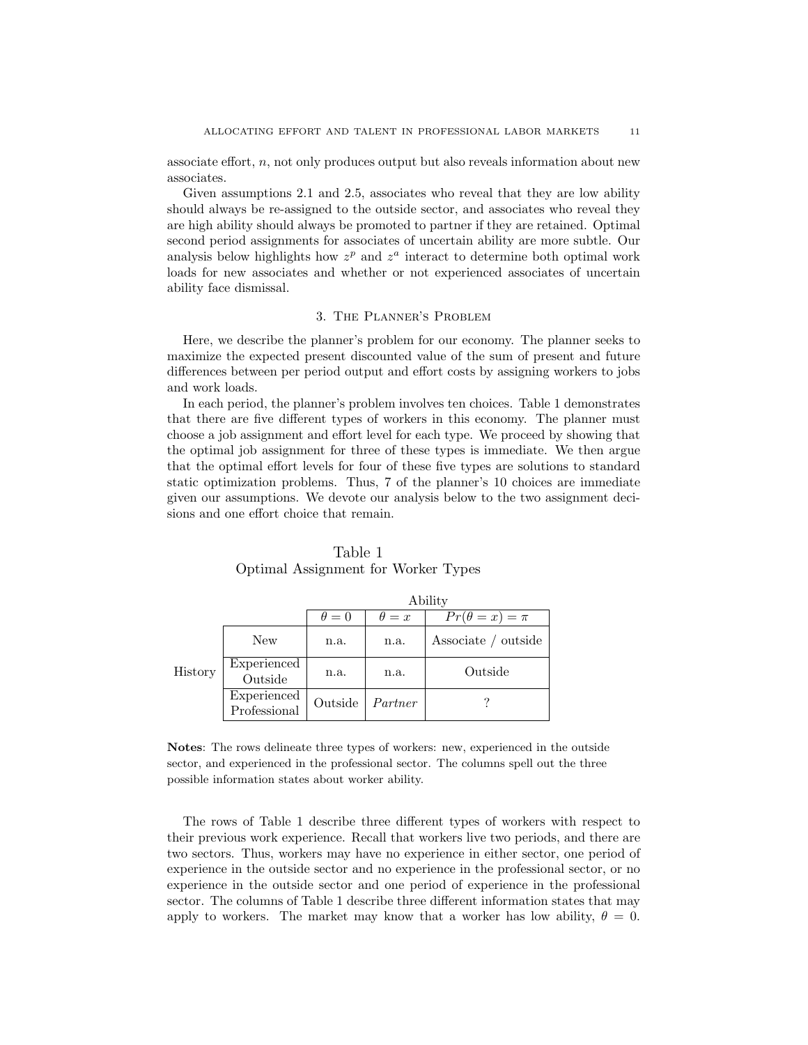associate effort, $n$, not only produces output but also reveals information about new associates.

Given assumptions 2.1 and 2.5, associates who reveal that they are low ability should always be re-assigned to the outside sector, and associates who reveal they are high ability should always be promoted to partner if they are retained. Optimal second period assignments for associates of uncertain ability are more subtle. Our analysis below highlights how $z^p$ and $z^a$ interact to determine both optimal work loads for new associates and whether or not experienced associates of uncertain ability face dismissal.

## 3. The Planner's Problem

Here, we describe the planner's problem for our economy. The planner seeks to maximize the expected present discounted value of the sum of present and future differences between per period output and effort costs by assigning workers to jobs and work loads.

In each period, the planner's problem involves ten choices. Table 1 demonstrates that there are five different types of workers in this economy. The planner must choose a job assignment and effort level for each type. We proceed by showing that the optimal job assignment for three of these types is immediate. We then argue that the optimal effort levels for four of these five types are solutions to standard static optimization problems. Thus, 7 of the planner's 10 choices are immediate given our assumptions. We devote our analysis below to the two assignment decisions and one effort choice that remain.

Table 1
Optimal Assignment for Worker Types

| | | Ability | | |
|---|---|---|---|---|
| | | $\theta = 0$ | $\theta = x$ | $Pr(\theta = x) = \pi$ |
| History | New | n.a. | n.a. | Associate / outside |
| | Experienced Outside | n.a. | n.a. | Outside |
| | Experienced Professional | Outside | *Partner* | ? |

**Notes**: The rows delineate three types of workers: new, experienced in the outside sector, and experienced in the professional sector. The columns spell out the three possible information states about worker ability.

The rows of Table 1 describe three different types of workers with respect to their previous work experience. Recall that workers live two periods, and there are two sectors. Thus, workers may have no experience in either sector, one period of experience in the outside sector and no experience in the professional sector, or no experience in the outside sector and one period of experience in the professional sector. The columns of Table 1 describe three different information states that may apply to workers. The market may know that a worker has low ability, $\theta = 0$.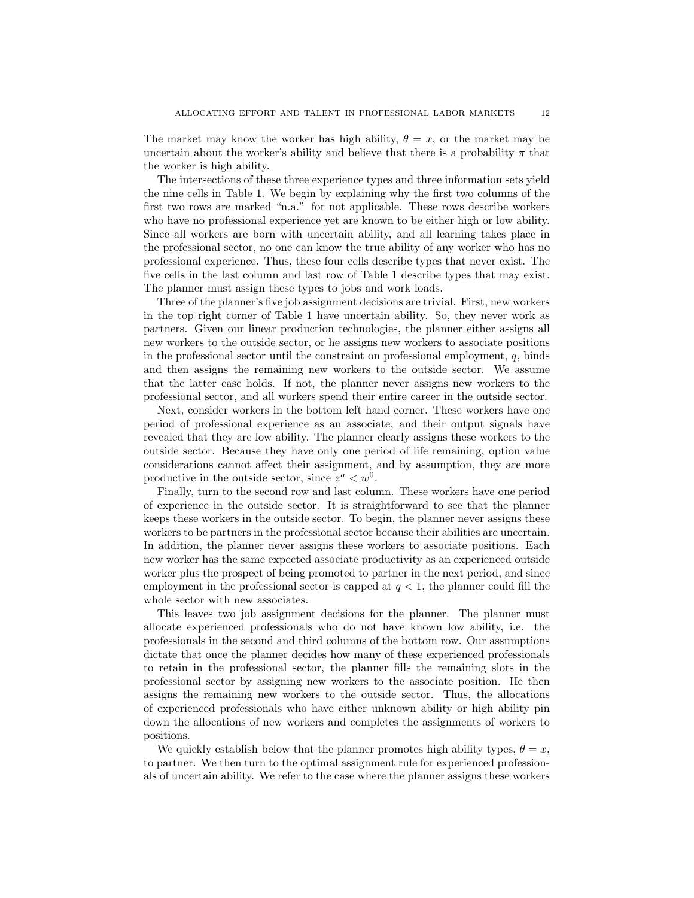The market may know the worker has high ability, $\theta = x$, or the market may be uncertain about the worker's ability and believe that there is a probability $\pi$ that the worker is high ability.

The intersections of these three experience types and three information sets yield the nine cells in Table 1. We begin by explaining why the first two columns of the first two rows are marked "n.a." for not applicable. These rows describe workers who have no professional experience yet are known to be either high or low ability. Since all workers are born with uncertain ability, and all learning takes place in the professional sector, no one can know the true ability of any worker who has no professional experience. Thus, these four cells describe types that never exist. The five cells in the last column and last row of Table 1 describe types that may exist. The planner must assign these types to jobs and work loads.

Three of the planner's five job assignment decisions are trivial. First, new workers in the top right corner of Table 1 have uncertain ability. So, they never work as partners. Given our linear production technologies, the planner either assigns all new workers to the outside sector, or he assigns new workers to associate positions in the professional sector until the constraint on professional employment, $q$, binds and then assigns the remaining new workers to the outside sector. We assume that the latter case holds. If not, the planner never assigns new workers to the professional sector, and all workers spend their entire career in the outside sector.

Next, consider workers in the bottom left hand corner. These workers have one period of professional experience as an associate, and their output signals have revealed that they are low ability. The planner clearly assigns these workers to the outside sector. Because they have only one period of life remaining, option value considerations cannot affect their assignment, and by assumption, they are more productive in the outside sector, since $z^a < w^0$.

Finally, turn to the second row and last column. These workers have one period of experience in the outside sector. It is straightforward to see that the planner keeps these workers in the outside sector. To begin, the planner never assigns these workers to be partners in the professional sector because their abilities are uncertain. In addition, the planner never assigns these workers to associate positions. Each new worker has the same expected associate productivity as an experienced outside worker plus the prospect of being promoted to partner in the next period, and since employment in the professional sector is capped at $q < 1$, the planner could fill the whole sector with new associates.

This leaves two job assignment decisions for the planner. The planner must allocate experienced professionals who do not have known low ability, i.e. the professionals in the second and third columns of the bottom row. Our assumptions dictate that once the planner decides how many of these experienced professionals to retain in the professional sector, the planner fills the remaining slots in the professional sector by assigning new workers to the associate position. He then assigns the remaining new workers to the outside sector. Thus, the allocations of experienced professionals who have either unknown ability or high ability pin down the allocations of new workers and completes the assignments of workers to positions.

We quickly establish below that the planner promotes high ability types, $\theta = x$, to partner. We then turn to the optimal assignment rule for experienced professionals of uncertain ability. We refer to the case where the planner assigns these workers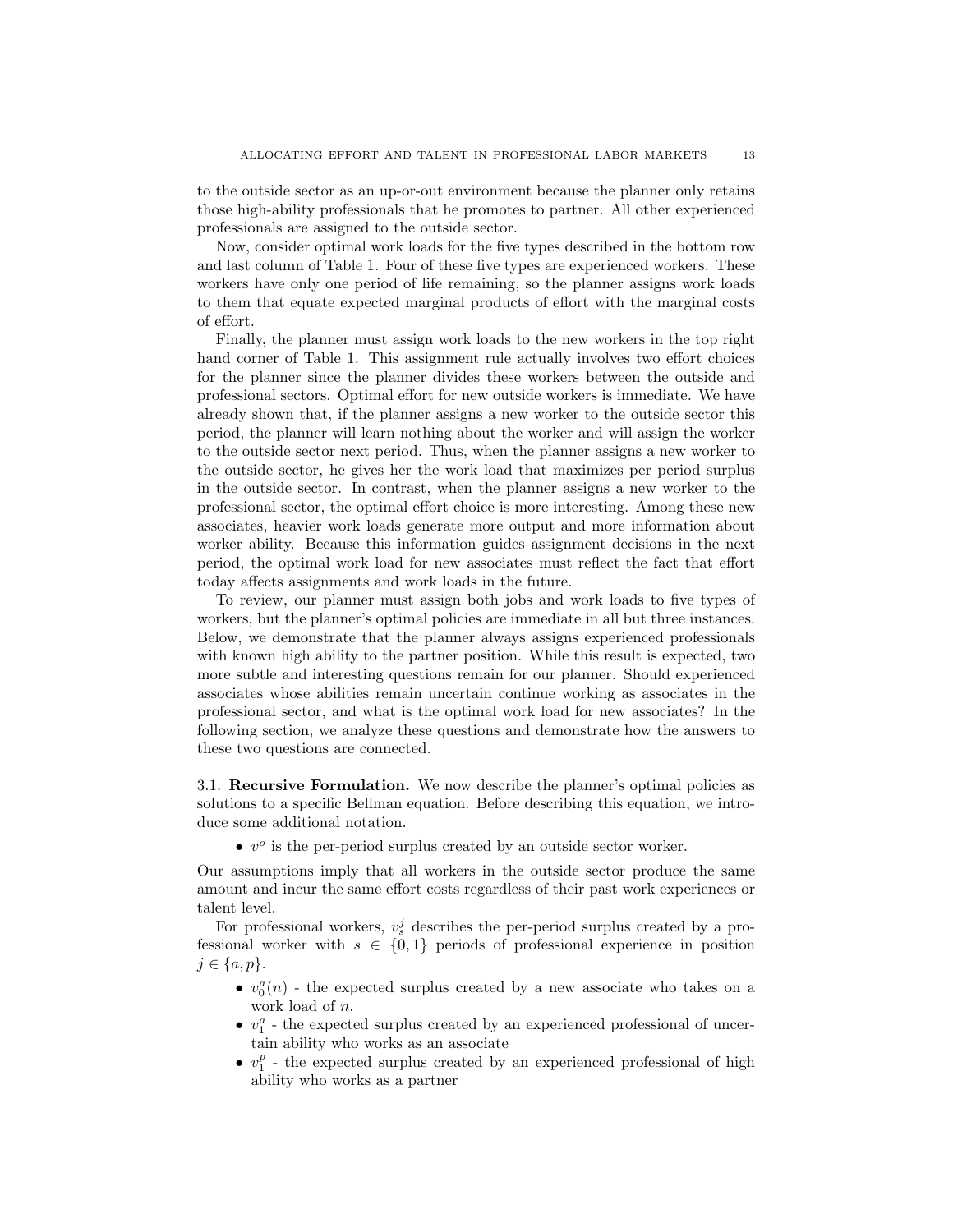to the outside sector as an up-or-out environment because the planner only retains those high-ability professionals that he promotes to partner. All other experienced professionals are assigned to the outside sector.

Now, consider optimal work loads for the five types described in the bottom row and last column of Table 1. Four of these five types are experienced workers. These workers have only one period of life remaining, so the planner assigns work loads to them that equate expected marginal products of effort with the marginal costs of effort.

Finally, the planner must assign work loads to the new workers in the top right hand corner of Table 1. This assignment rule actually involves two effort choices for the planner since the planner divides these workers between the outside and professional sectors. Optimal effort for new outside workers is immediate. We have already shown that, if the planner assigns a new worker to the outside sector this period, the planner will learn nothing about the worker and will assign the worker to the outside sector next period. Thus, when the planner assigns a new worker to the outside sector, he gives her the work load that maximizes per period surplus in the outside sector. In contrast, when the planner assigns a new worker to the professional sector, the optimal effort choice is more interesting. Among these new associates, heavier work loads generate more output and more information about worker ability. Because this information guides assignment decisions in the next period, the optimal work load for new associates must reflect the fact that effort today affects assignments and work loads in the future.

To review, our planner must assign both jobs and work loads to five types of workers, but the planner's optimal policies are immediate in all but three instances. Below, we demonstrate that the planner always assigns experienced professionals with known high ability to the partner position. While this result is expected, two more subtle and interesting questions remain for our planner. Should experienced associates whose abilities remain uncertain continue working as associates in the professional sector, and what is the optimal work load for new associates? In the following section, we analyze these questions and demonstrate how the answers to these two questions are connected.

### 3.1. Recursive Formulation.

We now describe the planner's optimal policies as solutions to a specific Bellman equation. Before describing this equation, we introduce some additional notation.

- $v^o$ is the per-period surplus created by an outside sector worker.

Our assumptions imply that all workers in the outside sector produce the same amount and incur the same effort costs regardless of their past work experiences or talent level.

For professional workers, $v_s^j$ describes the per-period surplus created by a professional worker with $s \in \{0, 1\}$ periods of professional experience in position $j \in \{a, p\}$.

- $v_0^a(n)$ - the expected surplus created by a new associate who takes on a work load of $n$.
- $v_1^a$ - the expected surplus created by an experienced professional of uncertain ability who works as an associate
- $v_1^p$ - the expected surplus created by an experienced professional of high ability who works as a partner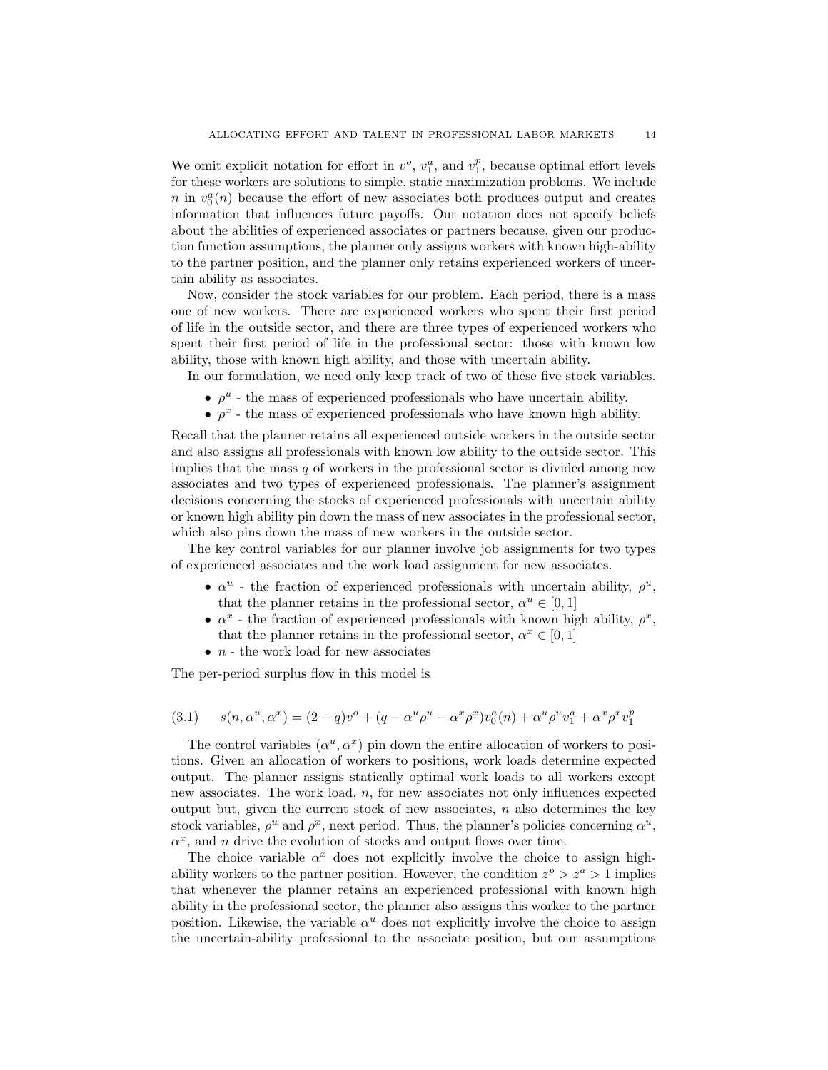We omit explicit notation for effort in $v^o$, $v_1^a$, and $v_1^p$, because optimal effort levels for these workers are solutions to simple, static maximization problems. We include $n$ in $v_0^a(n)$ because the effort of new associates both produces output and creates information that influences future payoffs. Our notation does not specify beliefs about the abilities of experienced associates or partners because, given our production function assumptions, the planner only assigns workers with known high-ability to the partner position, and the planner only retains experienced workers of uncertain ability as associates.

Now, consider the stock variables for our problem. Each period, there is a mass one of new workers. There are experienced workers who spent their first period of life in the outside sector, and there are three types of experienced workers who spent their first period of life in the professional sector: those with known low ability, those with known high ability, and those with uncertain ability.

In our formulation, we need only keep track of two of these five stock variables.

- $\rho^u$ - the mass of experienced professionals who have uncertain ability.
- $\rho^x$ - the mass of experienced professionals who have known high ability.

Recall that the planner retains all experienced outside workers in the outside sector and also assigns all professionals with known low ability to the outside sector. This implies that the mass $q$ of workers in the professional sector is divided among new associates and two types of experienced professionals. The planner's assignment decisions concerning the stocks of experienced professionals with uncertain ability or known high ability pin down the mass of new associates in the professional sector, which also pins down the mass of new workers in the outside sector.

The key control variables for our planner involve job assignments for two types of experienced associates and the work load assignment for new associates.

- $\alpha^u$ - the fraction of experienced professionals with uncertain ability, $\rho^u$, that the planner retains in the professional sector, $\alpha^u \in [0, 1]$
- $\alpha^x$ - the fraction of experienced professionals with known high ability, $\rho^x$, that the planner retains in the professional sector, $\alpha^x \in [0, 1]$
- $n$ - the work load for new associates

The per-period surplus flow in this model is

$$s(n, \alpha^u, \alpha^x) = (2 - q)v^o + (q - \alpha^u \rho^u - \alpha^x \rho^x)v_0^a(n) + \alpha^u \rho^u v_1^a + \alpha^x \rho^x v_1^p \tag{3.1}$$

The control variables $(\alpha^u, \alpha^x)$ pin down the entire allocation of workers to positions. Given an allocation of workers to positions, work loads determine expected output. The planner assigns statically optimal work loads to all workers except new associates. The work load, $n$, for new associates not only influences expected output but, given the current stock of new associates, $n$ also determines the key stock variables, $\rho^u$ and $\rho^x$, next period. Thus, the planner's policies concerning $\alpha^u$, $\alpha^x$, and $n$ drive the evolution of stocks and output flows over time.

The choice variable $\alpha^x$ does not explicitly involve the choice to assign high-ability workers to the partner position. However, the condition $z^p > z^a > 1$ implies that whenever the planner retains an experienced professional with known high ability in the professional sector, the planner also assigns this worker to the partner position. Likewise, the variable $\alpha^u$ does not explicitly involve the choice to assign the uncertain-ability professional to the associate position, but our assumptions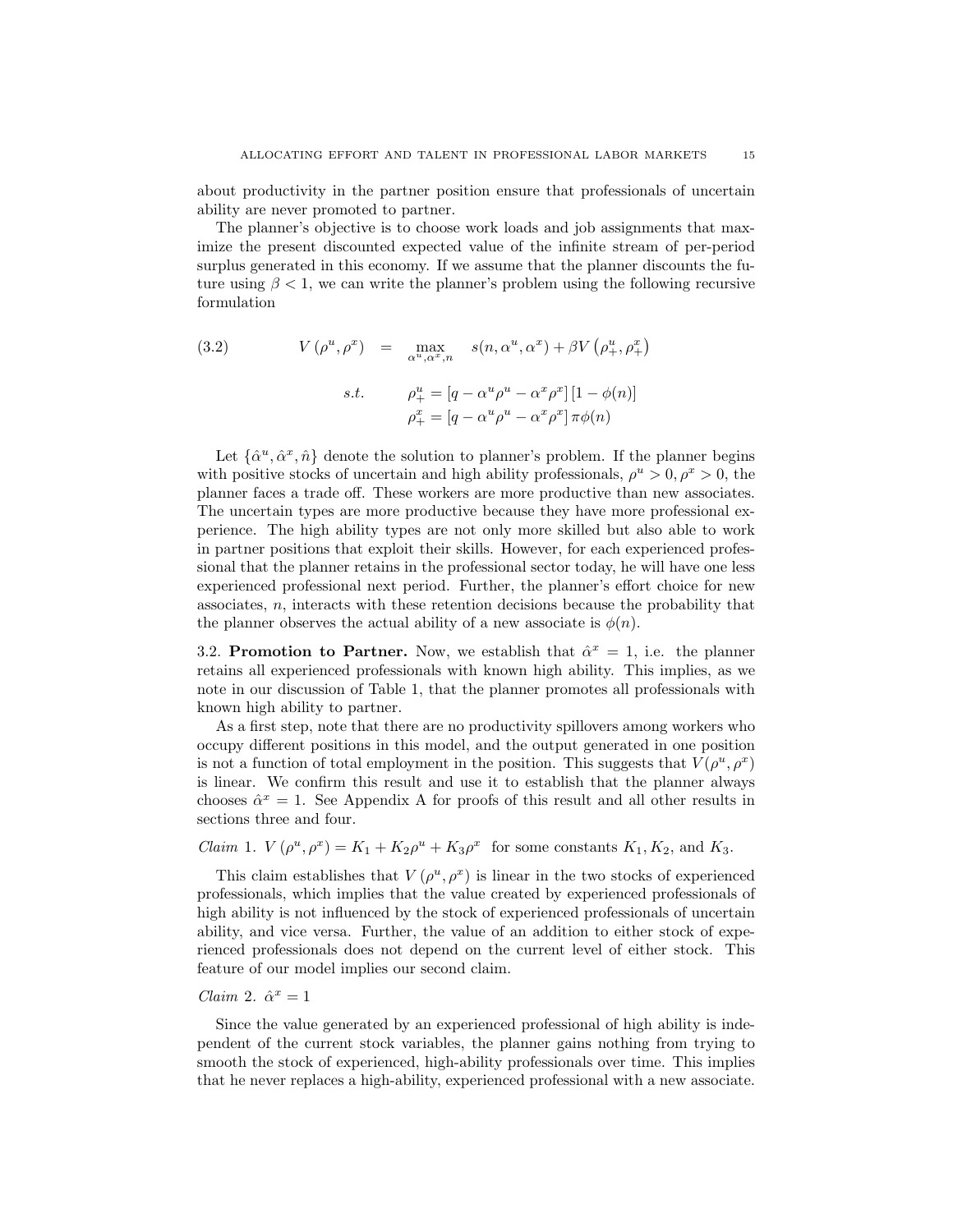about productivity in the partner position ensure that professionals of uncertain ability are never promoted to partner.

The planner's objective is to choose work loads and job assignments that maximize the present discounted expected value of the infinite stream of per-period surplus generated in this economy. If we assume that the planner discounts the future using $\beta < 1$, we can write the planner's problem using the following recursive formulation

$$
\begin{aligned}
V\left(\rho^u, \rho^x\right) \quad &= \quad \max_{\alpha^u, \alpha^x, n} \quad s(n, \alpha^u, \alpha^x) + \beta V\left(\rho^u_+, \rho^x_+\right) \\
s.t. \qquad & \rho^u_+ = \left[q - \alpha^u \rho^u - \alpha^x \rho^x\right]\left[1 - \phi(n)\right] \\
& \rho^x_+ = \left[q - \alpha^u \rho^u - \alpha^x \rho^x\right]\pi \phi(n)
\end{aligned} \tag{3.2}
$$

Let $\{\hat{\alpha}^u, \hat{\alpha}^x, \hat{n}\}$ denote the solution to planner's problem. If the planner begins with positive stocks of uncertain and high ability professionals, $\rho^u > 0, \rho^x > 0$, the planner faces a trade off. These workers are more productive than new associates. The uncertain types are more productive because they have more professional experience. The high ability types are not only more skilled but also able to work in partner positions that exploit their skills. However, for each experienced professional that the planner retains in the professional sector today, he will have one less experienced professional next period. Further, the planner's effort choice for new associates, $n$, interacts with these retention decisions because the probability that the planner observes the actual ability of a new associate is $\phi(n)$.

3.2. **Promotion to Partner.** Now, we establish that $\hat{\alpha}^x = 1$, i.e. the planner retains all experienced professionals with known high ability. This implies, as we note in our discussion of Table 1, that the planner promotes all professionals with known high ability to partner.

As a first step, note that there are no productivity spillovers among workers who occupy different positions in this model, and the output generated in one position is not a function of total employment in the position. This suggests that $V(\rho^u, \rho^x)$ is linear. We confirm this result and use it to establish that the planner always chooses $\hat{\alpha}^x = 1$. See Appendix A for proofs of this result and all other results in sections three and four.

*Claim* 1. $V\left(\rho^u, \rho^x\right) = K_1 + K_2 \rho^u + K_3 \rho^x$ for some constants $K_1, K_2$, and $K_3$.

This claim establishes that $V\left(\rho^u, \rho^x\right)$ is linear in the two stocks of experienced professionals, which implies that the value created by experienced professionals of high ability is not influenced by the stock of experienced professionals of uncertain ability, and vice versa. Further, the value of an addition to either stock of experienced professionals does not depend on the current level of either stock. This feature of our model implies our second claim.

*Claim* 2. $\hat{\alpha}^x = 1$

Since the value generated by an experienced professional of high ability is independent of the current stock variables, the planner gains nothing from trying to smooth the stock of experienced, high-ability professionals over time. This implies that he never replaces a high-ability, experienced professional with a new associate.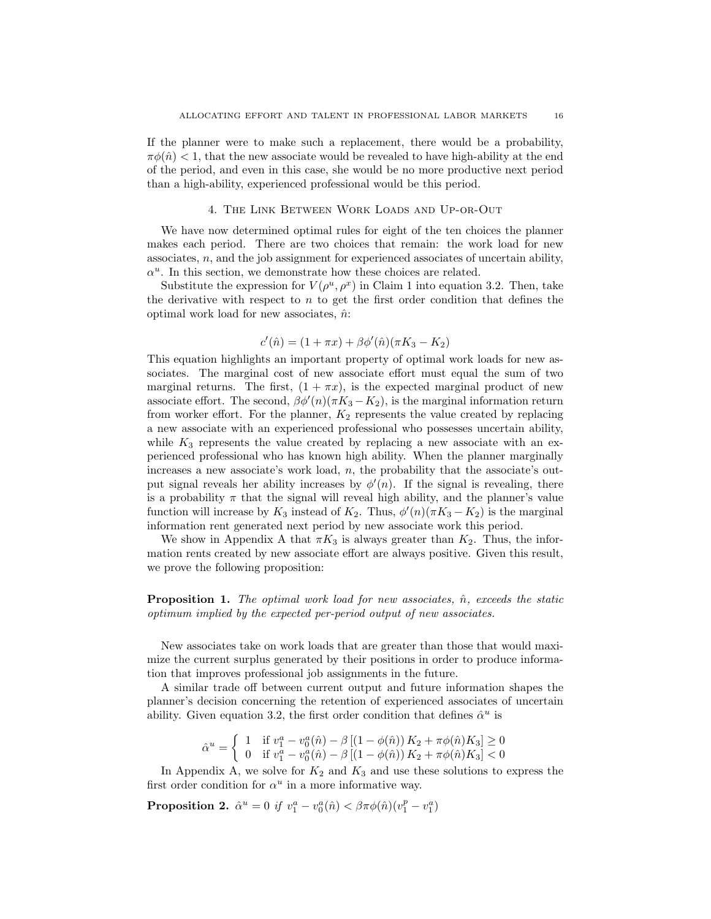If the planner were to make such a replacement, there would be a probability, $\pi\phi(\hat{n}) < 1$, that the new associate would be revealed to have high-ability at the end of the period, and even in this case, she would be no more productive next period than a high-ability, experienced professional would be this period.

## 4. The Link Between Work Loads and Up-or-Out

We have now determined optimal rules for eight of the ten choices the planner makes each period. There are two choices that remain: the work load for new associates, $n$, and the job assignment for experienced associates of uncertain ability, $\alpha^u$. In this section, we demonstrate how these choices are related.

Substitute the expression for $V(\rho^u, \rho^x)$ in Claim 1 into equation 3.2. Then, take the derivative with respect to $n$ to get the first order condition that defines the optimal work load for new associates, $\hat{n}$:

$$c'(\hat{n}) = (1 + \pi x) + \beta\phi'(\hat{n})(\pi K_3 - K_2)$$

This equation highlights an important property of optimal work loads for new associates. The marginal cost of new associate effort must equal the sum of two marginal returns. The first, $(1 + \pi x)$, is the expected marginal product of new associate effort. The second, $\beta\phi'(n)(\pi K_3 - K_2)$, is the marginal information return from worker effort. For the planner, $K_2$ represents the value created by replacing a new associate with an experienced professional who possesses uncertain ability, while $K_3$ represents the value created by replacing a new associate with an experienced professional who has known high ability. When the planner marginally increases a new associate's work load, $n$, the probability that the associate's output signal reveals her ability increases by $\phi'(n)$. If the signal is revealing, there is a probability $\pi$ that the signal will reveal high ability, and the planner's value function will increase by $K_3$ instead of $K_2$. Thus, $\phi'(n)(\pi K_3 - K_2)$ is the marginal information rent generated next period by new associate work this period.

We show in Appendix A that $\pi K_3$ is always greater than $K_2$. Thus, the information rents created by new associate effort are always positive. Given this result, we prove the following proposition:

**Proposition 1.** *The optimal work load for new associates, $\hat{n}$, exceeds the static optimum implied by the expected per-period output of new associates.*

New associates take on work loads that are greater than those that would maximize the current surplus generated by their positions in order to produce information that improves professional job assignments in the future.

A similar trade off between current output and future information shapes the planner's decision concerning the retention of experienced associates of uncertain ability. Given equation 3.2, the first order condition that defines $\hat{\alpha}^u$ is

$$\hat{\alpha}^u = \begin{cases} 1 & \text{if } v_1^a - v_0^a(\hat{n}) - \beta\left[(1 - \phi(\hat{n}))K_2 + \pi\phi(\hat{n})K_3\right] \geq 0 \\ 0 & \text{if } v_1^a - v_0^a(\hat{n}) - \beta\left[(1 - \phi(\hat{n}))K_2 + \pi\phi(\hat{n})K_3\right] < 0 \end{cases}$$

In Appendix A, we solve for $K_2$ and $K_3$ and use these solutions to express the first order condition for $\alpha^u$ in a more informative way.

**Proposition 2.** $\hat{\alpha}^u = 0$ *if* $v_1^a - v_0^a(\hat{n}) < \beta\pi\phi(\hat{n})(v_1^p - v_1^a)$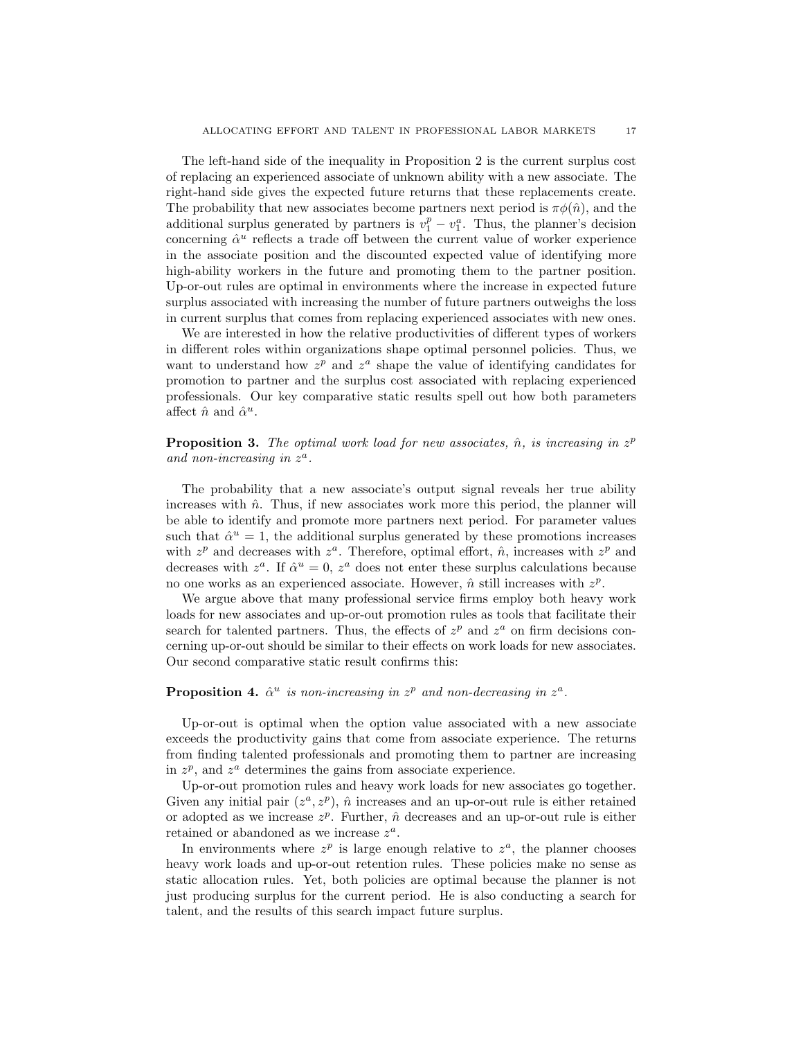The left-hand side of the inequality in Proposition 2 is the current surplus cost of replacing an experienced associate of unknown ability with a new associate. The right-hand side gives the expected future returns that these replacements create. The probability that new associates become partners next period is $\pi\phi(\hat{n})$, and the additional surplus generated by partners is $v_1^p - v_1^a$. Thus, the planner's decision concerning $\hat{\alpha}^u$ reflects a trade off between the current value of worker experience in the associate position and the discounted expected value of identifying more high-ability workers in the future and promoting them to the partner position. Up-or-out rules are optimal in environments where the increase in expected future surplus associated with increasing the number of future partners outweighs the loss in current surplus that comes from replacing experienced associates with new ones.

We are interested in how the relative productivities of different types of workers in different roles within organizations shape optimal personnel policies. Thus, we want to understand how $z^p$ and $z^a$ shape the value of identifying candidates for promotion to partner and the surplus cost associated with replacing experienced professionals. Our key comparative static results spell out how both parameters affect $\hat{n}$ and $\hat{\alpha}^u$.

**Proposition 3.** *The optimal work load for new associates, $\hat{n}$, is increasing in $z^p$ and non-increasing in $z^a$.*

The probability that a new associate's output signal reveals her true ability increases with $\hat{n}$. Thus, if new associates work more this period, the planner will be able to identify and promote more partners next period. For parameter values such that $\hat{\alpha}^u = 1$, the additional surplus generated by these promotions increases with $z^p$ and decreases with $z^a$. Therefore, optimal effort, $\hat{n}$, increases with $z^p$ and decreases with $z^a$. If $\hat{\alpha}^u = 0$, $z^a$ does not enter these surplus calculations because no one works as an experienced associate. However, $\hat{n}$ still increases with $z^p$.

We argue above that many professional service firms employ both heavy work loads for new associates and up-or-out promotion rules as tools that facilitate their search for talented partners. Thus, the effects of $z^p$ and $z^a$ on firm decisions concerning up-or-out should be similar to their effects on work loads for new associates. Our second comparative static result confirms this:

**Proposition 4.** *$\hat{\alpha}^u$ is non-increasing in $z^p$ and non-decreasing in $z^a$.*

Up-or-out is optimal when the option value associated with a new associate exceeds the productivity gains that come from associate experience. The returns from finding talented professionals and promoting them to partner are increasing in $z^p$, and $z^a$ determines the gains from associate experience.

Up-or-out promotion rules and heavy work loads for new associates go together. Given any initial pair $(z^a, z^p)$, $\hat{n}$ increases and an up-or-out rule is either retained or adopted as we increase $z^p$. Further, $\hat{n}$ decreases and an up-or-out rule is either retained or abandoned as we increase $z^a$.

In environments where $z^p$ is large enough relative to $z^a$, the planner chooses heavy work loads and up-or-out retention rules. These policies make no sense as static allocation rules. Yet, both policies are optimal because the planner is not just producing surplus for the current period. He is also conducting a search for talent, and the results of this search impact future surplus.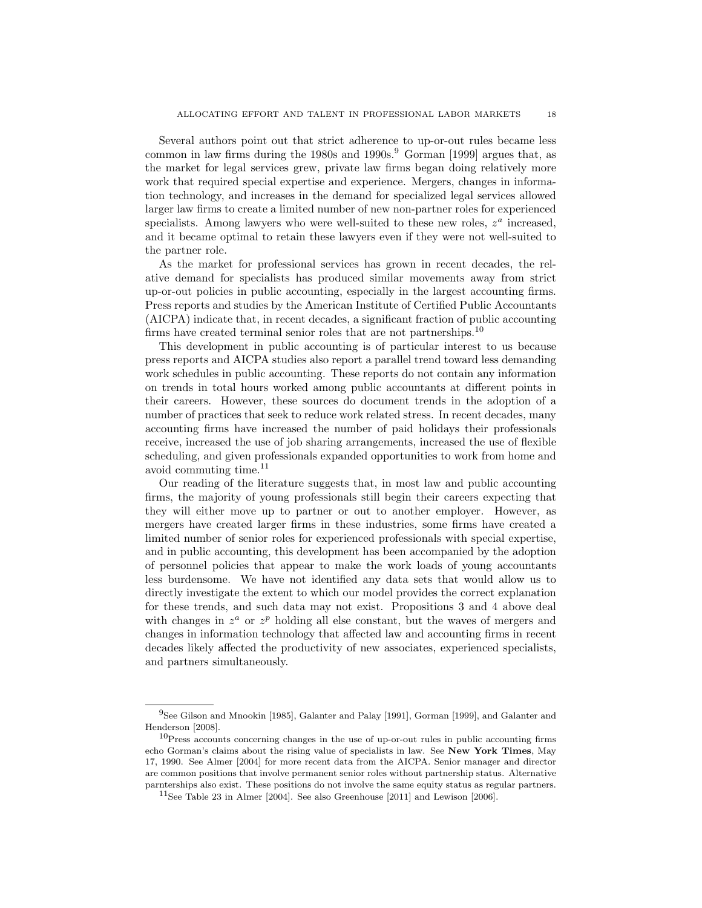Several authors point out that strict adherence to up-or-out rules became less common in law firms during the 1980s and 1990s.[9] Gorman [1999] argues that, as the market for legal services grew, private law firms began doing relatively more work that required special expertise and experience. Mergers, changes in information technology, and increases in the demand for specialized legal services allowed larger law firms to create a limited number of new non-partner roles for experienced specialists. Among lawyers who were well-suited to these new roles, $z^a$ increased, and it became optimal to retain these lawyers even if they were not well-suited to the partner role.

As the market for professional services has grown in recent decades, the relative demand for specialists has produced similar movements away from strict up-or-out policies in public accounting, especially in the largest accounting firms. Press reports and studies by the American Institute of Certified Public Accountants (AICPA) indicate that, in recent decades, a significant fraction of public accounting firms have created terminal senior roles that are not partnerships.[10]

This development in public accounting is of particular interest to us because press reports and AICPA studies also report a parallel trend toward less demanding work schedules in public accounting. These reports do not contain any information on trends in total hours worked among public accountants at different points in their careers. However, these sources do document trends in the adoption of a number of practices that seek to reduce work related stress. In recent decades, many accounting firms have increased the number of paid holidays their professionals receive, increased the use of job sharing arrangements, increased the use of flexible scheduling, and given professionals expanded opportunities to work from home and avoid commuting time.[11]

Our reading of the literature suggests that, in most law and public accounting firms, the majority of young professionals still begin their careers expecting that they will either move up to partner or out to another employer. However, as mergers have created larger firms in these industries, some firms have created a limited number of senior roles for experienced professionals with special expertise, and in public accounting, this development has been accompanied by the adoption of personnel policies that appear to make the work loads of young accountants less burdensome. We have not identified any data sets that would allow us to directly investigate the extent to which our model provides the correct explanation for these trends, and such data may not exist. Propositions 3 and 4 above deal with changes in $z^a$ or $z^p$ holding all else constant, but the waves of mergers and changes in information technology that affected law and accounting firms in recent decades likely affected the productivity of new associates, experienced specialists, and partners simultaneously.

---

[9]See Gilson and Mnookin [1985], Galanter and Palay [1991], Gorman [1999], and Galanter and Henderson [2008].

[10]Press accounts concerning changes in the use of up-or-out rules in public accounting firms echo Gorman's claims about the rising value of specialists in law. See **New York Times**, May 17, 1990. See Almer [2004] for more recent data from the AICPA. Senior manager and director are common positions that involve permanent senior roles without partnership status. Alternative parnterships also exist. These positions do not involve the same equity status as regular partners.

[11]See Table 23 in Almer [2004]. See also Greenhouse [2011] and Lewison [2006].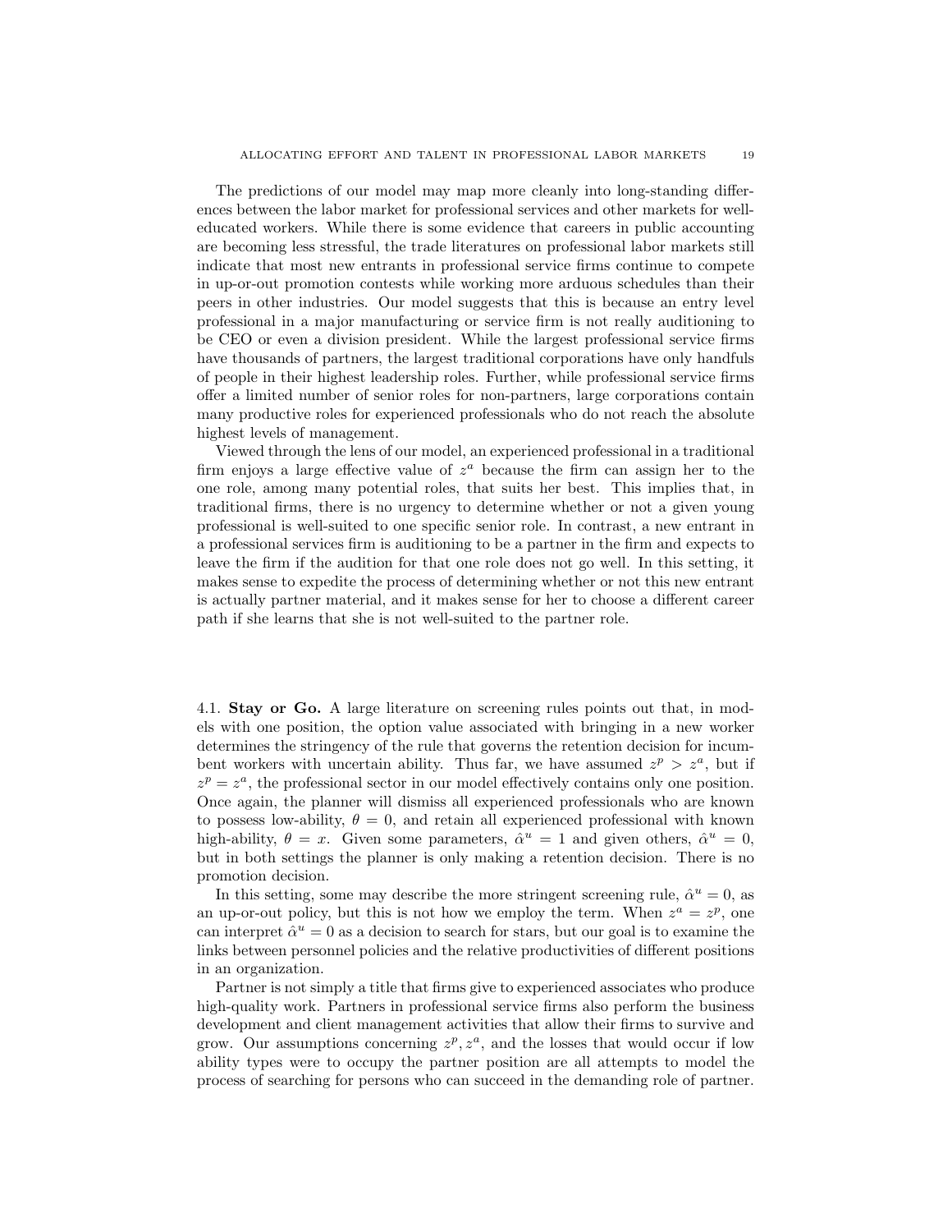The predictions of our model may map more cleanly into long-standing differences between the labor market for professional services and other markets for well-educated workers. While there is some evidence that careers in public accounting are becoming less stressful, the trade literatures on professional labor markets still indicate that most new entrants in professional service firms continue to compete in up-or-out promotion contests while working more arduous schedules than their peers in other industries. Our model suggests that this is because an entry level professional in a major manufacturing or service firm is not really auditioning to be CEO or even a division president. While the largest professional service firms have thousands of partners, the largest traditional corporations have only handfuls of people in their highest leadership roles. Further, while professional service firms offer a limited number of senior roles for non-partners, large corporations contain many productive roles for experienced professionals who do not reach the absolute highest levels of management.

Viewed through the lens of our model, an experienced professional in a traditional firm enjoys a large effective value of $z^a$ because the firm can assign her to the one role, among many potential roles, that suits her best. This implies that, in traditional firms, there is no urgency to determine whether or not a given young professional is well-suited to one specific senior role. In contrast, a new entrant in a professional services firm is auditioning to be a partner in the firm and expects to leave the firm if the audition for that one role does not go well. In this setting, it makes sense to expedite the process of determining whether or not this new entrant is actually partner material, and it makes sense for her to choose a different career path if she learns that she is not well-suited to the partner role.

### 4.1. **Stay or Go.**

A large literature on screening rules points out that, in models with one position, the option value associated with bringing in a new worker determines the stringency of the rule that governs the retention decision for incumbent workers with uncertain ability. Thus far, we have assumed $z^p > z^a$, but if $z^p = z^a$, the professional sector in our model effectively contains only one position. Once again, the planner will dismiss all experienced professionals who are known to possess low-ability, $\theta = 0$, and retain all experienced professional with known high-ability, $\theta = x$. Given some parameters, $\hat{\alpha}^u = 1$ and given others, $\hat{\alpha}^u = 0$, but in both settings the planner is only making a retention decision. There is no promotion decision.

In this setting, some may describe the more stringent screening rule, $\hat{\alpha}^u = 0$, as an up-or-out policy, but this is not how we employ the term. When $z^a = z^p$, one can interpret $\hat{\alpha}^u = 0$ as a decision to search for stars, but our goal is to examine the links between personnel policies and the relative productivities of different positions in an organization.

Partner is not simply a title that firms give to experienced associates who produce high-quality work. Partners in professional service firms also perform the business development and client management activities that allow their firms to survive and grow. Our assumptions concerning $z^p, z^a$, and the losses that would occur if low ability types were to occupy the partner position are all attempts to model the process of searching for persons who can succeed in the demanding role of partner.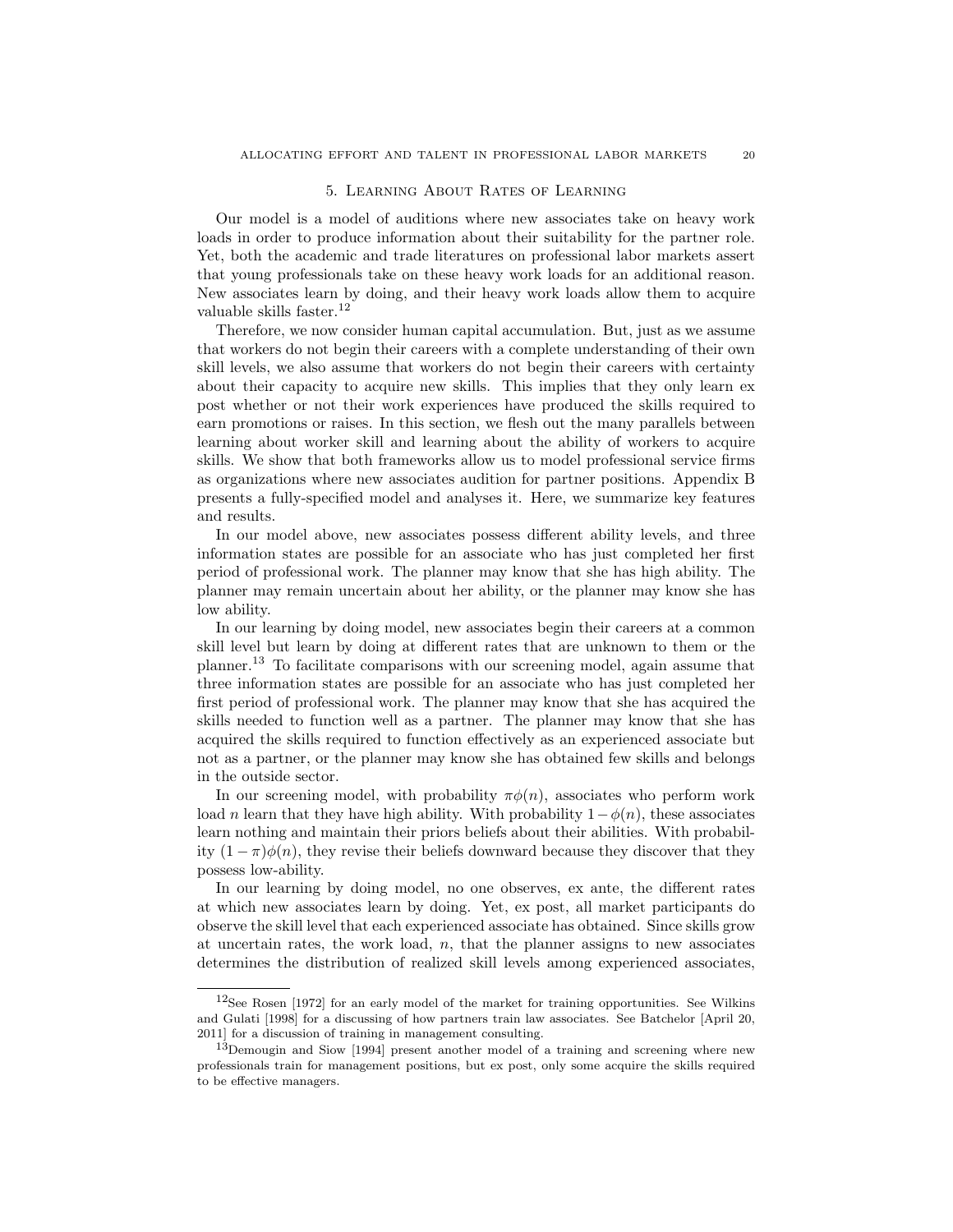## 5. Learning About Rates of Learning

Our model is a model of auditions where new associates take on heavy work loads in order to produce information about their suitability for the partner role. Yet, both the academic and trade literatures on professional labor markets assert that young professionals take on these heavy work loads for an additional reason. New associates learn by doing, and their heavy work loads allow them to acquire valuable skills faster.[12]

Therefore, we now consider human capital accumulation. But, just as we assume that workers do not begin their careers with a complete understanding of their own skill levels, we also assume that workers do not begin their careers with certainty about their capacity to acquire new skills. This implies that they only learn ex post whether or not their work experiences have produced the skills required to earn promotions or raises. In this section, we flesh out the many parallels between learning about worker skill and learning about the ability of workers to acquire skills. We show that both frameworks allow us to model professional service firms as organizations where new associates audition for partner positions. Appendix B presents a fully-specified model and analyses it. Here, we summarize key features and results.

In our model above, new associates possess different ability levels, and three information states are possible for an associate who has just completed her first period of professional work. The planner may know that she has high ability. The planner may remain uncertain about her ability, or the planner may know she has low ability.

In our learning by doing model, new associates begin their careers at a common skill level but learn by doing at different rates that are unknown to them or the planner.[13] To facilitate comparisons with our screening model, again assume that three information states are possible for an associate who has just completed her first period of professional work. The planner may know that she has acquired the skills needed to function well as a partner. The planner may know that she has acquired the skills required to function effectively as an experienced associate but not as a partner, or the planner may know she has obtained few skills and belongs in the outside sector.

In our screening model, with probability $\pi\phi(n)$, associates who perform work load $n$ learn that they have high ability. With probability $1-\phi(n)$, these associates learn nothing and maintain their priors beliefs about their abilities. With probability $(1-\pi)\phi(n)$, they revise their beliefs downward because they discover that they possess low-ability.

In our learning by doing model, no one observes, ex ante, the different rates at which new associates learn by doing. Yet, ex post, all market participants do observe the skill level that each experienced associate has obtained. Since skills grow at uncertain rates, the work load, $n$, that the planner assigns to new associates determines the distribution of realized skill levels among experienced associates,

[12] See Rosen [1972] for an early model of the market for training opportunities. See Wilkins and Gulati [1998] for a discussing of how partners train law associates. See Batchelor [April 20, 2011] for a discussion of training in management consulting.

[13] Demougin and Siow [1994] present another model of a training and screening where new professionals train for management positions, but ex post, only some acquire the skills required to be effective managers.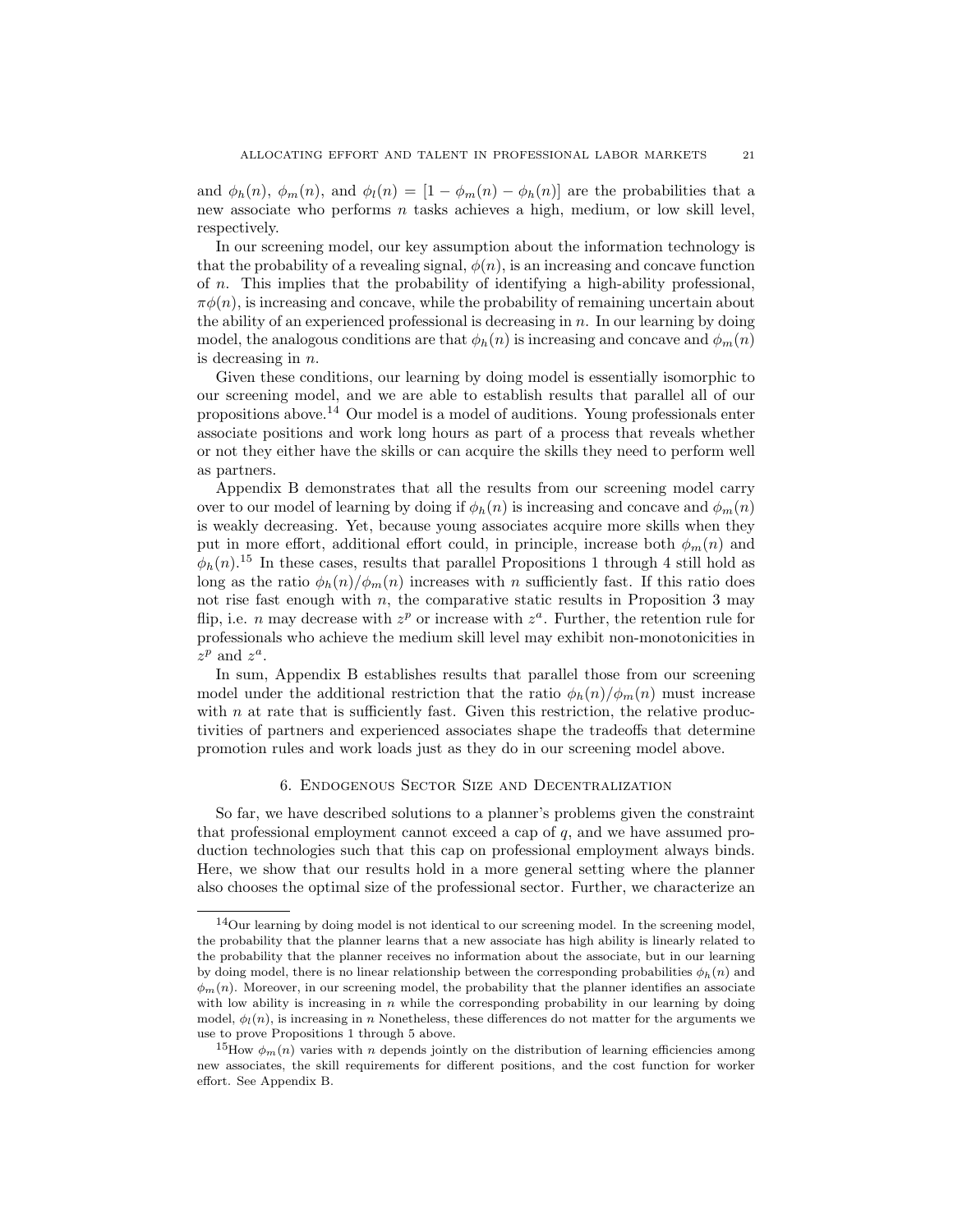and $\phi_h(n)$, $\phi_m(n)$, and $\phi_l(n) = [1 - \phi_m(n) - \phi_h(n)]$ are the probabilities that a new associate who performs $n$ tasks achieves a high, medium, or low skill level, respectively.

In our screening model, our key assumption about the information technology is that the probability of a revealing signal, $\phi(n)$, is an increasing and concave function of $n$. This implies that the probability of identifying a high-ability professional, $\pi\phi(n)$, is increasing and concave, while the probability of remaining uncertain about the ability of an experienced professional is decreasing in $n$. In our learning by doing model, the analogous conditions are that $\phi_h(n)$ is increasing and concave and $\phi_m(n)$ is decreasing in $n$.

Given these conditions, our learning by doing model is essentially isomorphic to our screening model, and we are able to establish results that parallel all of our propositions above.[14] Our model is a model of auditions. Young professionals enter associate positions and work long hours as part of a process that reveals whether or not they either have the skills or can acquire the skills they need to perform well as partners.

Appendix B demonstrates that all the results from our screening model carry over to our model of learning by doing if $\phi_h(n)$ is increasing and concave and $\phi_m(n)$ is weakly decreasing. Yet, because young associates acquire more skills when they put in more effort, additional effort could, in principle, increase both $\phi_m(n)$ and $\phi_h(n)$.[15] In these cases, results that parallel Propositions 1 through 4 still hold as long as the ratio $\phi_h(n)/\phi_m(n)$ increases with $n$ sufficiently fast. If this ratio does not rise fast enough with $n$, the comparative static results in Proposition 3 may flip, i.e. $n$ may decrease with $z^p$ or increase with $z^a$. Further, the retention rule for professionals who achieve the medium skill level may exhibit non-monotonicities in $z^p$ and $z^a$.

In sum, Appendix B establishes results that parallel those from our screening model under the additional restriction that the ratio $\phi_h(n)/\phi_m(n)$ must increase with $n$ at rate that is sufficiently fast. Given this restriction, the relative productivities of partners and experienced associates shape the tradeoffs that determine promotion rules and work loads just as they do in our screening model above.

## 6. Endogenous Sector Size and Decentralization

So far, we have described solutions to a planner's problems given the constraint that professional employment cannot exceed a cap of $q$, and we have assumed production technologies such that this cap on professional employment always binds. Here, we show that our results hold in a more general setting where the planner also chooses the optimal size of the professional sector. Further, we characterize an

---

[14] Our learning by doing model is not identical to our screening model. In the screening model, the probability that the planner learns that a new associate has high ability is linearly related to the probability that the planner receives no information about the associate, but in our learning by doing model, there is no linear relationship between the corresponding probabilities $\phi_h(n)$ and $\phi_m(n)$. Moreover, in our screening model, the probability that the planner identifies an associate with low ability is increasing in $n$ while the corresponding probability in our learning by doing model, $\phi_l(n)$, is increasing in $n$ Nonetheless, these differences do not matter for the arguments we use to prove Propositions 1 through 5 above.

[15] How $\phi_m(n)$ varies with $n$ depends jointly on the distribution of learning efficiencies among new associates, the skill requirements for different positions, and the cost function for worker effort. See Appendix B.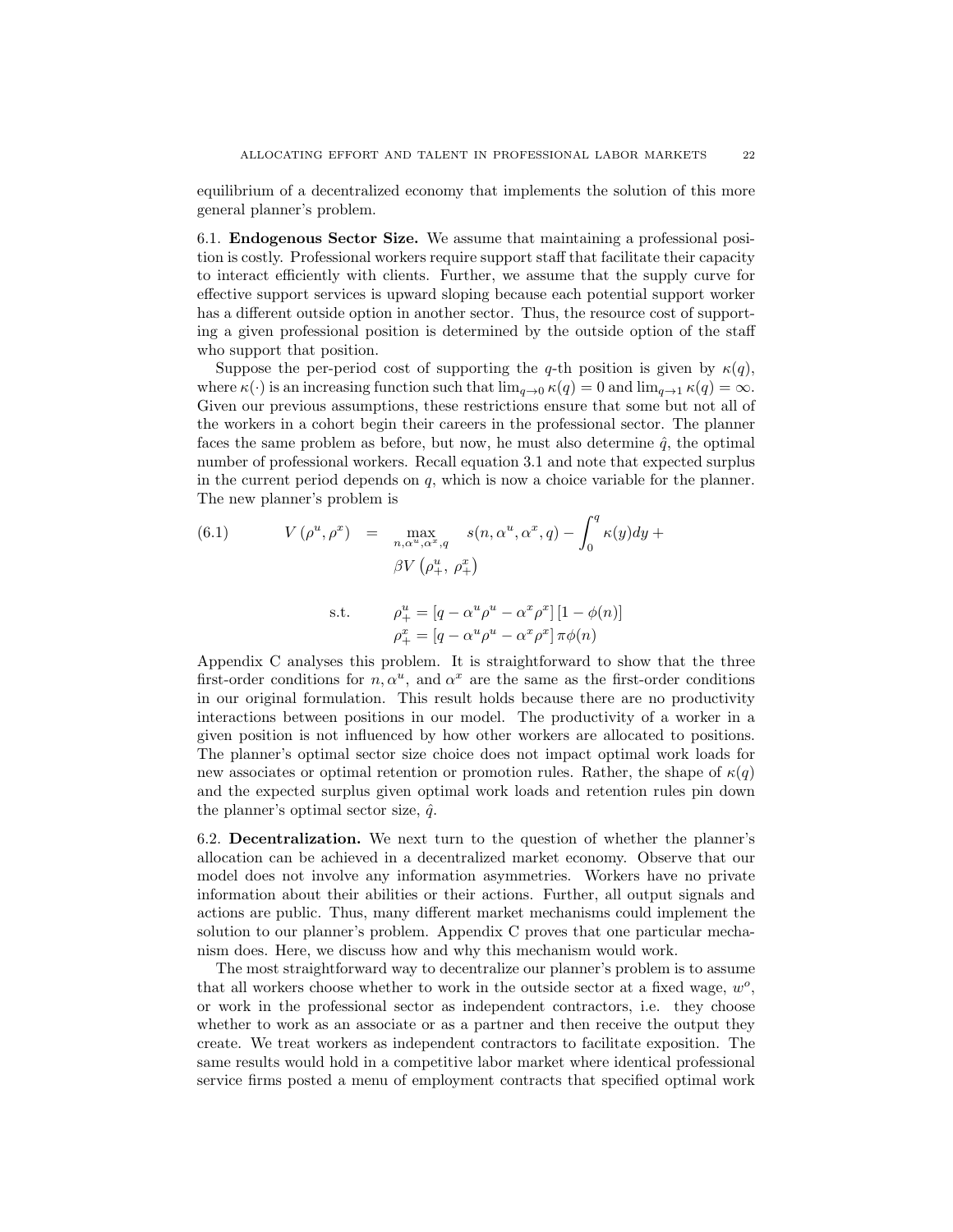equilibrium of a decentralized economy that implements the solution of this more general planner's problem.

6.1. **Endogenous Sector Size.** We assume that maintaining a professional position is costly. Professional workers require support staff that facilitate their capacity to interact efficiently with clients. Further, we assume that the supply curve for effective support services is upward sloping because each potential support worker has a different outside option in another sector. Thus, the resource cost of supporting a given professional position is determined by the outside option of the staff who support that position.

Suppose the per-period cost of supporting the $q$-th position is given by $\kappa(q)$, where $\kappa(\cdot)$ is an increasing function such that $\lim_{q\to 0}\kappa(q) = 0$ and $\lim_{q\to 1}\kappa(q) = \infty$. Given our previous assumptions, these restrictions ensure that some but not all of the workers in a cohort begin their careers in the professional sector. The planner faces the same problem as before, but now, he must also determine $\hat{q}$, the optimal number of professional workers. Recall equation 3.1 and note that expected surplus in the current period depends on $q$, which is now a choice variable for the planner. The new planner's problem is

$$
\begin{aligned}
(6.1) \qquad V\left(\rho^u, \rho^x\right) \;&=\; \max_{n,\alpha^u,\alpha^x,q} \quad s(n, \alpha^u, \alpha^x, q) - \int_0^q \kappa(y)dy + \\
&\qquad \beta V\left(\rho^u_+,\ \rho^x_+\right) \\
\text{s.t.} \qquad & \rho^u_+ = \left[q - \alpha^u \rho^u - \alpha^x \rho^x\right]\left[1 - \phi(n)\right] \\
& \rho^x_+ = \left[q - \alpha^u \rho^u - \alpha^x \rho^x\right]\pi\phi(n)
\end{aligned}
$$

Appendix C analyses this problem. It is straightforward to show that the three first-order conditions for $n, \alpha^u$, and $\alpha^x$ are the same as the first-order conditions in our original formulation. This result holds because there are no productivity interactions between positions in our model. The productivity of a worker in a given position is not influenced by how other workers are allocated to positions. The planner's optimal sector size choice does not impact optimal work loads for new associates or optimal retention or promotion rules. Rather, the shape of $\kappa(q)$ and the expected surplus given optimal work loads and retention rules pin down the planner's optimal sector size, $\hat{q}$.

6.2. **Decentralization.** We next turn to the question of whether the planner's allocation can be achieved in a decentralized market economy. Observe that our model does not involve any information asymmetries. Workers have no private information about their abilities or their actions. Further, all output signals and actions are public. Thus, many different market mechanisms could implement the solution to our planner's problem. Appendix C proves that one particular mechanism does. Here, we discuss how and why this mechanism would work.

The most straightforward way to decentralize our planner's problem is to assume that all workers choose whether to work in the outside sector at a fixed wage, $w^o$, or work in the professional sector as independent contractors, i.e. they choose whether to work as an associate or as a partner and then receive the output they create. We treat workers as independent contractors to facilitate exposition. The same results would hold in a competitive labor market where identical professional service firms posted a menu of employment contracts that specified optimal work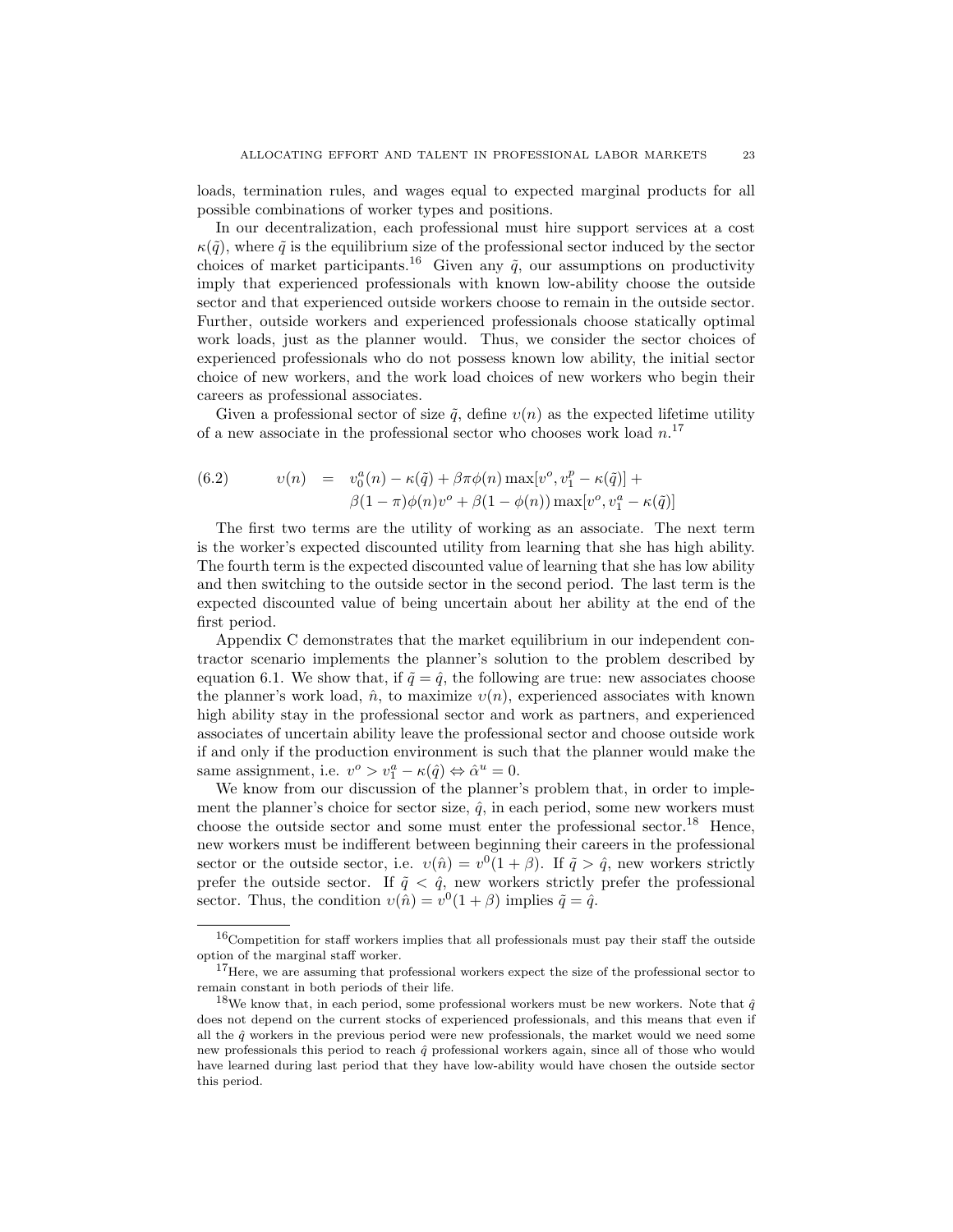loads, termination rules, and wages equal to expected marginal products for all possible combinations of worker types and positions.

In our decentralization, each professional must hire support services at a cost $\kappa(\tilde{q})$, where $\tilde{q}$ is the equilibrium size of the professional sector induced by the sector choices of market participants.[16] Given any $\tilde{q}$, our assumptions on productivity imply that experienced professionals with known low-ability choose the outside sector and that experienced outside workers choose to remain in the outside sector. Further, outside workers and experienced professionals choose statically optimal work loads, just as the planner would. Thus, we consider the sector choices of experienced professionals who do not possess known low ability, the initial sector choice of new workers, and the work load choices of new workers who begin their careers as professional associates.

Given a professional sector of size $\tilde{q}$, define $v(n)$ as the expected lifetime utility of a new associate in the professional sector who chooses work load $n$.[17]

$$
\begin{aligned}
(6.2) \qquad v(n) \quad = \quad & v_0^a(n) - \kappa(\tilde{q}) + \beta\pi\phi(n)\max[v^o, v_1^p - \kappa(\tilde{q})] + \\
& \beta(1-\pi)\phi(n)v^o + \beta(1-\phi(n))\max[v^o, v_1^a - \kappa(\tilde{q})]
\end{aligned}
$$

The first two terms are the utility of working as an associate. The next term is the worker's expected discounted utility from learning that she has high ability. The fourth term is the expected discounted value of learning that she has low ability and then switching to the outside sector in the second period. The last term is the expected discounted value of being uncertain about her ability at the end of the first period.

Appendix C demonstrates that the market equilibrium in our independent contractor scenario implements the planner's solution to the problem described by equation 6.1. We show that, if $\tilde{q} = \hat{q}$, the following are true: new associates choose the planner's work load, $\hat{n}$, to maximize $v(n)$, experienced associates with known high ability stay in the professional sector and work as partners, and experienced associates of uncertain ability leave the professional sector and choose outside work if and only if the production environment is such that the planner would make the same assignment, i.e. $v^o > v_1^a - \kappa(\hat{q}) \Leftrightarrow \hat{\alpha}^u = 0$.

We know from our discussion of the planner's problem that, in order to implement the planner's choice for sector size, $\hat{q}$, in each period, some new workers must choose the outside sector and some must enter the professional sector.[18] Hence, new workers must be indifferent between beginning their careers in the professional sector or the outside sector, i.e. $v(\hat{n}) = v^0(1+\beta)$. If $\tilde{q} > \hat{q}$, new workers strictly prefer the outside sector. If $\tilde{q} < \hat{q}$, new workers strictly prefer the professional sector. Thus, the condition $v(\hat{n}) = v^0(1+\beta)$ implies $\tilde{q} = \hat{q}$.

---

[16] Competition for staff workers implies that all professionals must pay their staff the outside option of the marginal staff worker.

[17] Here, we are assuming that professional workers expect the size of the professional sector to remain constant in both periods of their life.

[18] We know that, in each period, some professional workers must be new workers. Note that $\hat{q}$ does not depend on the current stocks of experienced professionals, and this means that even if all the $\hat{q}$ workers in the previous period were new professionals, the market would we need some new professionals this period to reach $\hat{q}$ professional workers again, since all of those who would have learned during last period that they have low-ability would have chosen the outside sector this period.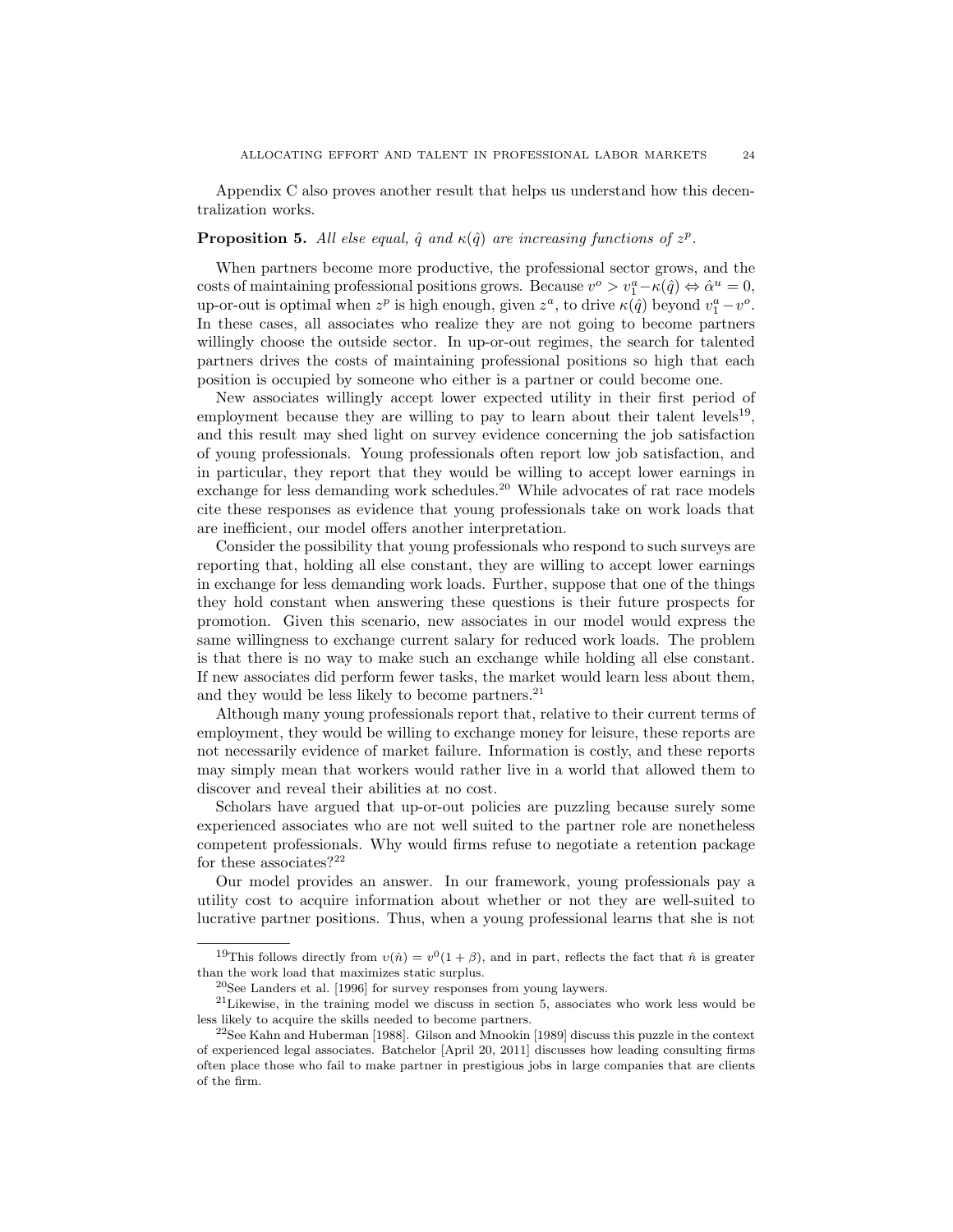Appendix C also proves another result that helps us understand how this decentralization works.

**Proposition 5.** *All else equal, $\hat{q}$ and $\kappa(\hat{q})$ are increasing functions of $z^p$.*

When partners become more productive, the professional sector grows, and the costs of maintaining professional positions grows. Because $v^o > v_1^a - \kappa(\hat{q}) \Leftrightarrow \hat{\alpha}^u = 0$, up-or-out is optimal when $z^p$ is high enough, given $z^a$, to drive $\kappa(\hat{q})$ beyond $v_1^a - v^o$. In these cases, all associates who realize they are not going to become partners willingly choose the outside sector. In up-or-out regimes, the search for talented partners drives the costs of maintaining professional positions so high that each position is occupied by someone who either is a partner or could become one.

New associates willingly accept lower expected utility in their first period of employment because they are willing to pay to learn about their talent levels[19], and this result may shed light on survey evidence concerning the job satisfaction of young professionals. Young professionals often report low job satisfaction, and in particular, they report that they would be willing to accept lower earnings in exchange for less demanding work schedules.[20] While advocates of rat race models cite these responses as evidence that young professionals take on work loads that are inefficient, our model offers another interpretation.

Consider the possibility that young professionals who respond to such surveys are reporting that, holding all else constant, they are willing to accept lower earnings in exchange for less demanding work loads. Further, suppose that one of the things they hold constant when answering these questions is their future prospects for promotion. Given this scenario, new associates in our model would express the same willingness to exchange current salary for reduced work loads. The problem is that there is no way to make such an exchange while holding all else constant. If new associates did perform fewer tasks, the market would learn less about them, and they would be less likely to become partners.[21]

Although many young professionals report that, relative to their current terms of employment, they would be willing to exchange money for leisure, these reports are not necessarily evidence of market failure. Information is costly, and these reports may simply mean that workers would rather live in a world that allowed them to discover and reveal their abilities at no cost.

Scholars have argued that up-or-out policies are puzzling because surely some experienced associates who are not well suited to the partner role are nonetheless competent professionals. Why would firms refuse to negotiate a retention package for these associates?[22]

Our model provides an answer. In our framework, young professionals pay a utility cost to acquire information about whether or not they are well-suited to lucrative partner positions. Thus, when a young professional learns that she is not

[19] This follows directly from $v(\hat{n}) = v^0(1+\beta)$, and in part, reflects the fact that $\hat{n}$ is greater than the work load that maximizes static surplus.

[20] See Landers et al. [1996] for survey responses from young laywers.

[21] Likewise, in the training model we discuss in section 5, associates who work less would be less likely to acquire the skills needed to become partners.

[22] See Kahn and Huberman [1988]. Gilson and Mnookin [1989] discuss this puzzle in the context of experienced legal associates. Batchelor [April 20, 2011] discusses how leading consulting firms often place those who fail to make partner in prestigious jobs in large companies that are clients of the firm.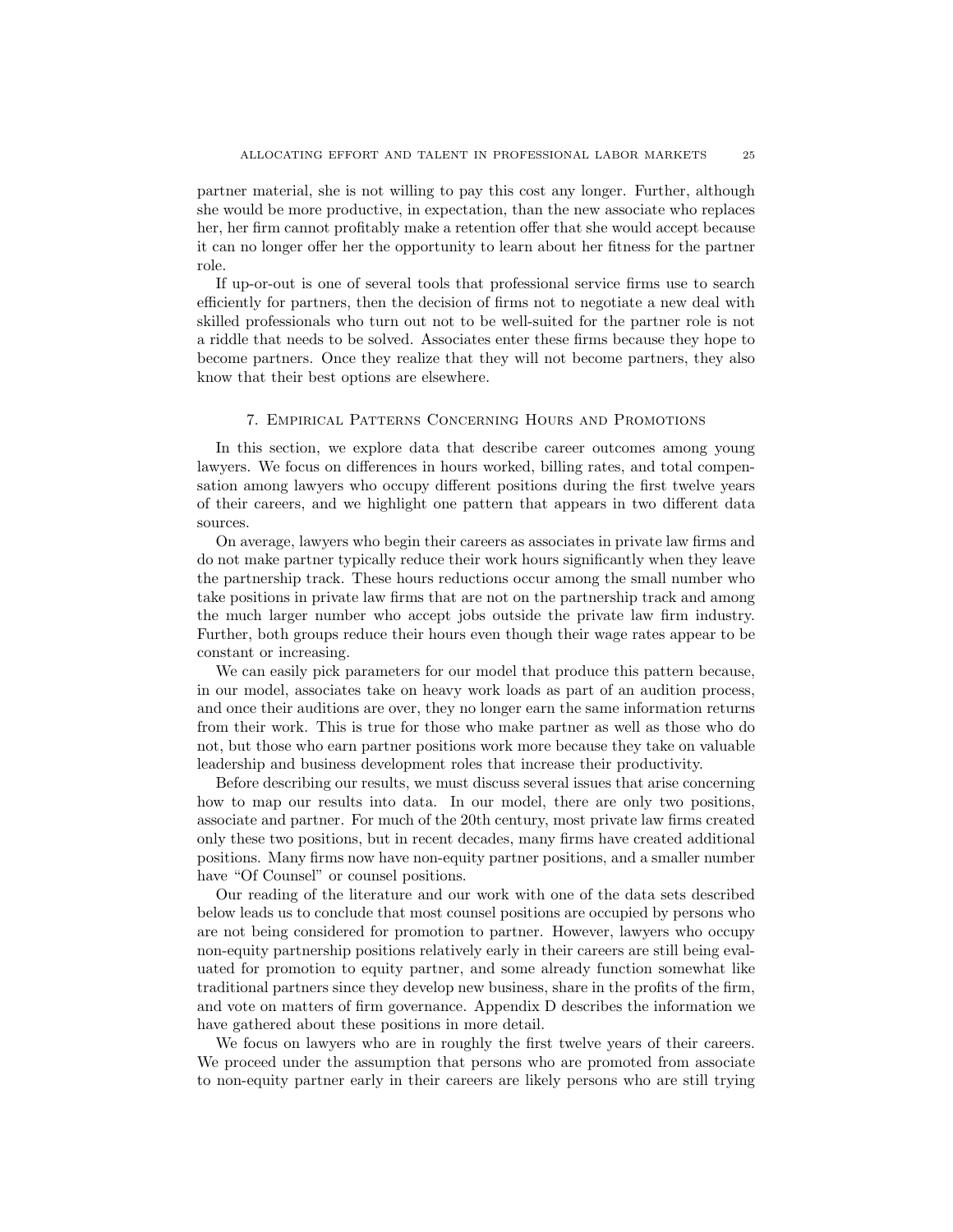partner material, she is not willing to pay this cost any longer. Further, although she would be more productive, in expectation, than the new associate who replaces her, her firm cannot profitably make a retention offer that she would accept because it can no longer offer her the opportunity to learn about her fitness for the partner role.

If up-or-out is one of several tools that professional service firms use to search efficiently for partners, then the decision of firms not to negotiate a new deal with skilled professionals who turn out not to be well-suited for the partner role is not a riddle that needs to be solved. Associates enter these firms because they hope to become partners. Once they realize that they will not become partners, they also know that their best options are elsewhere.

## 7. Empirical Patterns Concerning Hours and Promotions

In this section, we explore data that describe career outcomes among young lawyers. We focus on differences in hours worked, billing rates, and total compensation among lawyers who occupy different positions during the first twelve years of their careers, and we highlight one pattern that appears in two different data sources.

On average, lawyers who begin their careers as associates in private law firms and do not make partner typically reduce their work hours significantly when they leave the partnership track. These hours reductions occur among the small number who take positions in private law firms that are not on the partnership track and among the much larger number who accept jobs outside the private law firm industry. Further, both groups reduce their hours even though their wage rates appear to be constant or increasing.

We can easily pick parameters for our model that produce this pattern because, in our model, associates take on heavy work loads as part of an audition process, and once their auditions are over, they no longer earn the same information returns from their work. This is true for those who make partner as well as those who do not, but those who earn partner positions work more because they take on valuable leadership and business development roles that increase their productivity.

Before describing our results, we must discuss several issues that arise concerning how to map our results into data. In our model, there are only two positions, associate and partner. For much of the 20th century, most private law firms created only these two positions, but in recent decades, many firms have created additional positions. Many firms now have non-equity partner positions, and a smaller number have "Of Counsel" or counsel positions.

Our reading of the literature and our work with one of the data sets described below leads us to conclude that most counsel positions are occupied by persons who are not being considered for promotion to partner. However, lawyers who occupy non-equity partnership positions relatively early in their careers are still being evaluated for promotion to equity partner, and some already function somewhat like traditional partners since they develop new business, share in the profits of the firm, and vote on matters of firm governance. Appendix D describes the information we have gathered about these positions in more detail.

We focus on lawyers who are in roughly the first twelve years of their careers. We proceed under the assumption that persons who are promoted from associate to non-equity partner early in their careers are likely persons who are still trying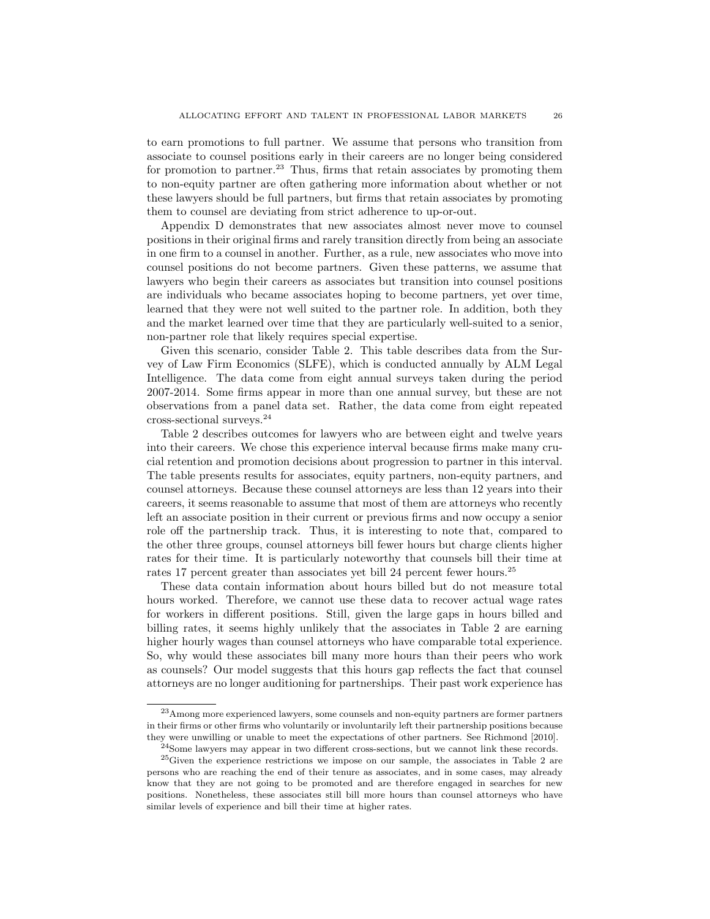to earn promotions to full partner. We assume that persons who transition from associate to counsel positions early in their careers are no longer being considered for promotion to partner.[23] Thus, firms that retain associates by promoting them to non-equity partner are often gathering more information about whether or not these lawyers should be full partners, but firms that retain associates by promoting them to counsel are deviating from strict adherence to up-or-out.

Appendix D demonstrates that new associates almost never move to counsel positions in their original firms and rarely transition directly from being an associate in one firm to a counsel in another. Further, as a rule, new associates who move into counsel positions do not become partners. Given these patterns, we assume that lawyers who begin their careers as associates but transition into counsel positions are individuals who became associates hoping to become partners, yet over time, learned that they were not well suited to the partner role. In addition, both they and the market learned over time that they are particularly well-suited to a senior, non-partner role that likely requires special expertise.

Given this scenario, consider Table 2. This table describes data from the Survey of Law Firm Economics (SLFE), which is conducted annually by ALM Legal Intelligence. The data come from eight annual surveys taken during the period 2007-2014. Some firms appear in more than one annual survey, but these are not observations from a panel data set. Rather, the data come from eight repeated cross-sectional surveys.[24]

Table 2 describes outcomes for lawyers who are between eight and twelve years into their careers. We chose this experience interval because firms make many crucial retention and promotion decisions about progression to partner in this interval. The table presents results for associates, equity partners, non-equity partners, and counsel attorneys. Because these counsel attorneys are less than 12 years into their careers, it seems reasonable to assume that most of them are attorneys who recently left an associate position in their current or previous firms and now occupy a senior role off the partnership track. Thus, it is interesting to note that, compared to the other three groups, counsel attorneys bill fewer hours but charge clients higher rates for their time. It is particularly noteworthy that counsels bill their time at rates 17 percent greater than associates yet bill 24 percent fewer hours.[25]

These data contain information about hours billed but do not measure total hours worked. Therefore, we cannot use these data to recover actual wage rates for workers in different positions. Still, given the large gaps in hours billed and billing rates, it seems highly unlikely that the associates in Table 2 are earning higher hourly wages than counsel attorneys who have comparable total experience. So, why would these associates bill many more hours than their peers who work as counsels? Our model suggests that this hours gap reflects the fact that counsel attorneys are no longer auditioning for partnerships. Their past work experience has

[23] Among more experienced lawyers, some counsels and non-equity partners are former partners in their firms or other firms who voluntarily or involuntarily left their partnership positions because they were unwilling or unable to meet the expectations of other partners. See Richmond [2010].

[24] Some lawyers may appear in two different cross-sections, but we cannot link these records.

[25] Given the experience restrictions we impose on our sample, the associates in Table 2 are persons who are reaching the end of their tenure as associates, and in some cases, may already know that they are not going to be promoted and are therefore engaged in searches for new positions. Nonetheless, these associates still bill more hours than counsel attorneys who have similar levels of experience and bill their time at higher rates.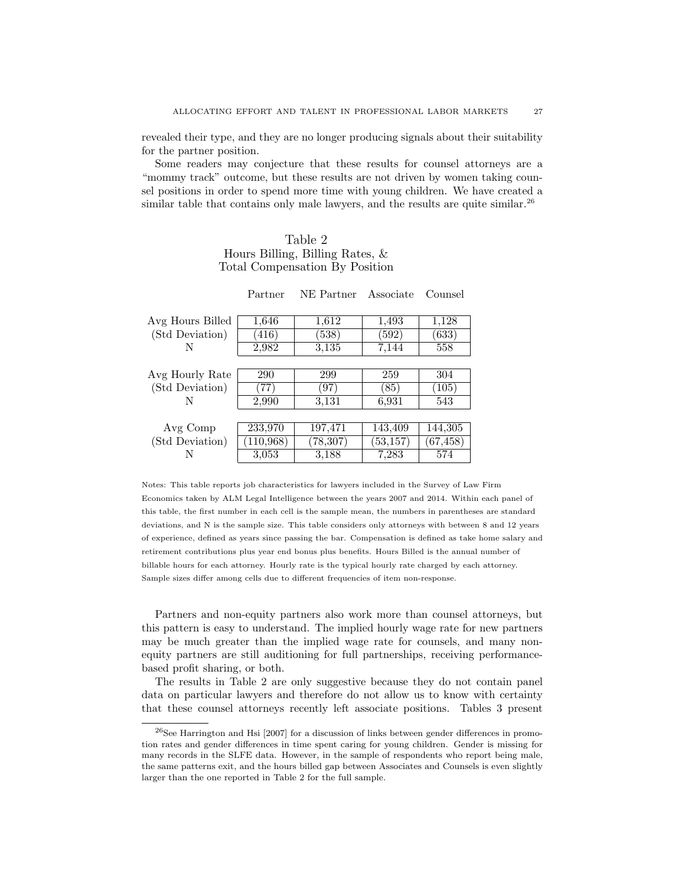revealed their type, and they are no longer producing signals about their suitability for the partner position.

Some readers may conjecture that these results for counsel attorneys are a "mommy track" outcome, but these results are not driven by women taking counsel positions in order to spend more time with young children. We have created a similar table that contains only male lawyers, and the results are quite similar.[26]

Table 2
Hours Billing, Billing Rates, & Total Compensation By Position

| | Partner | NE Partner | Associate | Counsel |
|---|---|---|---|---|
| Avg Hours Billed | 1,646 | 1,612 | 1,493 | 1,128 |
| (Std Deviation) | (416) | (538) | (592) | (633) |
| N | 2,982 | 3,135 | 7,144 | 558 |
| | | | | |
| Avg Hourly Rate | 290 | 299 | 259 | 304 |
| (Std Deviation) | (77) | (97) | (85) | (105) |
| N | 2,990 | 3,131 | 6,931 | 543 |
| | | | | |
| Avg Comp | 233,970 | 197,471 | 143,409 | 144,305 |
| (Std Deviation) | (110,968) | (78,307) | (53,157) | (67,458) |
| N | 3,053 | 3,188 | 7,283 | 574 |

Notes: This table reports job characteristics for lawyers included in the Survey of Law Firm Economics taken by ALM Legal Intelligence between the years 2007 and 2014. Within each panel of this table, the first number in each cell is the sample mean, the numbers in parentheses are standard deviations, and N is the sample size. This table considers only attorneys with between 8 and 12 years of experience, defined as years since passing the bar. Compensation is defined as take home salary and retirement contributions plus year end bonus plus benefits. Hours Billed is the annual number of billable hours for each attorney. Hourly rate is the typical hourly rate charged by each attorney. Sample sizes differ among cells due to different frequencies of item non-response.

Partners and non-equity partners also work more than counsel attorneys, but this pattern is easy to understand. The implied hourly wage rate for new partners may be much greater than the implied wage rate for counsels, and many non-equity partners are still auditioning for full partnerships, receiving performance-based profit sharing, or both.

The results in Table 2 are only suggestive because they do not contain panel data on particular lawyers and therefore do not allow us to know with certainty that these counsel attorneys recently left associate positions. Tables 3 present

[26] See Harrington and Hsi [2007] for a discussion of links between gender differences in promotion rates and gender differences in time spent caring for young children. Gender is missing for many records in the SLFE data. However, in the sample of respondents who report being male, the same patterns exit, and the hours billed gap between Associates and Counsels is even slightly larger than the one reported in Table 2 for the full sample.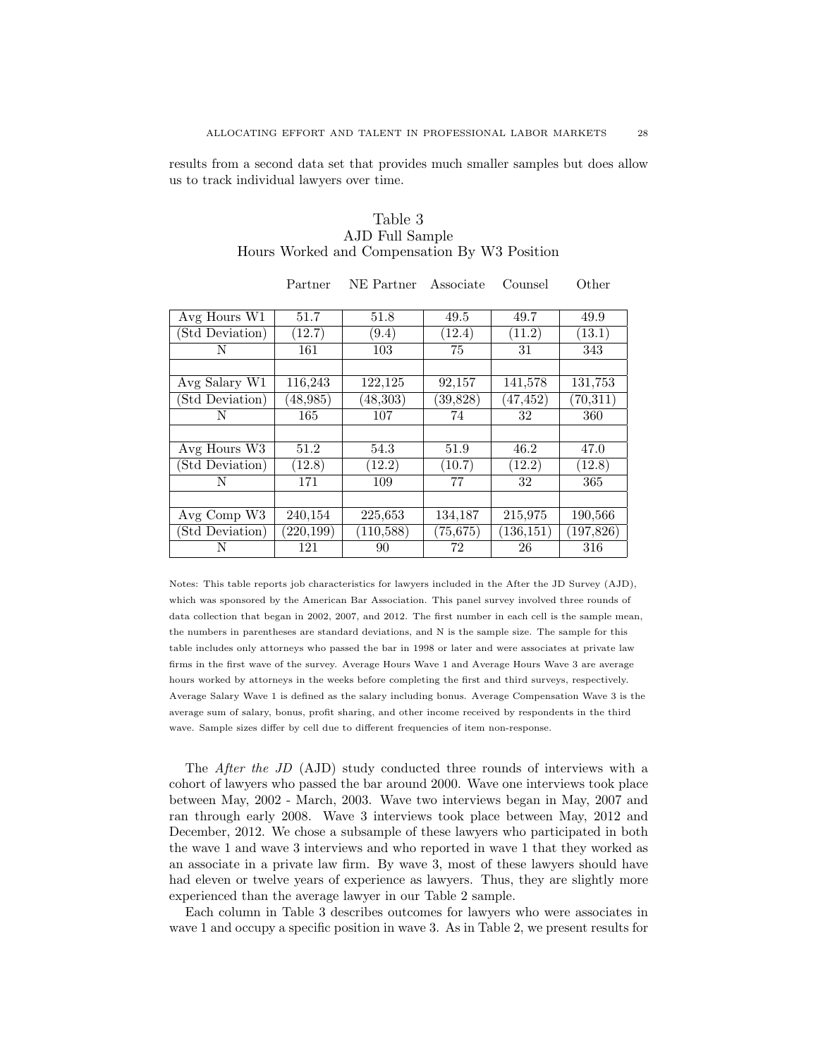results from a second data set that provides much smaller samples but does allow us to track individual lawyers over time.

Table 3
AJD Full Sample
Hours Worked and Compensation By W3 Position

| | Partner | NE Partner | Associate | Counsel | Other |
|---|---|---|---|---|---|
| Avg Hours W1 | 51.7 | 51.8 | 49.5 | 49.7 | 49.9 |
| (Std Deviation) | (12.7) | (9.4) | (12.4) | (11.2) | (13.1) |
| N | 161 | 103 | 75 | 31 | 343 |
| | | | | | |
| Avg Salary W1 | 116,243 | 122,125 | 92,157 | 141,578 | 131,753 |
| (Std Deviation) | (48,985) | (48,303) | (39,828) | (47,452) | (70,311) |
| N | 165 | 107 | 74 | 32 | 360 |
| | | | | | |
| Avg Hours W3 | 51.2 | 54.3 | 51.9 | 46.2 | 47.0 |
| (Std Deviation) | (12.8) | (12.2) | (10.7) | (12.2) | (12.8) |
| N | 171 | 109 | 77 | 32 | 365 |
| | | | | | |
| Avg Comp W3 | 240,154 | 225,653 | 134,187 | 215,975 | 190,566 |
| (Std Deviation) | (220,199) | (110,588) | (75,675) | (136,151) | (197,826) |
| N | 121 | 90 | 72 | 26 | 316 |

Notes: This table reports job characteristics for lawyers included in the After the JD Survey (AJD), which was sponsored by the American Bar Association. This panel survey involved three rounds of data collection that began in 2002, 2007, and 2012. The first number in each cell is the sample mean, the numbers in parentheses are standard deviations, and N is the sample size. The sample for this table includes only attorneys who passed the bar in 1998 or later and were associates at private law firms in the first wave of the survey. Average Hours Wave 1 and Average Hours Wave 3 are average hours worked by attorneys in the weeks before completing the first and third surveys, respectively. Average Salary Wave 1 is defined as the salary including bonus. Average Compensation Wave 3 is the average sum of salary, bonus, profit sharing, and other income received by respondents in the third wave. Sample sizes differ by cell due to different frequencies of item non-response.

The *After the JD* (AJD) study conducted three rounds of interviews with a cohort of lawyers who passed the bar around 2000. Wave one interviews took place between May, 2002 - March, 2003. Wave two interviews began in May, 2007 and ran through early 2008. Wave 3 interviews took place between May, 2012 and December, 2012. We chose a subsample of these lawyers who participated in both the wave 1 and wave 3 interviews and who reported in wave 1 that they worked as an associate in a private law firm. By wave 3, most of these lawyers should have had eleven or twelve years of experience as lawyers. Thus, they are slightly more experienced than the average lawyer in our Table 2 sample.

Each column in Table 3 describes outcomes for lawyers who were associates in wave 1 and occupy a specific position in wave 3. As in Table 2, we present results for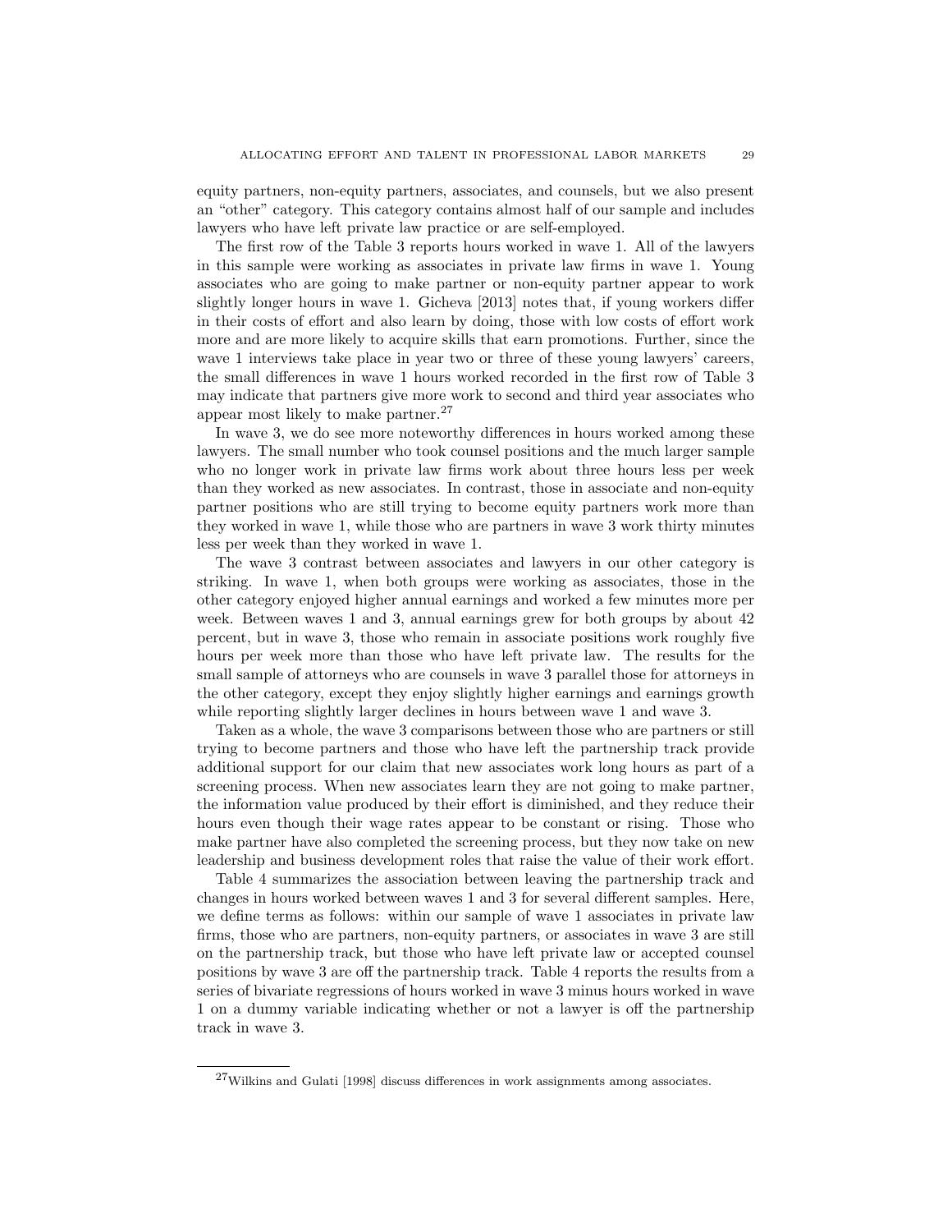equity partners, non-equity partners, associates, and counsels, but we also present an "other" category. This category contains almost half of our sample and includes lawyers who have left private law practice or are self-employed.

The first row of the Table 3 reports hours worked in wave 1. All of the lawyers in this sample were working as associates in private law firms in wave 1. Young associates who are going to make partner or non-equity partner appear to work slightly longer hours in wave 1. Gicheva [2013] notes that, if young workers differ in their costs of effort and also learn by doing, those with low costs of effort work more and are more likely to acquire skills that earn promotions. Further, since the wave 1 interviews take place in year two or three of these young lawyers' careers, the small differences in wave 1 hours worked recorded in the first row of Table 3 may indicate that partners give more work to second and third year associates who appear most likely to make partner.[27]

In wave 3, we do see more noteworthy differences in hours worked among these lawyers. The small number who took counsel positions and the much larger sample who no longer work in private law firms work about three hours less per week than they worked as new associates. In contrast, those in associate and non-equity partner positions who are still trying to become equity partners work more than they worked in wave 1, while those who are partners in wave 3 work thirty minutes less per week than they worked in wave 1.

The wave 3 contrast between associates and lawyers in our other category is striking. In wave 1, when both groups were working as associates, those in the other category enjoyed higher annual earnings and worked a few minutes more per week. Between waves 1 and 3, annual earnings grew for both groups by about 42 percent, but in wave 3, those who remain in associate positions work roughly five hours per week more than those who have left private law. The results for the small sample of attorneys who are counsels in wave 3 parallel those for attorneys in the other category, except they enjoy slightly higher earnings and earnings growth while reporting slightly larger declines in hours between wave 1 and wave 3.

Taken as a whole, the wave 3 comparisons between those who are partners or still trying to become partners and those who have left the partnership track provide additional support for our claim that new associates work long hours as part of a screening process. When new associates learn they are not going to make partner, the information value produced by their effort is diminished, and they reduce their hours even though their wage rates appear to be constant or rising. Those who make partner have also completed the screening process, but they now take on new leadership and business development roles that raise the value of their work effort.

Table 4 summarizes the association between leaving the partnership track and changes in hours worked between waves 1 and 3 for several different samples. Here, we define terms as follows: within our sample of wave 1 associates in private law firms, those who are partners, non-equity partners, or associates in wave 3 are still on the partnership track, but those who have left private law or accepted counsel positions by wave 3 are off the partnership track. Table 4 reports the results from a series of bivariate regressions of hours worked in wave 3 minus hours worked in wave 1 on a dummy variable indicating whether or not a lawyer is off the partnership track in wave 3.

---

[27] Wilkins and Gulati [1998] discuss differences in work assignments among associates.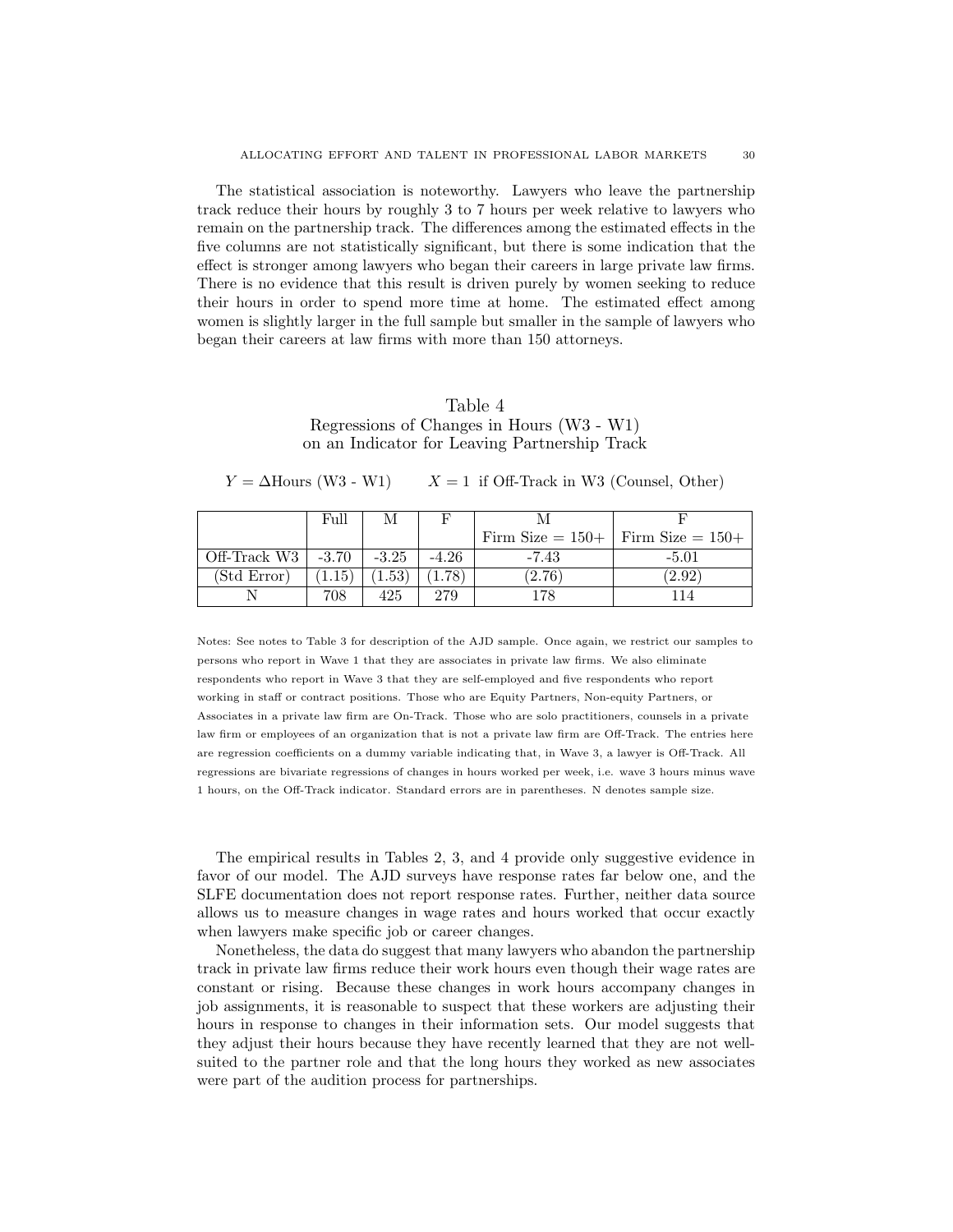The statistical association is noteworthy. Lawyers who leave the partnership track reduce their hours by roughly 3 to 7 hours per week relative to lawyers who remain on the partnership track. The differences among the estimated effects in the five columns are not statistically significant, but there is some indication that the effect is stronger among lawyers who began their careers in large private law firms. There is no evidence that this result is driven purely by women seeking to reduce their hours in order to spend more time at home. The estimated effect among women is slightly larger in the full sample but smaller in the sample of lawyers who began their careers at law firms with more than 150 attorneys.

Table 4
Regressions of Changes in Hours (W3 - W1)
on an Indicator for Leaving Partnership Track

$Y = \Delta$Hours (W3 - W1) $\quad\quad X = 1$ if Off-Track in W3 (Counsel, Other)

| | Full | M | F | M<br>Firm Size = 150+ | F<br>Firm Size = 150+ |
|---|---|---|---|---|---|
| Off-Track W3 | -3.70 | -3.25 | -4.26 | -7.43 | -5.01 |
| (Std Error) | (1.15) | (1.53) | (1.78) | (2.76) | (2.92) |
| N | 708 | 425 | 279 | 178 | 114 |

Notes: See notes to Table 3 for description of the AJD sample. Once again, we restrict our samples to persons who report in Wave 1 that they are associates in private law firms. We also eliminate respondents who report in Wave 3 that they are self-employed and five respondents who report working in staff or contract positions. Those who are Equity Partners, Non-equity Partners, or Associates in a private law firm are On-Track. Those who are solo practitioners, counsels in a private law firm or employees of an organization that is not a private law firm are Off-Track. The entries here are regression coefficients on a dummy variable indicating that, in Wave 3, a lawyer is Off-Track. All regressions are bivariate regressions of changes in hours worked per week, i.e. wave 3 hours minus wave 1 hours, on the Off-Track indicator. Standard errors are in parentheses. N denotes sample size.

The empirical results in Tables 2, 3, and 4 provide only suggestive evidence in favor of our model. The AJD surveys have response rates far below one, and the SLFE documentation does not report response rates. Further, neither data source allows us to measure changes in wage rates and hours worked that occur exactly when lawyers make specific job or career changes.

Nonetheless, the data do suggest that many lawyers who abandon the partnership track in private law firms reduce their work hours even though their wage rates are constant or rising. Because these changes in work hours accompany changes in job assignments, it is reasonable to suspect that these workers are adjusting their hours in response to changes in their information sets. Our model suggests that they adjust their hours because they have recently learned that they are not well-suited to the partner role and that the long hours they worked as new associates were part of the audition process for partnerships.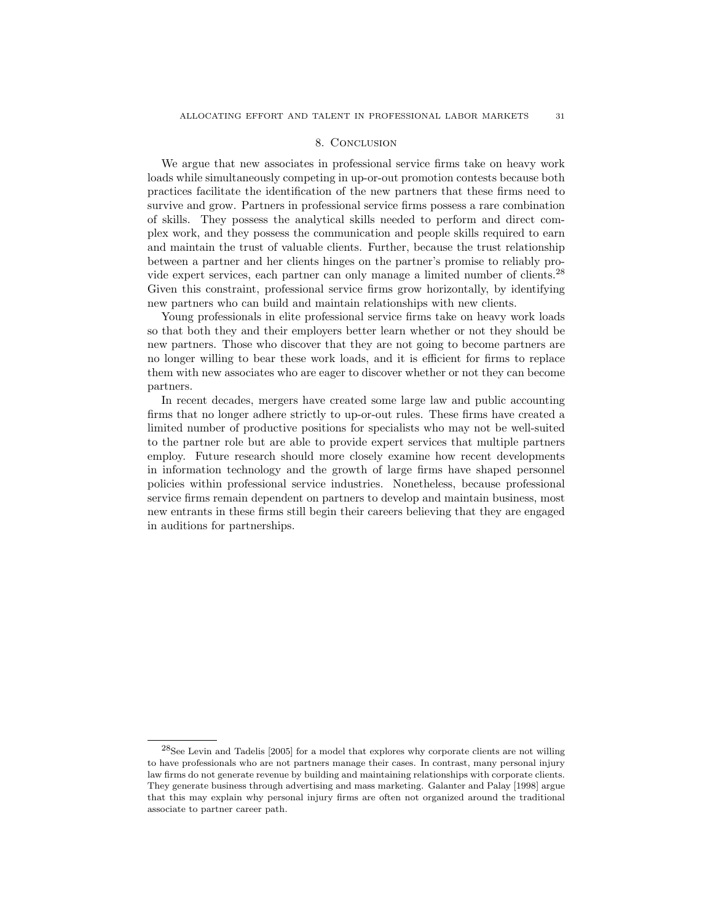## 8. Conclusion

We argue that new associates in professional service firms take on heavy work loads while simultaneously competing in up-or-out promotion contests because both practices facilitate the identification of the new partners that these firms need to survive and grow. Partners in professional service firms possess a rare combination of skills. They possess the analytical skills needed to perform and direct complex work, and they possess the communication and people skills required to earn and maintain the trust of valuable clients. Further, because the trust relationship between a partner and her clients hinges on the partner's promise to reliably provide expert services, each partner can only manage a limited number of clients.[28] Given this constraint, professional service firms grow horizontally, by identifying new partners who can build and maintain relationships with new clients.

Young professionals in elite professional service firms take on heavy work loads so that both they and their employers better learn whether or not they should be new partners. Those who discover that they are not going to become partners are no longer willing to bear these work loads, and it is efficient for firms to replace them with new associates who are eager to discover whether or not they can become partners.

In recent decades, mergers have created some large law and public accounting firms that no longer adhere strictly to up-or-out rules. These firms have created a limited number of productive positions for specialists who may not be well-suited to the partner role but are able to provide expert services that multiple partners employ. Future research should more closely examine how recent developments in information technology and the growth of large firms have shaped personnel policies within professional service industries. Nonetheless, because professional service firms remain dependent on partners to develop and maintain business, most new entrants in these firms still begin their careers believing that they are engaged in auditions for partnerships.

---

[28]See Levin and Tadelis [2005] for a model that explores why corporate clients are not willing to have professionals who are not partners manage their cases. In contrast, many personal injury law firms do not generate revenue by building and maintaining relationships with corporate clients. They generate business through advertising and mass marketing. Galanter and Palay [1998] argue that this may explain why personal injury firms are often not organized around the traditional associate to partner career path.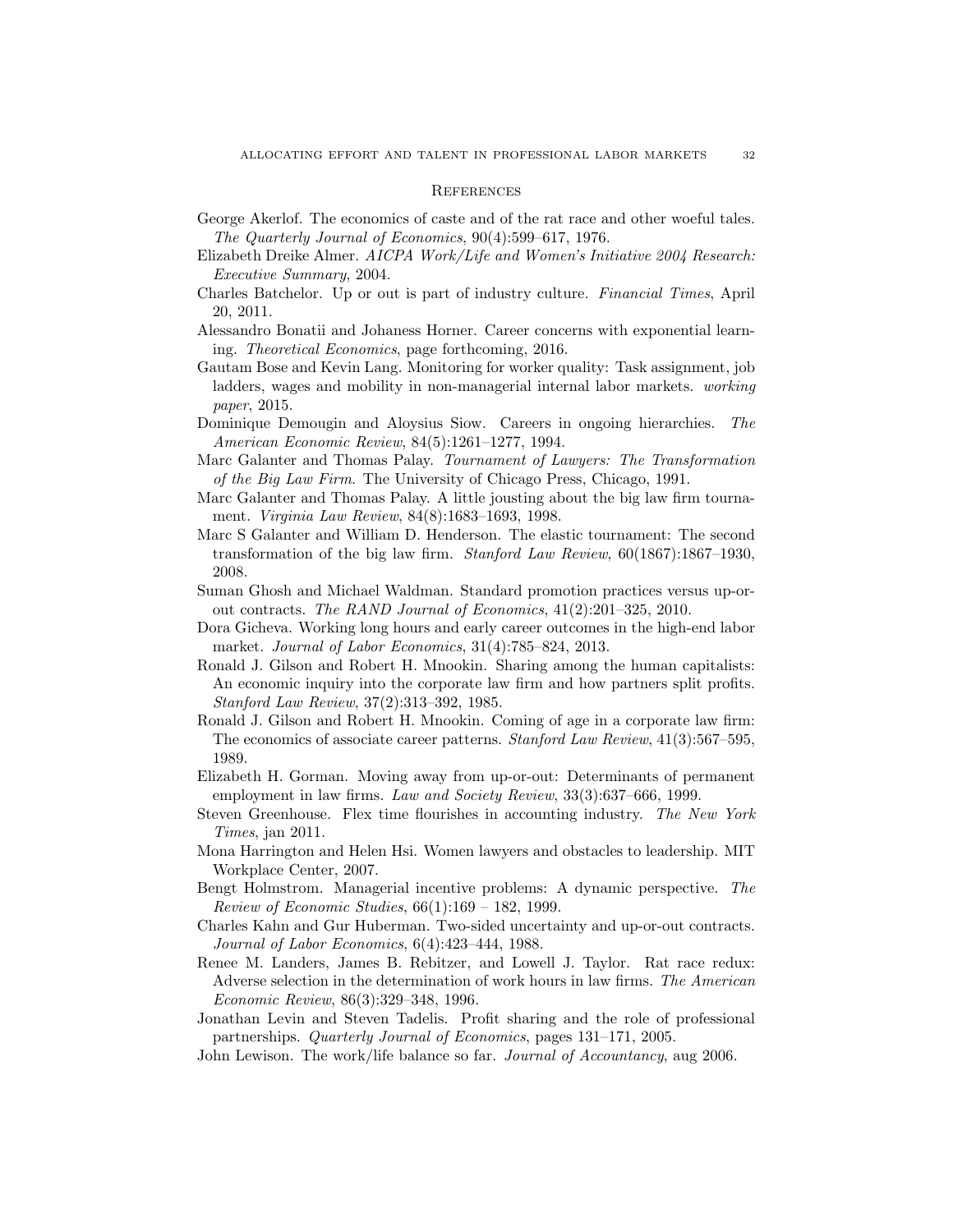## References

George Akerlof. The economics of caste and of the rat race and other woeful tales. *The Quarterly Journal of Economics*, 90(4):599–617, 1976.

Elizabeth Dreike Almer. *AICPA Work/Life and Women's Initiative 2004 Research: Executive Summary*, 2004.

Charles Batchelor. Up or out is part of industry culture. *Financial Times*, April 20, 2011.

Alessandro Bonatii and Johaness Horner. Career concerns with exponential learning. *Theoretical Economics*, page forthcoming, 2016.

Gautam Bose and Kevin Lang. Monitoring for worker quality: Task assignment, job ladders, wages and mobility in non-managerial internal labor markets. *working paper*, 2015.

Dominique Demougin and Aloysius Siow. Careers in ongoing hierarchies. *The American Economic Review*, 84(5):1261–1277, 1994.

Marc Galanter and Thomas Palay. *Tournament of Lawyers: The Transformation of the Big Law Firm*. The University of Chicago Press, Chicago, 1991.

Marc Galanter and Thomas Palay. A little jousting about the big law firm tournament. *Virginia Law Review*, 84(8):1683–1693, 1998.

Marc S Galanter and William D. Henderson. The elastic tournament: The second transformation of the big law firm. *Stanford Law Review*, 60(1867):1867–1930, 2008.

Suman Ghosh and Michael Waldman. Standard promotion practices versus up-or-out contracts. *The RAND Journal of Economics*, 41(2):201–325, 2010.

Dora Gicheva. Working long hours and early career outcomes in the high-end labor market. *Journal of Labor Economics*, 31(4):785–824, 2013.

Ronald J. Gilson and Robert H. Mnookin. Sharing among the human capitalists: An economic inquiry into the corporate law firm and how partners split profits. *Stanford Law Review*, 37(2):313–392, 1985.

Ronald J. Gilson and Robert H. Mnookin. Coming of age in a corporate law firm: The economics of associate career patterns. *Stanford Law Review*, 41(3):567–595, 1989.

Elizabeth H. Gorman. Moving away from up-or-out: Determinants of permanent employment in law firms. *Law and Society Review*, 33(3):637–666, 1999.

Steven Greenhouse. Flex time flourishes in accounting industry. *The New York Times*, jan 2011.

Mona Harrington and Helen Hsi. Women lawyers and obstacles to leadership. MIT Workplace Center, 2007.

Bengt Holmstrom. Managerial incentive problems: A dynamic perspective. *The Review of Economic Studies*, 66(1):169 – 182, 1999.

Charles Kahn and Gur Huberman. Two-sided uncertainty and up-or-out contracts. *Journal of Labor Economics*, 6(4):423–444, 1988.

Renee M. Landers, James B. Rebitzer, and Lowell J. Taylor. Rat race redux: Adverse selection in the determination of work hours in law firms. *The American Economic Review*, 86(3):329–348, 1996.

Jonathan Levin and Steven Tadelis. Profit sharing and the role of professional partnerships. *Quarterly Journal of Economics*, pages 131–171, 2005.

John Lewison. The work/life balance so far. *Journal of Accountancy*, aug 2006.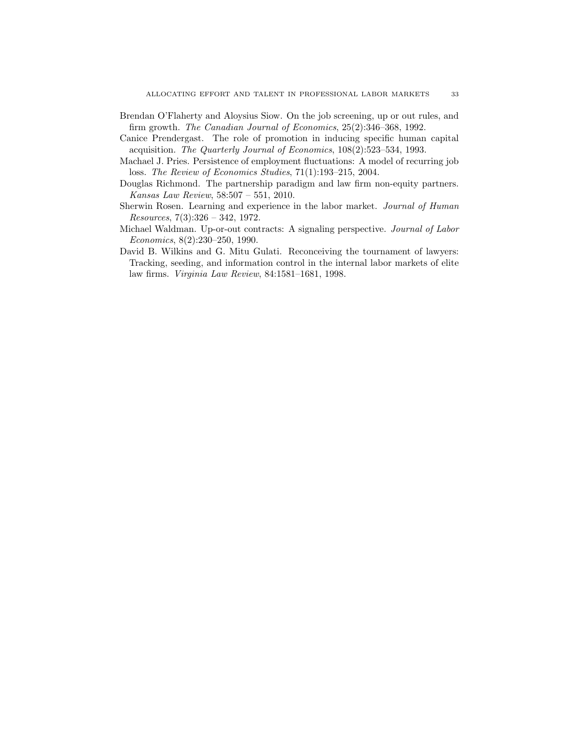Brendan O'Flaherty and Aloysius Siow. On the job screening, up or out rules, and firm growth. *The Canadian Journal of Economics*, 25(2):346–368, 1992.

Canice Prendergast. The role of promotion in inducing specific human capital acquisition. *The Quarterly Journal of Economics*, 108(2):523–534, 1993.

Machael J. Pries. Persistence of employment fluctuations: A model of recurring job loss. *The Review of Economics Studies*, 71(1):193–215, 2004.

Douglas Richmond. The partnership paradigm and law firm non-equity partners. *Kansas Law Review*, 58:507 – 551, 2010.

Sherwin Rosen. Learning and experience in the labor market. *Journal of Human Resources*, 7(3):326 – 342, 1972.

Michael Waldman. Up-or-out contracts: A signaling perspective. *Journal of Labor Economics*, 8(2):230–250, 1990.

David B. Wilkins and G. Mitu Gulati. Reconceiving the tournament of lawyers: Tracking, seeding, and information control in the internal labor markets of elite law firms. *Virginia Law Review*, 84:1581–1681, 1998.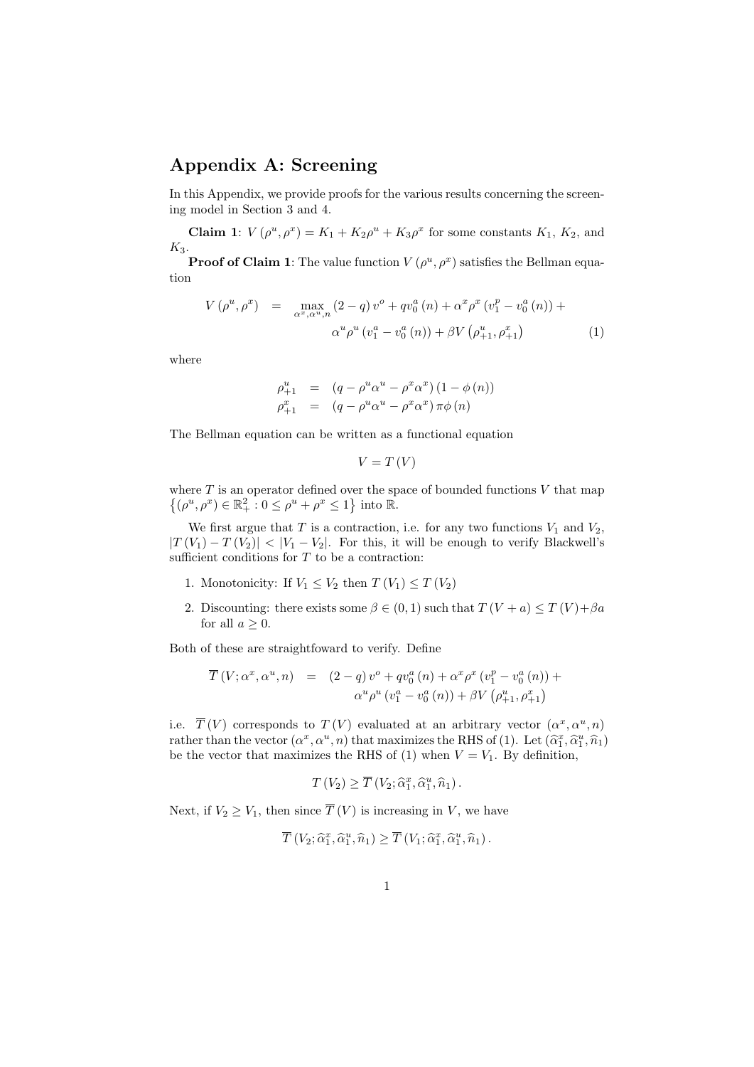# Appendix A: Screening

In this Appendix, we provide proofs for the various results concerning the screening model in Section 3 and 4.

**Claim 1**: $V(\rho^u, \rho^x) = K_1 + K_2\rho^u + K_3\rho^x$ for some constants $K_1$, $K_2$, and $K_3$.

**Proof of Claim 1**: The value function $V(\rho^u, \rho^x)$ satisfies the Bellman equation

$$
\begin{aligned}
V(\rho^u, \rho^x) \quad = \quad & \max_{\alpha^x, \alpha^u, n} (2-q)\, v^o + q v_0^a(n) + \alpha^x \rho^x \left(v_1^p - v_0^a(n)\right) + \\
& \alpha^u \rho^u \left(v_1^a - v_0^a(n)\right) + \beta V\left(\rho_{+1}^u, \rho_{+1}^x\right)
\end{aligned} \tag{1}
$$

where

$$
\begin{aligned}
\rho_{+1}^u &= (q - \rho^u \alpha^u - \rho^x \alpha^x)(1 - \phi(n)) \\
\rho_{+1}^x &= (q - \rho^u \alpha^u - \rho^x \alpha^x)\, \pi \phi(n)
\end{aligned}
$$

The Bellman equation can be written as a functional equation

$$V = T(V)$$

where $T$ is an operator defined over the space of bounded functions $V$ that map $\left\{(\rho^u, \rho^x) \in \mathbb{R}_+^2 : 0 \le \rho^u + \rho^x \le 1\right\}$ into $\mathbb{R}$.

We first argue that $T$ is a contraction, i.e. for any two functions $V_1$ and $V_2$, $|T(V_1) - T(V_2)| < |V_1 - V_2|$. For this, it will be enough to verify Blackwell's sufficient conditions for $T$ to be a contraction:

1. Monotonicity: If $V_1 \le V_2$ then $T(V_1) \le T(V_2)$
2. Discounting: there exists some $\beta \in (0,1)$ such that $T(V + a) \le T(V) + \beta a$ for all $a \ge 0$.

Both of these are straightfoward to verify. Define

$$
\begin{aligned}
\overline{T}(V; \alpha^x, \alpha^u, n) \quad = \quad & (2-q)\, v^o + q v_0^a(n) + \alpha^x \rho^x \left(v_1^p - v_0^a(n)\right) + \\
& \alpha^u \rho^u \left(v_1^a - v_0^a(n)\right) + \beta V\left(\rho_{+1}^u, \rho_{+1}^x\right)
\end{aligned}
$$

i.e. $\overline{T}(V)$ corresponds to $T(V)$ evaluated at an arbitrary vector $(\alpha^x, \alpha^u, n)$ rather than the vector $(\alpha^x, \alpha^u, n)$ that maximizes the RHS of (1). Let $(\widehat{\alpha}_1^x, \widehat{\alpha}_1^u, \widehat{n}_1)$ be the vector that maximizes the RHS of (1) when $V = V_1$. By definition,

$$T(V_2) \ge \overline{T}(V_2; \widehat{\alpha}_1^x, \widehat{\alpha}_1^u, \widehat{n}_1).$$

Next, if $V_2 \ge V_1$, then since $\overline{T}(V)$ is increasing in $V$, we have

$$\overline{T}(V_2; \widehat{\alpha}_1^x, \widehat{\alpha}_1^u, \widehat{n}_1) \ge \overline{T}(V_1; \widehat{\alpha}_1^x, \widehat{\alpha}_1^u, \widehat{n}_1).$$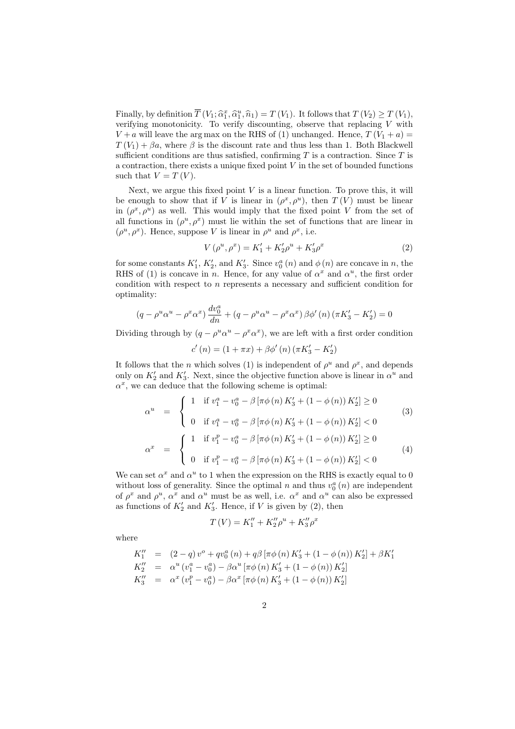Finally, by definition $\overline{T}(V_1; \widehat{\alpha}_1^x, \widehat{\alpha}_1^u, \widehat{n}_1) = T(V_1)$. It follows that $T(V_2) \geq T(V_1)$, verifying monotonicity. To verify discounting, observe that replacing $V$ with $V + a$ will leave the arg max on the RHS of (1) unchanged. Hence, $T(V_1 + a) = T(V_1) + \beta a$, where $\beta$ is the discount rate and thus less than 1. Both Blackwell sufficient conditions are thus satisfied, confirming $T$ is a contraction. Since $T$ is a contraction, there exists a unique fixed point $V$ in the set of bounded functions such that $V = T(V)$.

Next, we argue this fixed point $V$ is a linear function. To prove this, it will be enough to show that if $V$ is linear in $(\rho^x, \rho^u)$, then $T(V)$ must be linear in $(\rho^x, \rho^u)$ as well. This would imply that the fixed point $V$ from the set of all functions in $(\rho^u, \rho^x)$ must lie within the set of functions that are linear in $(\rho^u, \rho^x)$. Hence, suppose $V$ is linear in $\rho^u$ and $\rho^x$, i.e.

$$V(\rho^u, \rho^x) = K_1' + K_2'\rho^u + K_3'\rho^x \tag{2}$$

for some constants $K_1'$, $K_2'$, and $K_3'$. Since $v_0^a(n)$ and $\phi(n)$ are concave in $n$, the RHS of (1) is concave in $n$. Hence, for any value of $\alpha^x$ and $\alpha^u$, the first order condition with respect to $n$ represents a necessary and sufficient condition for optimality:

$$(q - \rho^u\alpha^u - \rho^x\alpha^x)\frac{dv_0^a}{dn} + (q - \rho^u\alpha^u - \rho^x\alpha^x)\beta\phi'(n)(\pi K_3' - K_2') = 0$$

Dividing through by $(q - \rho^u\alpha^u - \rho^x\alpha^x)$, we are left with a first order condition

$$c'(n) = (1 + \pi x) + \beta\phi'(n)(\pi K_3' - K_2')$$

It follows that the $n$ which solves (1) is independent of $\rho^u$ and $\rho^x$, and depends only on $K_2'$ and $K_3'$. Next, since the objective function above is linear in $\alpha^u$ and $\alpha^x$, we can deduce that the following scheme is optimal:

$$\alpha^u = \begin{cases} 1 & \text{if } v_1^a - v_0^a - \beta\left[\pi\phi(n)K_3' + (1 - \phi(n))K_2'\right] \geq 0 \\ 0 & \text{if } v_1^a - v_0^a - \beta\left[\pi\phi(n)K_3' + (1 - \phi(n))K_2'\right] < 0 \end{cases} \tag{3}$$

$$\alpha^x = \begin{cases} 1 & \text{if } v_1^p - v_0^a - \beta\left[\pi\phi(n)K_3' + (1 - \phi(n))K_2'\right] \geq 0 \\ 0 & \text{if } v_1^p - v_0^a - \beta\left[\pi\phi(n)K_3' + (1 - \phi(n))K_2'\right] < 0 \end{cases} \tag{4}$$

We can set $\alpha^x$ and $\alpha^u$ to 1 when the expression on the RHS is exactly equal to 0 without loss of generality. Since the optimal $n$ and thus $v_0^a(n)$ are independent of $\rho^x$ and $\rho^u$, $\alpha^x$ and $\alpha^u$ must be as well, i.e. $\alpha^x$ and $\alpha^u$ can also be expressed as functions of $K_2'$ and $K_3'$. Hence, if $V$ is given by (2), then

$$T(V) = K_1'' + K_2''\rho^u + K_3''\rho^x$$

where

$$\begin{aligned}
K_1'' &= (2 - q)v^o + qv_0^a(n) + q\beta\left[\pi\phi(n)K_3' + (1 - \phi(n))K_2'\right] + \beta K_1' \\
K_2'' &= \alpha^u(v_1^a - v_0^a) - \beta\alpha^u\left[\pi\phi(n)K_3' + (1 - \phi(n))K_2'\right] \\
K_3'' &= \alpha^x(v_1^p - v_0^a) - \beta\alpha^x\left[\pi\phi(n)K_3' + (1 - \phi(n))K_2'\right]
\end{aligned}$$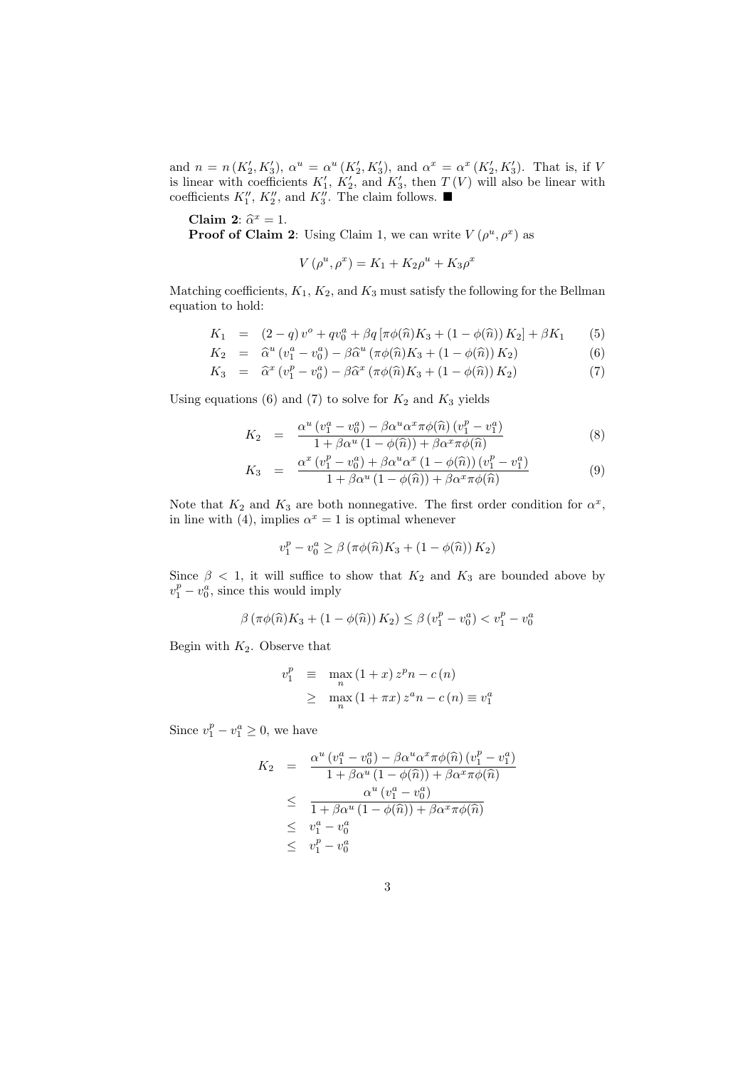and $n = n(K_2', K_3')$, $\alpha^u = \alpha^u(K_2', K_3')$, and $\alpha^x = \alpha^x(K_2', K_3')$. That is, if $V$ is linear with coefficients $K_1'$, $K_2'$, and $K_3'$, then $T(V)$ will also be linear with coefficients $K_1''$, $K_2''$, and $K_3''$. The claim follows. ■

**Claim 2**: $\widehat{\alpha}^x = 1$.

**Proof of Claim 2**: Using Claim 1, we can write $V(\rho^u, \rho^x)$ as

$$V(\rho^u, \rho^x) = K_1 + K_2\rho^u + K_3\rho^x$$

Matching coefficients, $K_1$, $K_2$, and $K_3$ must satisfy the following for the Bellman equation to hold:

$$K_1 = (2-q)v^o + qv_0^a + \beta q\left[\pi\phi(\widehat{n})K_3 + (1-\phi(\widehat{n}))K_2\right] + \beta K_1 \quad (5)$$

$$K_2 = \widehat{\alpha}^u(v_1^a - v_0^a) - \beta\widehat{\alpha}^u(\pi\phi(\widehat{n})K_3 + (1-\phi(\widehat{n}))K_2) \quad (6)$$

$$K_3 = \widehat{\alpha}^x(v_1^p - v_0^a) - \beta\widehat{\alpha}^x(\pi\phi(\widehat{n})K_3 + (1-\phi(\widehat{n}))K_2) \quad (7)$$

Using equations (6) and (7) to solve for $K_2$ and $K_3$ yields

$$K_2 = \frac{\alpha^u(v_1^a - v_0^a) - \beta\alpha^u\alpha^x\pi\phi(\widehat{n})(v_1^p - v_1^a)}{1 + \beta\alpha^u(1-\phi(\widehat{n})) + \beta\alpha^x\pi\phi(\widehat{n})} \quad (8)$$

$$K_3 = \frac{\alpha^x(v_1^p - v_0^a) + \beta\alpha^u\alpha^x(1-\phi(\widehat{n}))(v_1^p - v_1^a)}{1 + \beta\alpha^u(1-\phi(\widehat{n})) + \beta\alpha^x\pi\phi(\widehat{n})} \quad (9)$$

Note that $K_2$ and $K_3$ are both nonnegative. The first order condition for $\alpha^x$, in line with (4), implies $\alpha^x = 1$ is optimal whenever

$$v_1^p - v_0^a \geq \beta(\pi\phi(\widehat{n})K_3 + (1-\phi(\widehat{n}))K_2)$$

Since $\beta < 1$, it will suffice to show that $K_2$ and $K_3$ are bounded above by $v_1^p - v_0^a$, since this would imply

$$\beta(\pi\phi(\widehat{n})K_3 + (1-\phi(\widehat{n}))K_2) \leq \beta(v_1^p - v_0^a) < v_1^p - v_0^a$$

Begin with $K_2$. Observe that

$$\begin{aligned} v_1^p &\equiv \max_n (1+x)z^p n - c(n) \\ &\geq \max_n (1+\pi x)z^a n - c(n) \equiv v_1^a \end{aligned}$$

Since $v_1^p - v_1^a \geq 0$, we have

$$\begin{aligned} K_2 &= \frac{\alpha^u(v_1^a - v_0^a) - \beta\alpha^u\alpha^x\pi\phi(\widehat{n})(v_1^p - v_1^a)}{1 + \beta\alpha^u(1-\phi(\widehat{n})) + \beta\alpha^x\pi\phi(\widehat{n})} \\ &\leq \frac{\alpha^u(v_1^a - v_0^a)}{1 + \beta\alpha^u(1-\phi(\widehat{n})) + \beta\alpha^x\pi\phi(\widehat{n})} \\ &\leq v_1^a - v_0^a \\ &\leq v_1^p - v_0^a \end{aligned}$$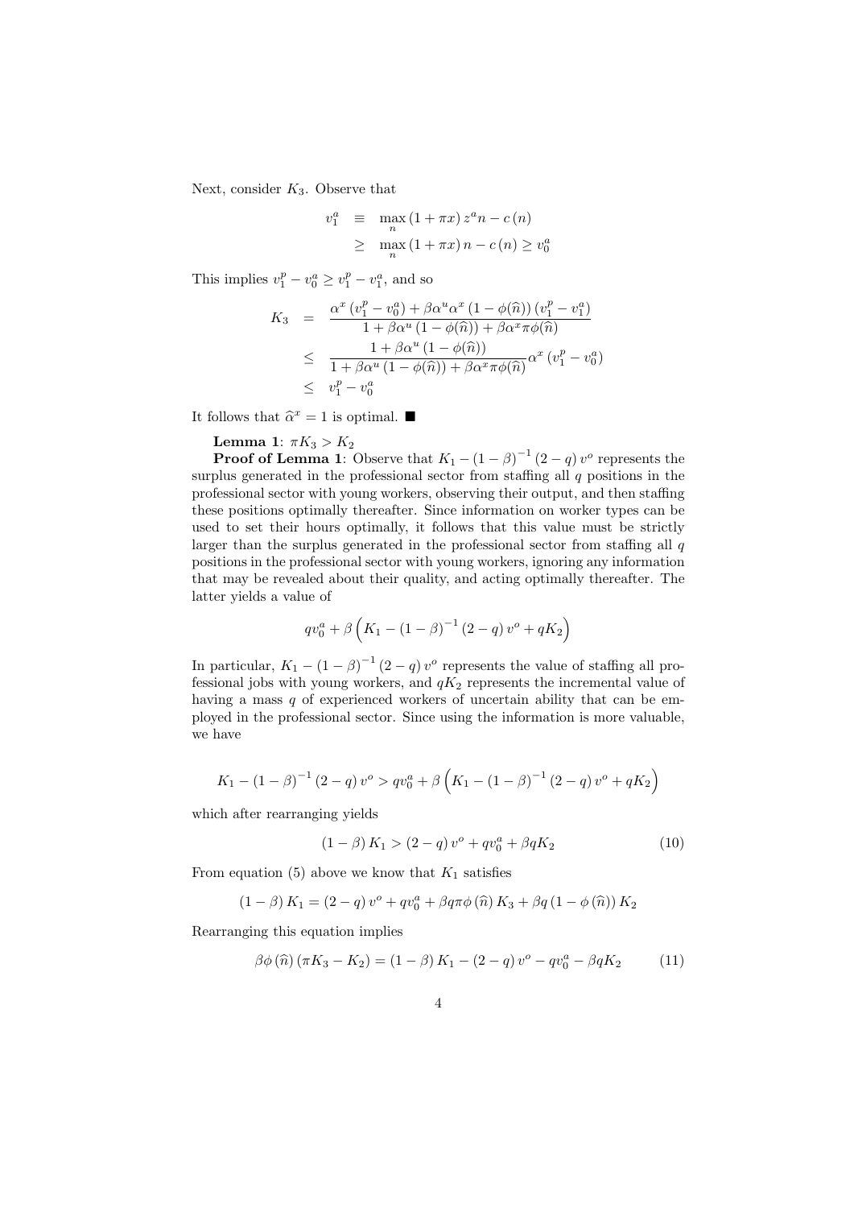Next, consider $K_3$. Observe that

$$
\begin{aligned}
v_1^a &\equiv \max_n (1+\pi x) z^a n - c(n) \\
&\geq \max_n (1+\pi x) n - c(n) \geq v_0^a
\end{aligned}
$$

This implies $v_1^p - v_0^a \geq v_1^p - v_1^a$, and so

$$
\begin{aligned}
K_3 &= \frac{\alpha^x \left(v_1^p - v_0^a\right) + \beta \alpha^u \alpha^x \left(1-\phi(\widehat{n})\right)\left(v_1^p - v_1^a\right)}{1+\beta\alpha^u\left(1-\phi(\widehat{n})\right)+\beta\alpha^x\pi\phi(\widehat{n})} \\
&\leq \frac{1+\beta\alpha^u\left(1-\phi(\widehat{n})\right)}{1+\beta\alpha^u\left(1-\phi(\widehat{n})\right)+\beta\alpha^x\pi\phi(\widehat{n})}\alpha^x\left(v_1^p - v_0^a\right) \\
&\leq v_1^p - v_0^a
\end{aligned}
$$

It follows that $\widehat{\alpha}^x = 1$ is optimal. ■

**Lemma 1**: $\pi K_3 > K_2$

**Proof of Lemma 1**: Observe that $K_1 - (1-\beta)^{-1}(2-q)v^o$ represents the surplus generated in the professional sector from staffing all $q$ positions in the professional sector with young workers, observing their output, and then staffing these positions optimally thereafter. Since information on worker types can be used to set their hours optimally, it follows that this value must be strictly larger than the surplus generated in the professional sector from staffing all $q$ positions in the professional sector with young workers, ignoring any information that may be revealed about their quality, and acting optimally thereafter. The latter yields a value of

$$
qv_0^a + \beta\left(K_1 - (1-\beta)^{-1}(2-q)v^o + qK_2\right)
$$

In particular, $K_1 - (1-\beta)^{-1}(2-q)v^o$ represents the value of staffing all professional jobs with young workers, and $qK_2$ represents the incremental value of having a mass $q$ of experienced workers of uncertain ability that can be employed in the professional sector. Since using the information is more valuable, we have

$$
K_1 - (1-\beta)^{-1}(2-q)v^o > qv_0^a + \beta\left(K_1 - (1-\beta)^{-1}(2-q)v^o + qK_2\right)
$$

which after rearranging yields

$$
(1-\beta)K_1 > (2-q)v^o + qv_0^a + \beta qK_2 \tag{10}
$$

From equation (5) above we know that $K_1$ satisfies

$$
(1-\beta)K_1 = (2-q)v^o + qv_0^a + \beta q\pi\phi(\widehat{n})K_3 + \beta q\left(1-\phi(\widehat{n})\right)K_2
$$

Rearranging this equation implies

$$
\beta\phi(\widehat{n})(\pi K_3 - K_2) = (1-\beta)K_1 - (2-q)v^o - qv_0^a - \beta qK_2 \tag{11}
$$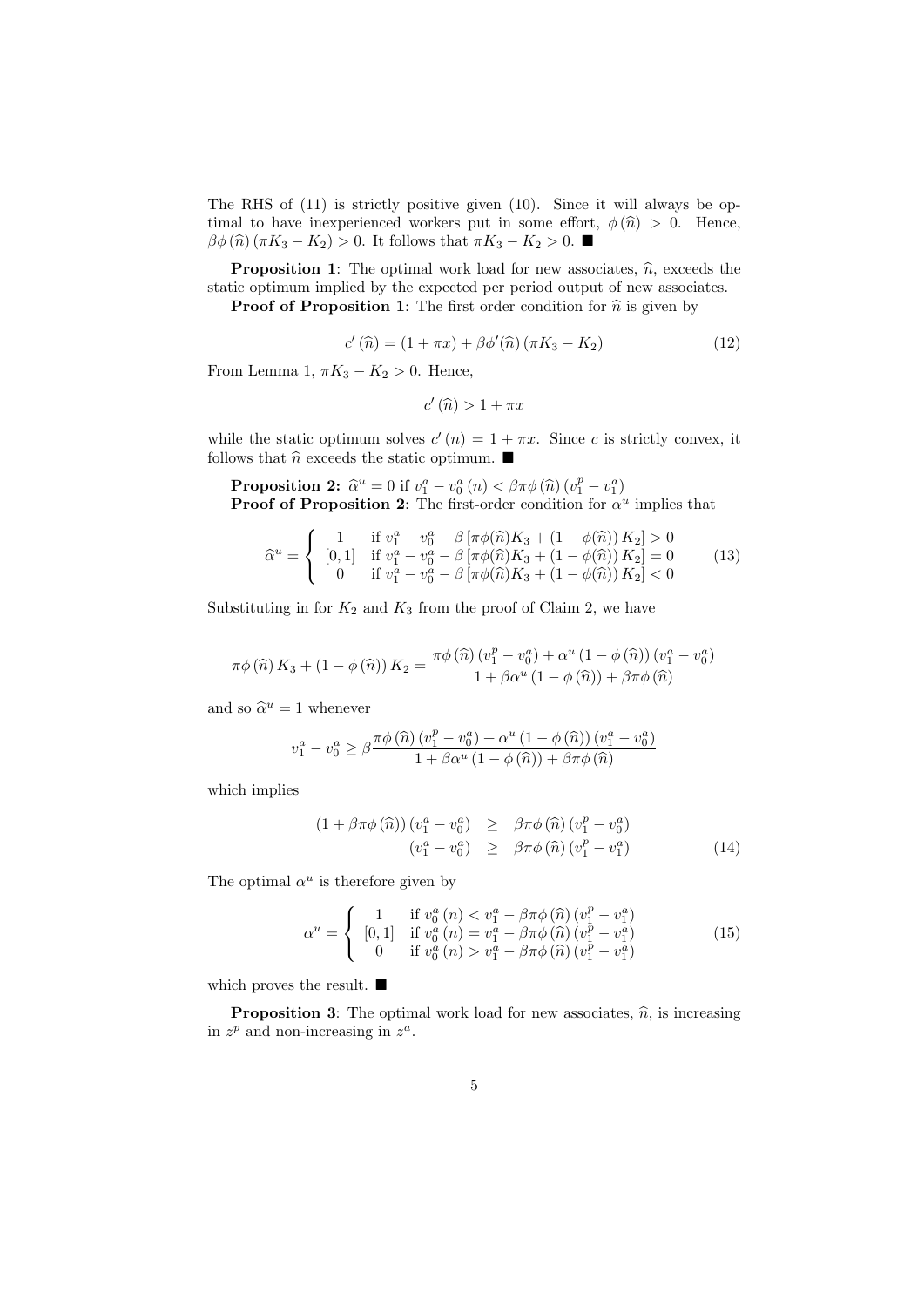The RHS of (11) is strictly positive given (10). Since it will always be optimal to have inexperienced workers put in some effort, $\phi(\widehat{n}) > 0$. Hence, $\beta\phi(\widehat{n})(\pi K_3 - K_2) > 0$. It follows that $\pi K_3 - K_2 > 0$. ■

**Proposition 1**: The optimal work load for new associates, $\widehat{n}$, exceeds the static optimum implied by the expected per period output of new associates.

**Proof of Proposition 1**: The first order condition for $\widehat{n}$ is given by

$$c'(\widehat{n}) = (1 + \pi x) + \beta\phi'(\widehat{n})(\pi K_3 - K_2) \tag{12}$$

From Lemma 1, $\pi K_3 - K_2 > 0$. Hence,

$$c'(\widehat{n}) > 1 + \pi x$$

while the static optimum solves $c'(n) = 1 + \pi x$. Since $c$ is strictly convex, it follows that $\widehat{n}$ exceeds the static optimum. ■

**Proposition 2:** $\widehat{\alpha}^u = 0$ if $v_1^a - v_0^a(n) < \beta\pi\phi(\widehat{n})(v_1^p - v_1^a)$

**Proof of Proposition 2**: The first-order condition for $\alpha^u$ implies that

$$\widehat{\alpha}^u = \begin{cases} 1 & \text{if } v_1^a - v_0^a - \beta\left[\pi\phi(\widehat{n})K_3 + (1-\phi(\widehat{n}))K_2\right] > 0 \\ [0,1] & \text{if } v_1^a - v_0^a - \beta\left[\pi\phi(\widehat{n})K_3 + (1-\phi(\widehat{n}))K_2\right] = 0 \\ 0 & \text{if } v_1^a - v_0^a - \beta\left[\pi\phi(\widehat{n})K_3 + (1-\phi(\widehat{n}))K_2\right] < 0 \end{cases} \tag{13}$$

Substituting in for $K_2$ and $K_3$ from the proof of Claim 2, we have

$$\pi\phi(\widehat{n})K_3 + (1-\phi(\widehat{n}))K_2 = \frac{\pi\phi(\widehat{n})(v_1^p - v_0^a) + \alpha^u(1-\phi(\widehat{n}))(v_1^a - v_0^a)}{1 + \beta\alpha^u(1-\phi(\widehat{n})) + \beta\pi\phi(\widehat{n})}$$

and so $\widehat{\alpha}^u = 1$ whenever

$$v_1^a - v_0^a \geq \beta\frac{\pi\phi(\widehat{n})(v_1^p - v_0^a) + \alpha^u(1-\phi(\widehat{n}))(v_1^a - v_0^a)}{1 + \beta\alpha^u(1-\phi(\widehat{n})) + \beta\pi\phi(\widehat{n})}$$

which implies

$$\begin{aligned} (1 + \beta\pi\phi(\widehat{n}))(v_1^a - v_0^a) &\geq \beta\pi\phi(\widehat{n})(v_1^p - v_0^a) \\ (v_1^a - v_0^a) &\geq \beta\pi\phi(\widehat{n})(v_1^p - v_1^a) \end{aligned} \tag{14}$$

The optimal $\alpha^u$ is therefore given by

$$\alpha^u = \begin{cases} 1 & \text{if } v_0^a(n) < v_1^a - \beta\pi\phi(\widehat{n})(v_1^p - v_1^a) \\ [0,1] & \text{if } v_0^a(n) = v_1^a - \beta\pi\phi(\widehat{n})(v_1^p - v_1^a) \\ 0 & \text{if } v_0^a(n) > v_1^a - \beta\pi\phi(\widehat{n})(v_1^p - v_1^a) \end{cases} \tag{15}$$

which proves the result. ■

**Proposition 3**: The optimal work load for new associates, $\widehat{n}$, is increasing in $z^p$ and non-increasing in $z^a$.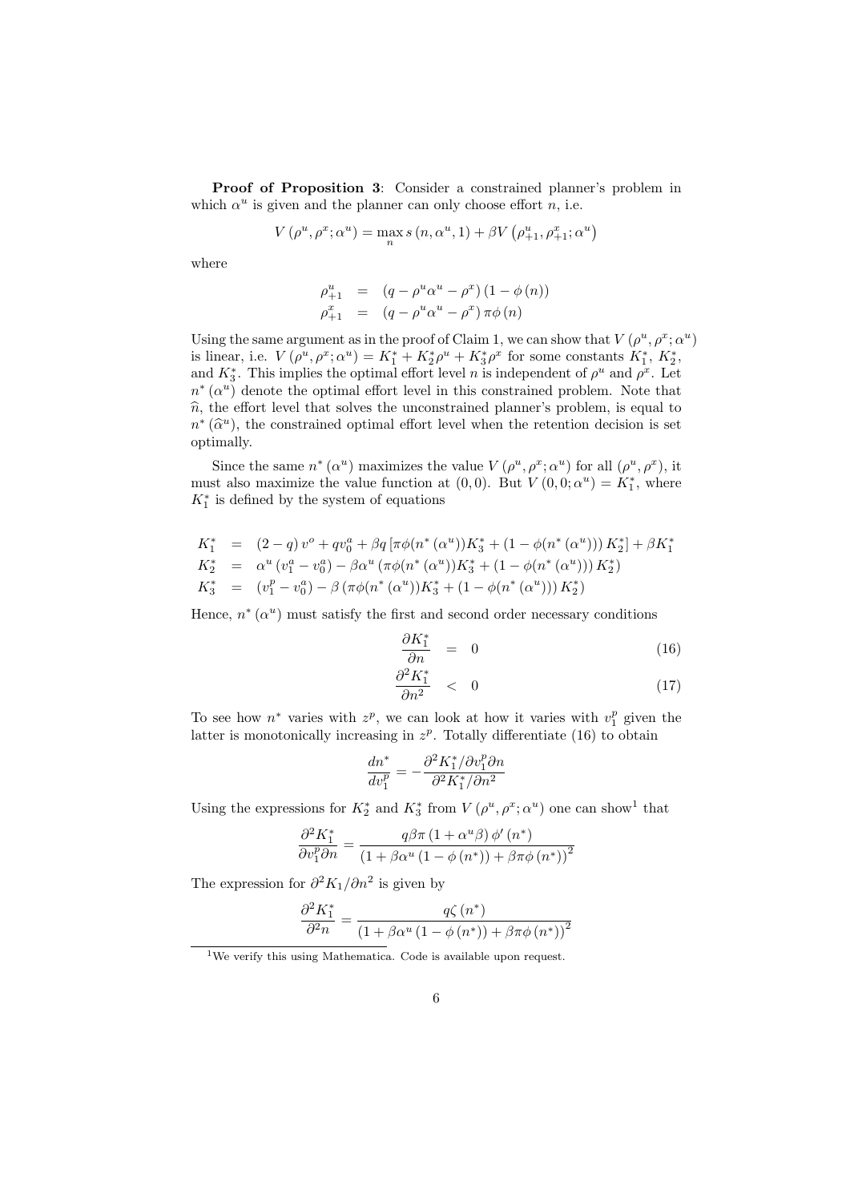**Proof of Proposition 3**: Consider a constrained planner's problem in which $\alpha^u$ is given and the planner can only choose effort $n$, i.e.

$$V(\rho^u, \rho^x; \alpha^u) = \max_n s(n, \alpha^u, 1) + \beta V(\rho^u_{+1}, \rho^x_{+1}; \alpha^u)$$

where

$$\begin{aligned}
\rho^u_{+1} &= (q - \rho^u \alpha^u - \rho^x)(1 - \phi(n)) \\
\rho^x_{+1} &= (q - \rho^u \alpha^u - \rho^x)\pi \phi(n)
\end{aligned}$$

Using the same argument as in the proof of Claim 1, we can show that $V(\rho^u, \rho^x; \alpha^u)$ is linear, i.e. $V(\rho^u, \rho^x; \alpha^u) = K_1^* + K_2^* \rho^u + K_3^* \rho^x$ for some constants $K_1^*$, $K_2^*$, and $K_3^*$. This implies the optimal effort level $n$ is independent of $\rho^u$ and $\rho^x$. Let $n^*(\alpha^u)$ denote the optimal effort level in this constrained problem. Note that $\widehat{n}$, the effort level that solves the unconstrained planner's problem, is equal to $n^*(\widehat{\alpha}^u)$, the constrained optimal effort level when the retention decision is set optimally.

Since the same $n^*(\alpha^u)$ maximizes the value $V(\rho^u, \rho^x; \alpha^u)$ for all $(\rho^u, \rho^x)$, it must also maximize the value function at $(0,0)$. But $V(0, 0; \alpha^u) = K_1^*$, where $K_1^*$ is defined by the system of equations

$$\begin{aligned}
K_1^* &= (2-q)v^o + qv_0^a + \beta q\left[\pi\phi(n^*(\alpha^u))K_3^* + (1 - \phi(n^*(\alpha^u)))K_2^*\right] + \beta K_1^* \\
K_2^* &= \alpha^u(v_1^a - v_0^a) - \beta\alpha^u\left(\pi\phi(n^*(\alpha^u))K_3^* + (1 - \phi(n^*(\alpha^u)))K_2^*\right) \\
K_3^* &= (v_1^p - v_0^a) - \beta\left(\pi\phi(n^*(\alpha^u))K_3^* + (1 - \phi(n^*(\alpha^u)))K_2^*\right)
\end{aligned}$$

Hence, $n^*(\alpha^u)$ must satisfy the first and second order necessary conditions

$$\frac{\partial K_1^*}{\partial n} = 0 \tag{16}$$

$$\frac{\partial^2 K_1^*}{\partial n^2} < 0 \tag{17}$$

To see how $n^*$ varies with $z^p$, we can look at how it varies with $v_1^p$ given the latter is monotonically increasing in $z^p$. Totally differentiate (16) to obtain

$$\frac{dn^*}{dv_1^p} = -\frac{\partial^2 K_1^* / \partial v_1^p \partial n}{\partial^2 K_1^* / \partial n^2}$$

Using the expressions for $K_2^*$ and $K_3^*$ from $V(\rho^u, \rho^x; \alpha^u)$ one can show[1] that

$$\frac{\partial^2 K_1^*}{\partial v_1^p \partial n} = \frac{q\beta\pi(1 + \alpha^u\beta)\phi'(n^*)}{(1 + \beta\alpha^u(1 - \phi(n^*)) + \beta\pi\phi(n^*))^2}$$

The expression for $\partial^2 K_1 / \partial n^2$ is given by

$$\frac{\partial^2 K_1^*}{\partial^2 n} = \frac{q\zeta(n^*)}{(1 + \beta\alpha^u(1 - \phi(n^*)) + \beta\pi\phi(n^*))^2}$$

[1] We verify this using Mathematica. Code is available upon request.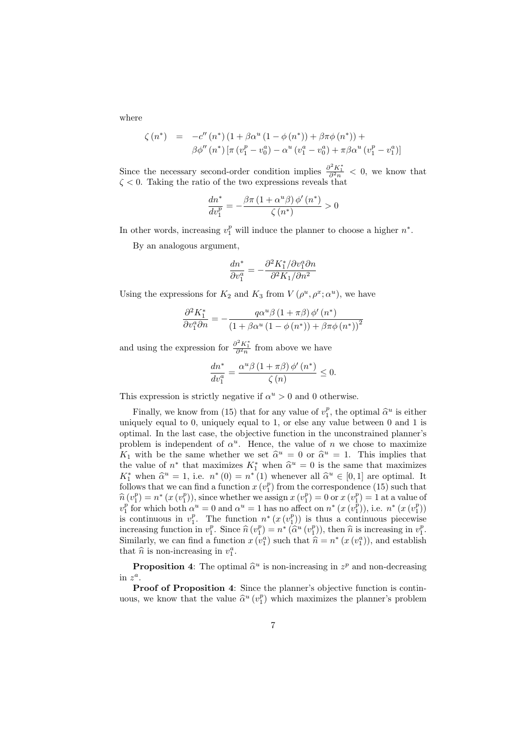where

$$\zeta(n^*) = -c''(n^*)\left(1+\beta\alpha^u(1-\phi(n^*))+\beta\pi\phi(n^*)\right)+ \\ \beta\phi''(n^*)\left[\pi\left(v_1^p-v_0^a\right)-\alpha^u\left(v_1^a-v_0^a\right)+\pi\beta\alpha^u\left(v_1^p-v_1^a\right)\right]$$

Since the necessary second-order condition implies $\frac{\partial^2 K_1^*}{\partial^2 n} < 0$, we know that $\zeta < 0$. Taking the ratio of the two expressions reveals that

$$\frac{dn^*}{dv_1^p} = -\frac{\beta\pi(1+\alpha^u\beta)\phi'(n^*)}{\zeta(n^*)} > 0$$

In other words, increasing $v_1^p$ will induce the planner to choose a higher $n^*$.

By an analogous argument,

$$\frac{dn^*}{\partial v_1^a} = -\frac{\partial^2 K_1^*/\partial v_1^a \partial n}{\partial^2 K_1/\partial n^2}$$

Using the expressions for $K_2$ and $K_3$ from $V(\rho^u, \rho^x; \alpha^u)$, we have

$$\frac{\partial^2 K_1^*}{\partial v_1^a \partial n} = -\frac{q\alpha^u\beta(1+\pi\beta)\phi'(n^*)}{\left(1+\beta\alpha^u(1-\phi(n^*))+\beta\pi\phi(n^*)\right)^2}$$

and using the expression for $\frac{\partial^2 K_1^*}{\partial^2 n}$ from above we have

$$\frac{dn^*}{dv_1^a} = \frac{\alpha^u\beta(1+\pi\beta)\phi'(n^*)}{\zeta(n)} \leq 0.$$

This expression is strictly negative if $\alpha^u > 0$ and 0 otherwise.

Finally, we know from (15) that for any value of $v_1^p$, the optimal $\widehat{\alpha}^u$ is either uniquely equal to 0, uniquely equal to 1, or else any value between 0 and 1 is optimal. In the last case, the objective function in the unconstrained planner's problem is independent of $\alpha^u$. Hence, the value of $n$ we chose to maximize $K_1$ with be the same whether we set $\widehat{\alpha}^u = 0$ or $\widehat{\alpha}^u = 1$. This implies that the value of $n^*$ that maximizes $K_1^*$ when $\widehat{\alpha}^u = 0$ is the same that maximizes $K_1^*$ when $\widehat{\alpha}^u = 1$, i.e. $n^*(0) = n^*(1)$ whenever all $\widehat{\alpha}^u \in [0,1]$ are optimal. It follows that we can find a function $x(v_1^p)$ from the correspondence (15) such that $\widehat{n}(v_1^p) = n^*(x(v_1^p))$, since whether we assign $x(v_1^p) = 0$ or $x(v_1^p) = 1$ at a value of $v_1^p$ for which both $\alpha^u = 0$ and $\alpha^u = 1$ has no affect on $n^*(x(v_1^p))$, i.e. $n^*(x(v_1^p))$ is continuous in $v_1^p$. The function $n^*(x(v_1^p))$ is thus a continuous piecewise increasing function in $v_1^p$. Since $\widehat{n}(v_1^p) = n^*(\widehat{\alpha}^u(v_1^p))$, then $\widehat{n}$ is increasing in $v_1^p$. Similarly, we can find a function $x(v_1^a)$ such that $\widehat{n} = n^*(x(v_1^a))$, and establish that $\widehat{n}$ is non-increasing in $v_1^a$.

**Proposition 4**: The optimal $\widehat{\alpha}^u$ is non-increasing in $z^p$ and non-decreasing in $z^a$.

**Proof of Proposition 4**: Since the planner's objective function is continuous, we know that the value $\widehat{\alpha}^u(v_1^p)$ which maximizes the planner's problem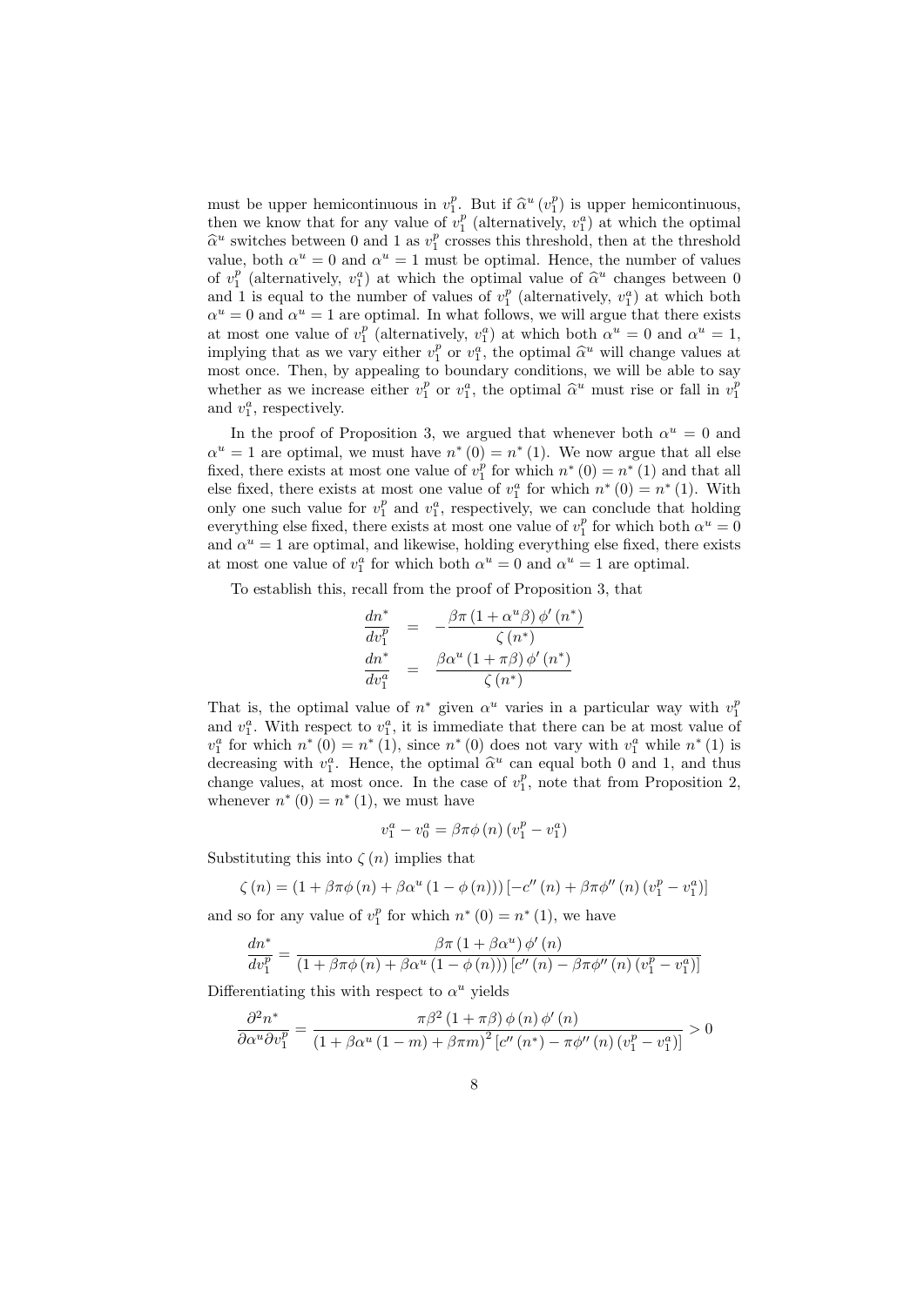must be upper hemicontinuous in $v_1^p$. But if $\widehat{\alpha}^u\left(v_1^p\right)$ is upper hemicontinuous, then we know that for any value of $v_1^p$ (alternatively, $v_1^a$) at which the optimal $\widehat{\alpha}^u$ switches between 0 and 1 as $v_1^p$ crosses this threshold, then at the threshold value, both $\alpha^u = 0$ and $\alpha^u = 1$ must be optimal. Hence, the number of values of $v_1^p$ (alternatively, $v_1^a$) at which the optimal value of $\widehat{\alpha}^u$ changes between 0 and 1 is equal to the number of values of $v_1^p$ (alternatively, $v_1^a$) at which both $\alpha^u = 0$ and $\alpha^u = 1$ are optimal. In what follows, we will argue that there exists at most one value of $v_1^p$ (alternatively, $v_1^a$) at which both $\alpha^u = 0$ and $\alpha^u = 1$, implying that as we vary either $v_1^p$ or $v_1^a$, the optimal $\widehat{\alpha}^u$ will change values at most once. Then, by appealing to boundary conditions, we will be able to say whether as we increase either $v_1^p$ or $v_1^a$, the optimal $\widehat{\alpha}^u$ must rise or fall in $v_1^p$ and $v_1^a$, respectively.

In the proof of Proposition 3, we argued that whenever both $\alpha^u = 0$ and $\alpha^u = 1$ are optimal, we must have $n^*(0) = n^*(1)$. We now argue that all else fixed, there exists at most one value of $v_1^p$ for which $n^*(0) = n^*(1)$ and that all else fixed, there exists at most one value of $v_1^a$ for which $n^*(0) = n^*(1)$. With only one such value for $v_1^p$ and $v_1^a$, respectively, we can conclude that holding everything else fixed, there exists at most one value of $v_1^p$ for which both $\alpha^u = 0$ and $\alpha^u = 1$ are optimal, and likewise, holding everything else fixed, there exists at most one value of $v_1^a$ for which both $\alpha^u = 0$ and $\alpha^u = 1$ are optimal.

To establish this, recall from the proof of Proposition 3, that

$$
\begin{aligned}
\frac{dn^*}{dv_1^p} &= -\frac{\beta\pi\left(1+\alpha^u\beta\right)\phi'\left(n^*\right)}{\zeta\left(n^*\right)} \\
\frac{dn^*}{dv_1^a} &= \frac{\beta\alpha^u\left(1+\pi\beta\right)\phi'\left(n^*\right)}{\zeta\left(n^*\right)}
\end{aligned}
$$

That is, the optimal value of $n^*$ given $\alpha^u$ varies in a particular way with $v_1^p$ and $v_1^a$. With respect to $v_1^a$, it is immediate that there can be at most value of $v_1^a$ for which $n^*(0) = n^*(1)$, since $n^*(0)$ does not vary with $v_1^a$ while $n^*(1)$ is decreasing with $v_1^a$. Hence, the optimal $\widehat{\alpha}^u$ can equal both 0 and 1, and thus change values, at most once. In the case of $v_1^p$, note that from Proposition 2, whenever $n^*(0) = n^*(1)$, we must have

$$
v_1^a - v_0^a = \beta\pi\phi\left(n\right)\left(v_1^p - v_1^a\right)
$$

Substituting this into $\zeta(n)$ implies that

$$
\zeta\left(n\right) = \left(1+\beta\pi\phi\left(n\right)+\beta\alpha^u\left(1-\phi\left(n\right)\right)\right)\left[-c''\left(n\right)+\beta\pi\phi''\left(n\right)\left(v_1^p - v_1^a\right)\right]
$$

and so for any value of $v_1^p$ for which $n^*(0) = n^*(1)$, we have

$$
\frac{dn^*}{dv_1^p} = \frac{\beta\pi\left(1+\beta\alpha^u\right)\phi'\left(n\right)}{\left(1+\beta\pi\phi\left(n\right)+\beta\alpha^u\left(1-\phi\left(n\right)\right)\right)\left[c''\left(n\right)-\beta\pi\phi''\left(n\right)\left(v_1^p - v_1^a\right)\right]}
$$

Differentiating this with respect to $\alpha^u$ yields

$$
\frac{\partial^2 n^*}{\partial\alpha^u\partial v_1^p} = \frac{\pi\beta^2\left(1+\pi\beta\right)\phi\left(n\right)\phi'\left(n\right)}{\left(1+\beta\alpha^u\left(1-m\right)+\beta\pi m\right)^2\left[c''\left(n^*\right)-\pi\phi''\left(n\right)\left(v_1^p - v_1^a\right)\right]} > 0
$$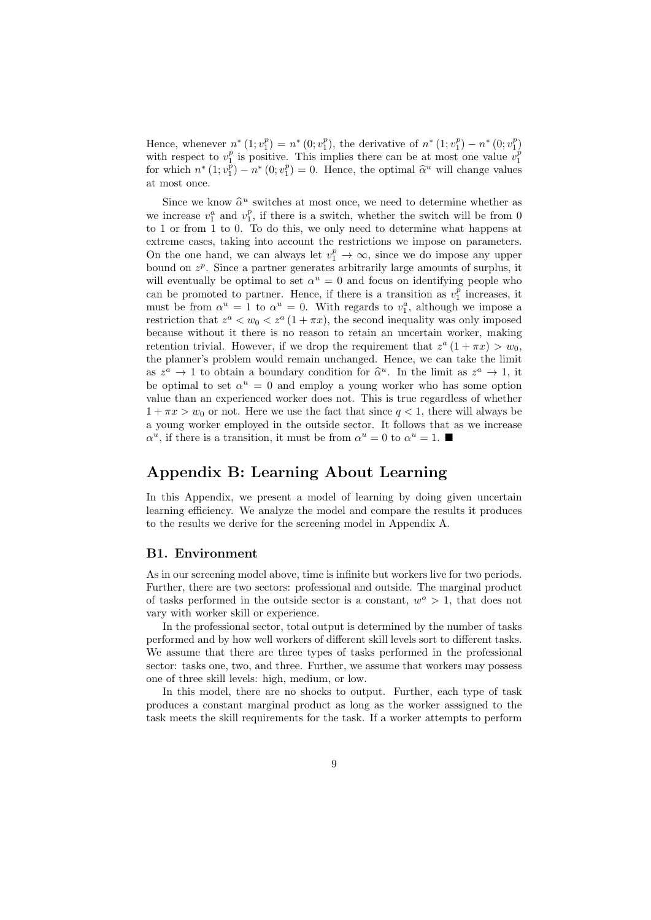Hence, whenever $n^*(1; v_1^p) = n^*(0; v_1^p)$, the derivative of $n^*(1; v_1^p) - n^*(0; v_1^p)$ with respect to $v_1^p$ is positive. This implies there can be at most one value $v_1^p$ for which $n^*(1; v_1^p) - n^*(0; v_1^p) = 0$. Hence, the optimal $\widehat{\alpha}^u$ will change values at most once.

Since we know $\widehat{\alpha}^u$ switches at most once, we need to determine whether as we increase $v_1^a$ and $v_1^p$, if there is a switch, whether the switch will be from 0 to 1 or from 1 to 0. To do this, we only need to determine what happens at extreme cases, taking into account the restrictions we impose on parameters. On the one hand, we can always let $v_1^p \to \infty$, since we do impose any upper bound on $z^p$. Since a partner generates arbitrarily large amounts of surplus, it will eventually be optimal to set $\alpha^u = 0$ and focus on identifying people who can be promoted to partner. Hence, if there is a transition as $v_1^p$ increases, it must be from $\alpha^u = 1$ to $\alpha^u = 0$. With regards to $v_1^a$, although we impose a restriction that $z^a < w_0 < z^a(1 + \pi x)$, the second inequality was only imposed because without it there is no reason to retain an uncertain worker, making retention trivial. However, if we drop the requirement that $z^a(1 + \pi x) > w_0$, the planner's problem would remain unchanged. Hence, we can take the limit as $z^a \to 1$ to obtain a boundary condition for $\widehat{\alpha}^u$. In the limit as $z^a \to 1$, it be optimal to set $\alpha^u = 0$ and employ a young worker who has some option value than an experienced worker does not. This is true regardless of whether $1 + \pi x > w_0$ or not. Here we use the fact that since $q < 1$, there will always be a young worker employed in the outside sector. It follows that as we increase $\alpha^u$, if there is a transition, it must be from $\alpha^u = 0$ to $\alpha^u = 1$. ■

## Appendix B: Learning About Learning

In this Appendix, we present a model of learning by doing given uncertain learning efficiency. We analyze the model and compare the results it produces to the results we derive for the screening model in Appendix A.

### B1. Environment

As in our screening model above, time is infinite but workers live for two periods. Further, there are two sectors: professional and outside. The marginal product of tasks performed in the outside sector is a constant, $w^o > 1$, that does not vary with worker skill or experience.

In the professional sector, total output is determined by the number of tasks performed and by how well workers of different skill levels sort to different tasks. We assume that there are three types of tasks performed in the professional sector: tasks one, two, and three. Further, we assume that workers may possess one of three skill levels: high, medium, or low.

In this model, there are no shocks to output. Further, each type of task produces a constant marginal product as long as the worker asssigned to the task meets the skill requirements for the task. If a worker attempts to perform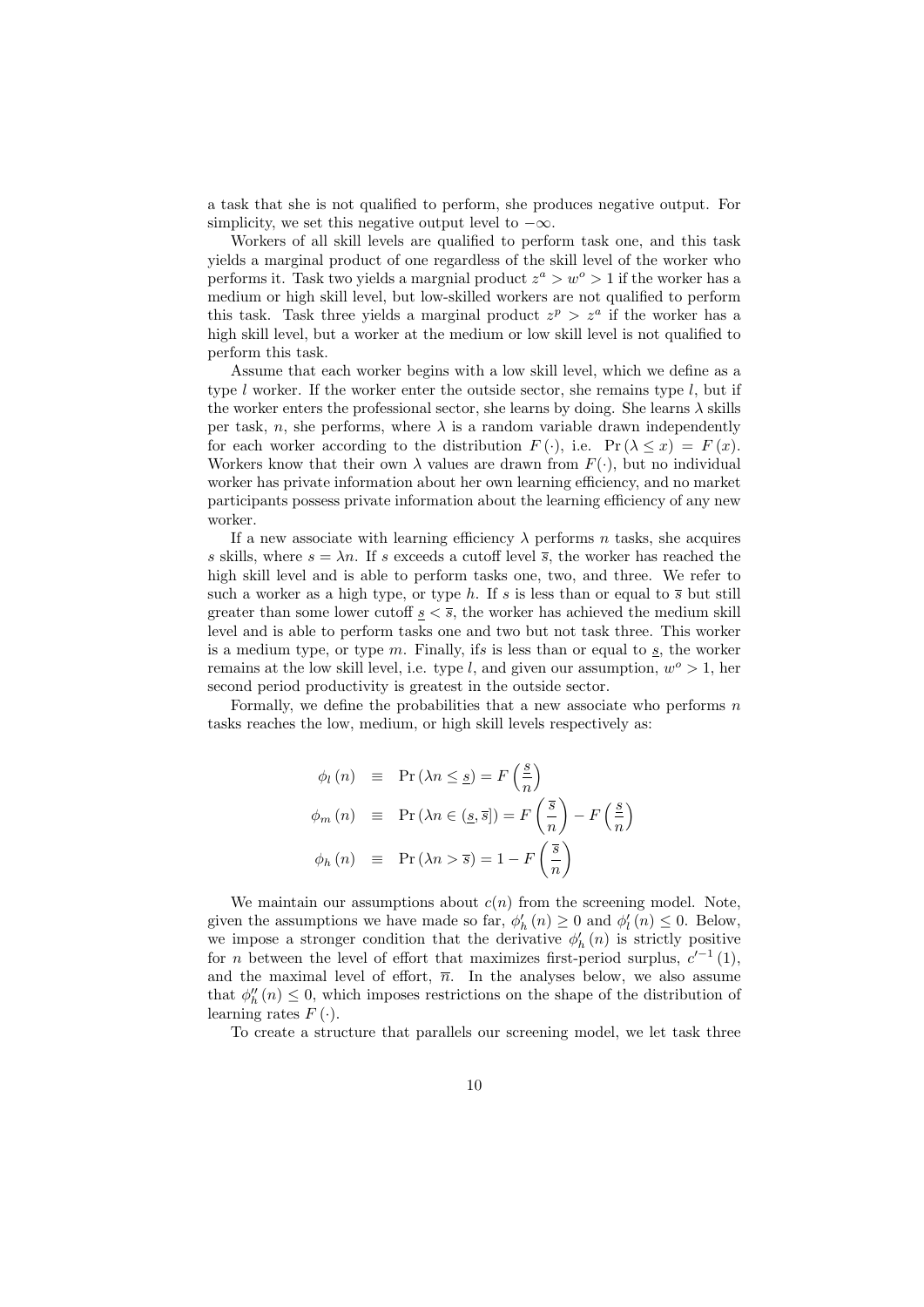a task that she is not qualified to perform, she produces negative output. For simplicity, we set this negative output level to $-\infty$.

Workers of all skill levels are qualified to perform task one, and this task yields a marginal product of one regardless of the skill level of the worker who performs it. Task two yields a margnial product $z^a > w^o > 1$ if the worker has a medium or high skill level, but low-skilled workers are not qualified to perform this task. Task three yields a marginal product $z^p > z^a$ if the worker has a high skill level, but a worker at the medium or low skill level is not qualified to perform this task.

Assume that each worker begins with a low skill level, which we define as a type $l$ worker. If the worker enter the outside sector, she remains type $l$, but if the worker enters the professional sector, she learns by doing. She learns $\lambda$ skills per task, $n$, she performs, where $\lambda$ is a random variable drawn independently for each worker according to the distribution $F(\cdot)$, i.e. $\Pr(\lambda \leq x) = F(x)$. Workers know that their own $\lambda$ values are drawn from $F(\cdot)$, but no individual worker has private information about her own learning efficiency, and no market participants possess private information about the learning efficiency of any new worker.

If a new associate with learning efficiency $\lambda$ performs $n$ tasks, she acquires $s$ skills, where $s = \lambda n$. If $s$ exceeds a cutoff level $\overline{s}$, the worker has reached the high skill level and is able to perform tasks one, two, and three. We refer to such a worker as a high type, or type $h$. If $s$ is less than or equal to $\overline{s}$ but still greater than some lower cutoff $\underline{s} < \overline{s}$, the worker has achieved the medium skill level and is able to perform tasks one and two but not task three. This worker is a medium type, or type $m$. Finally, ifs is less than or equal to $\underline{s}$, the worker remains at the low skill level, i.e. type $l$, and given our assumption, $w^o > 1$, her second period productivity is greatest in the outside sector.

Formally, we define the probabilities that a new associate who performs $n$ tasks reaches the low, medium, or high skill levels respectively as:

$$\phi_l(n) \equiv \Pr(\lambda n \leq \underline{s}) = F\left(\frac{\underline{s}}{n}\right)$$

$$\phi_m(n) \equiv \Pr(\lambda n \in (\underline{s}, \overline{s}]) = F\left(\frac{\overline{s}}{n}\right) - F\left(\frac{\underline{s}}{n}\right)$$

$$\phi_h(n) \equiv \Pr(\lambda n > \overline{s}) = 1 - F\left(\frac{\overline{s}}{n}\right)$$

We maintain our assumptions about $c(n)$ from the screening model. Note, given the assumptions we have made so far, $\phi_h'(n) \geq 0$ and $\phi_l'(n) \leq 0$. Below, we impose a stronger condition that the derivative $\phi_h'(n)$ is strictly positive for $n$ between the level of effort that maximizes first-period surplus, $c'^{-1}(1)$, and the maximal level of effort, $\overline{n}$. In the analyses below, we also assume that $\phi_h''(n) \leq 0$, which imposes restrictions on the shape of the distribution of learning rates $F(\cdot)$.

To create a structure that parallels our screening model, we let task three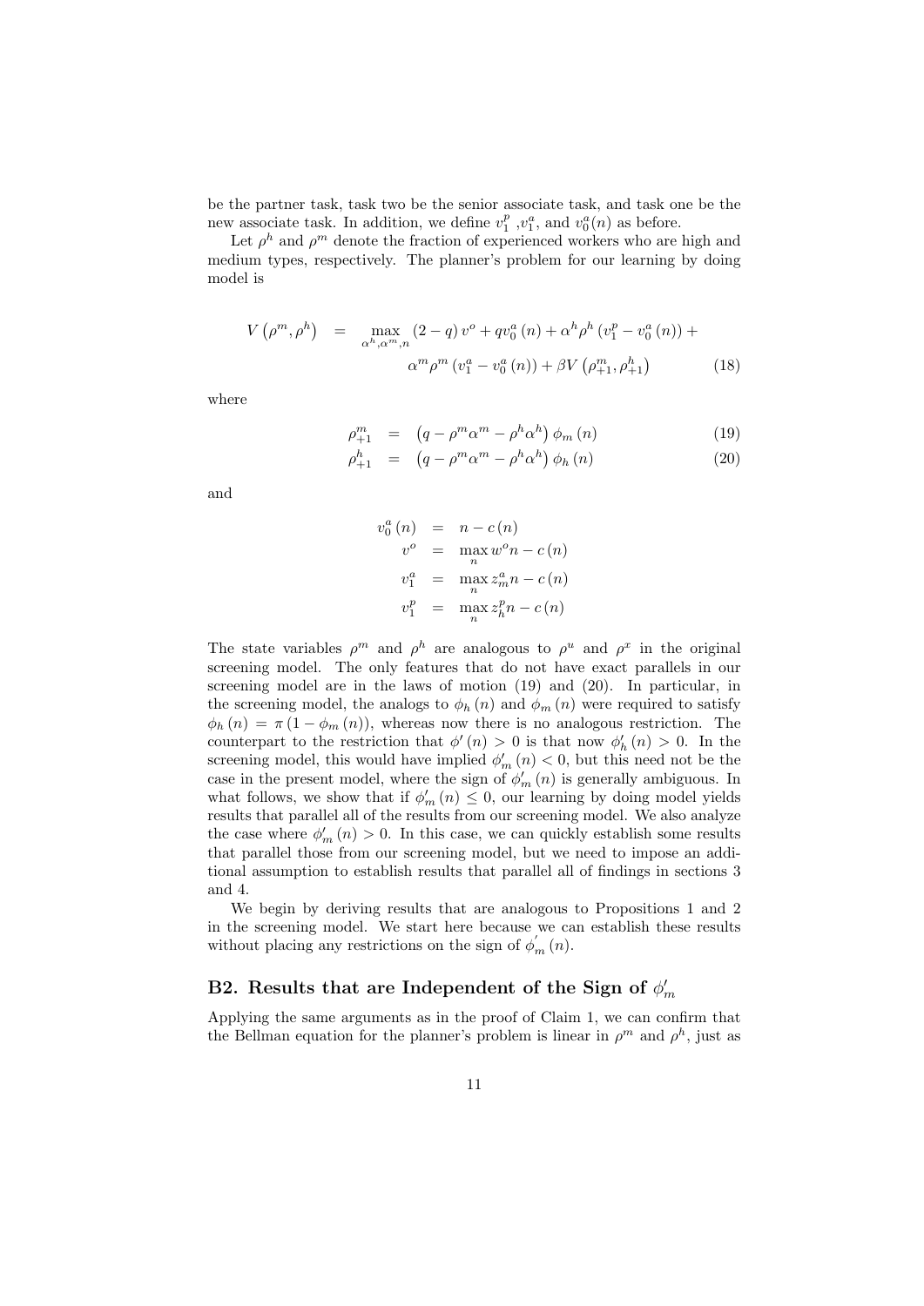be the partner task, task two be the senior associate task, and task one be the new associate task. In addition, we define $v_1^p$ ,$v_1^a$, and $v_0^a(n)$ as before.

Let $\rho^h$ and $\rho^m$ denote the fraction of experienced workers who are high and medium types, respectively. The planner's problem for our learning by doing model is

$$
\begin{aligned}
V\left(\rho^m, \rho^h\right) \quad &= \quad \max_{\alpha^h, \alpha^m, n} (2-q)\, v^o + q v_0^a(n) + \alpha^h \rho^h \left(v_1^p - v_0^a(n)\right) + \\
&\qquad \alpha^m \rho^m \left(v_1^a - v_0^a(n)\right) + \beta V\left(\rho_{+1}^m, \rho_{+1}^h\right) \qquad (18)
\end{aligned}
$$

where

$$
\rho_{+1}^m = \left(q - \rho^m \alpha^m - \rho^h \alpha^h\right) \phi_m(n) \qquad (19)
$$

$$
\rho_{+1}^h = \left(q - \rho^m \alpha^m - \rho^h \alpha^h\right) \phi_h(n) \qquad (20)
$$

and

$$
\begin{aligned}
v_0^a(n) &= n - c(n) \\
v^o &= \max_n w^o n - c(n) \\
v_1^a &= \max_n z_m^a n - c(n) \\
v_1^p &= \max_n z_h^p n - c(n)
\end{aligned}
$$

The state variables $\rho^m$ and $\rho^h$ are analogous to $\rho^u$ and $\rho^x$ in the original screening model. The only features that do not have exact parallels in our screening model are in the laws of motion (19) and (20). In particular, in the screening model, the analogs to $\phi_h(n)$ and $\phi_m(n)$ were required to satisfy $\phi_h(n) = \pi(1 - \phi_m(n))$, whereas now there is no analogous restriction. The counterpart to the restriction that $\phi'(n) > 0$ is that now $\phi_h'(n) > 0$. In the screening model, this would have implied $\phi_m'(n) < 0$, but this need not be the case in the present model, where the sign of $\phi_m'(n)$ is generally ambiguous. In what follows, we show that if $\phi_m'(n) \leq 0$, our learning by doing model yields results that parallel all of the results from our screening model. We also analyze the case where $\phi_m'(n) > 0$. In this case, we can quickly establish some results that parallel those from our screening model, but we need to impose an additional assumption to establish results that parallel all of findings in sections 3 and 4.

We begin by deriving results that are analogous to Propositions 1 and 2 in the screening model. We start here because we can establish these results without placing any restrictions on the sign of $\phi_m'(n)$.

## B2. Results that are Independent of the Sign of $\phi_m'$

Applying the same arguments as in the proof of Claim 1, we can confirm that the Bellman equation for the planner's problem is linear in $\rho^m$ and $\rho^h$, just as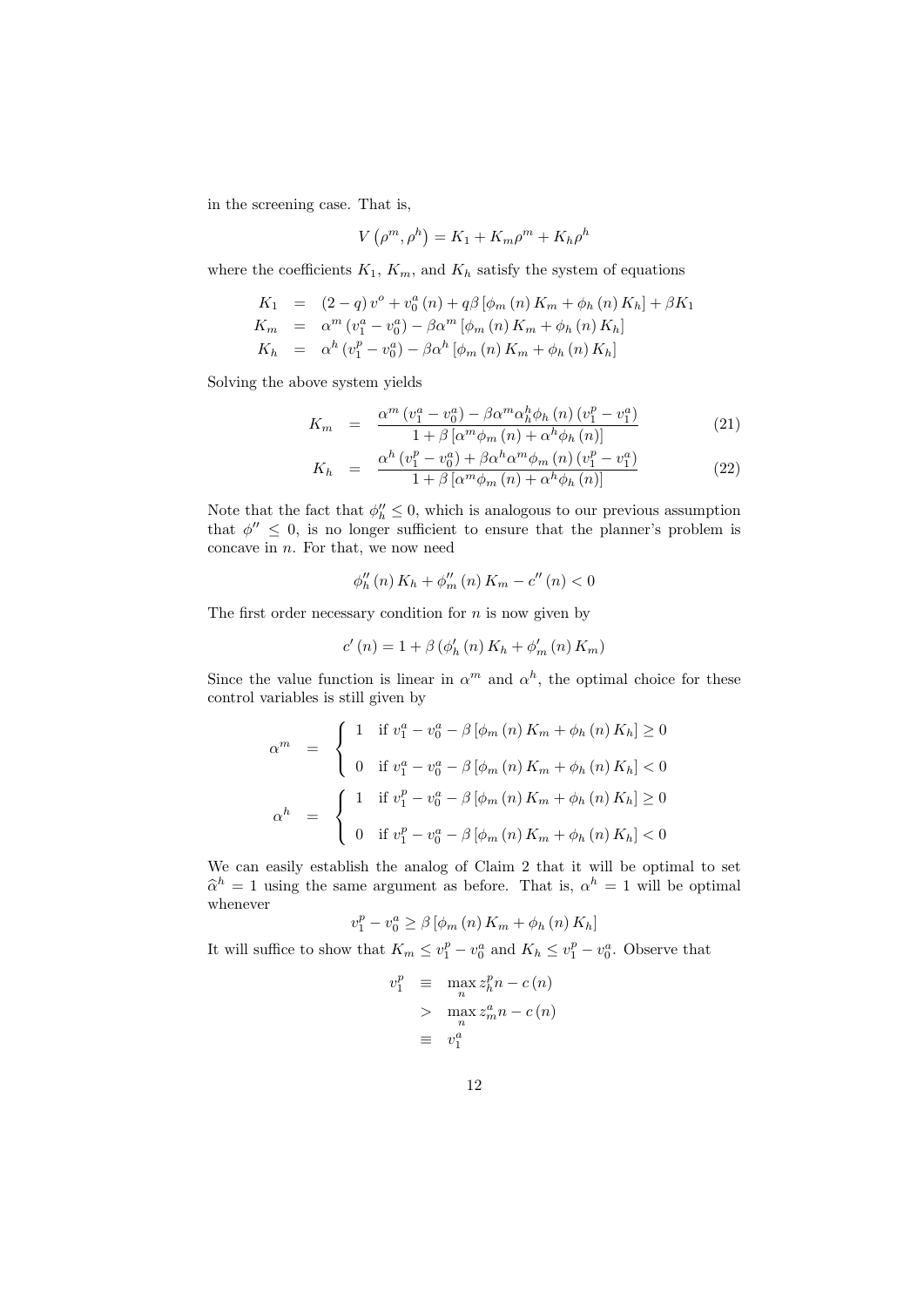in the screening case. That is,

$$V\left(\rho^m, \rho^h\right) = K_1 + K_m \rho^m + K_h \rho^h$$

where the coefficients $K_1$, $K_m$, and $K_h$ satisfy the system of equations

$$\begin{aligned}
K_1 &= (2-q)\, v^o + v_0^a(n) + q\beta\left[\phi_m(n) K_m + \phi_h(n) K_h\right] + \beta K_1 \\
K_m &= \alpha^m\left(v_1^a - v_0^a\right) - \beta\alpha^m\left[\phi_m(n) K_m + \phi_h(n) K_h\right] \\
K_h &= \alpha^h\left(v_1^p - v_0^a\right) - \beta\alpha^h\left[\phi_m(n) K_m + \phi_h(n) K_h\right]
\end{aligned}$$

Solving the above system yields

$$K_m = \frac{\alpha^m\left(v_1^a - v_0^a\right) - \beta\alpha^m\alpha_h^h\phi_h(n)\left(v_1^p - v_1^a\right)}{1 + \beta\left[\alpha^m\phi_m(n) + \alpha^h\phi_h(n)\right]} \tag{21}$$

$$K_h = \frac{\alpha^h\left(v_1^p - v_0^a\right) + \beta\alpha^h\alpha^m\phi_m(n)\left(v_1^p - v_1^a\right)}{1 + \beta\left[\alpha^m\phi_m(n) + \alpha^h\phi_h(n)\right]} \tag{22}$$

Note that the fact that $\phi_h'' \leq 0$, which is analogous to our previous assumption that $\phi'' \leq 0$, is no longer sufficient to ensure that the planner's problem is concave in $n$. For that, we now need

$$\phi_h''(n) K_h + \phi_m''(n) K_m - c''(n) < 0$$

The first order necessary condition for $n$ is now given by

$$c'(n) = 1 + \beta\left(\phi_h'(n) K_h + \phi_m'(n) K_m\right)$$

Since the value function is linear in $\alpha^m$ and $\alpha^h$, the optimal choice for these control variables is still given by

$$\alpha^m = \begin{cases} 1 & \text{if } v_1^a - v_0^a - \beta\left[\phi_m(n) K_m + \phi_h(n) K_h\right] \geq 0 \\ 0 & \text{if } v_1^a - v_0^a - \beta\left[\phi_m(n) K_m + \phi_h(n) K_h\right] < 0 \end{cases}$$

$$\alpha^h = \begin{cases} 1 & \text{if } v_1^p - v_0^a - \beta\left[\phi_m(n) K_m + \phi_h(n) K_h\right] \geq 0 \\ 0 & \text{if } v_1^p - v_0^a - \beta\left[\phi_m(n) K_m + \phi_h(n) K_h\right] < 0 \end{cases}$$

We can easily establish the analog of Claim 2 that it will be optimal to set $\widehat{\alpha}^h = 1$ using the same argument as before. That is, $\alpha^h = 1$ will be optimal whenever

$$v_1^p - v_0^a \geq \beta\left[\phi_m(n) K_m + \phi_h(n) K_h\right]$$

It will suffice to show that $K_m \leq v_1^p - v_0^a$ and $K_h \leq v_1^p - v_0^a$. Observe that

$$\begin{aligned}
v_1^p &\equiv \max_n z_h^p n - c(n) \\
&> \max_n z_m^a n - c(n) \\
&\equiv v_1^a
\end{aligned}$$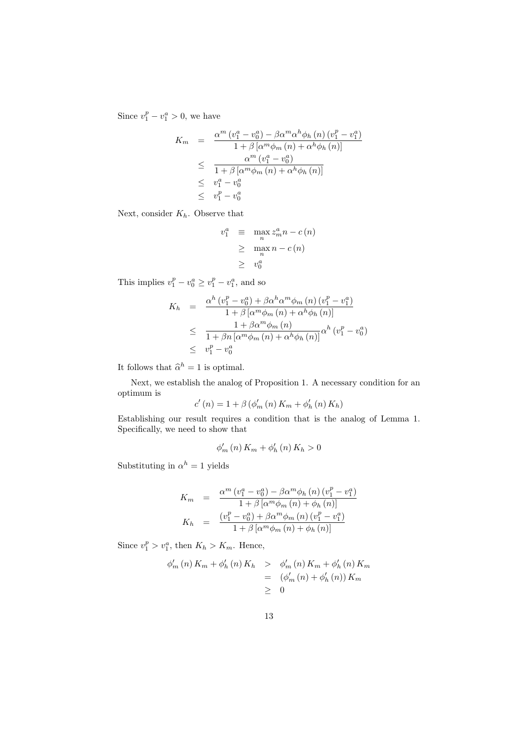Since $v_1^p - v_1^a > 0$, we have

$$
\begin{aligned}
K_m &= \frac{\alpha^m (v_1^a - v_0^a) - \beta \alpha^m \alpha^h \phi_h(n)(v_1^p - v_1^a)}{1 + \beta [\alpha^m \phi_m(n) + \alpha^h \phi_h(n)]} \\
&\leq \frac{\alpha^m (v_1^a - v_0^a)}{1 + \beta [\alpha^m \phi_m(n) + \alpha^h \phi_h(n)]} \\
&\leq v_1^a - v_0^a \\
&\leq v_1^p - v_0^a
\end{aligned}
$$

Next, consider $K_h$. Observe that

$$
\begin{aligned}
v_1^a &\equiv \max_n z_m^a n - c(n) \\
&\geq \max_n n - c(n) \\
&\geq v_0^a
\end{aligned}
$$

This implies $v_1^p - v_0^a \geq v_1^p - v_1^a$, and so

$$
\begin{aligned}
K_h &= \frac{\alpha^h (v_1^p - v_0^a) + \beta \alpha^h \alpha^m \phi_m(n)(v_1^p - v_1^a)}{1 + \beta [\alpha^m \phi_m(n) + \alpha^h \phi_h(n)]} \\
&\leq \frac{1 + \beta \alpha^m \phi_m(n)}{1 + \beta n [\alpha^m \phi_m(n) + \alpha^h \phi_h(n)]} \alpha^h (v_1^p - v_0^a) \\
&\leq v_1^p - v_0^a
\end{aligned}
$$

It follows that $\widehat{\alpha}^h = 1$ is optimal.

Next, we establish the analog of Proposition 1. A necessary condition for an optimum is

$$
c'(n) = 1 + \beta (\phi_m'(n) K_m + \phi_h'(n) K_h)
$$

Establishing our result requires a condition that is the analog of Lemma 1. Specifically, we need to show that

$$
\phi_m'(n) K_m + \phi_h'(n) K_h > 0
$$

Substituting in $\alpha^h = 1$ yields

$$
\begin{aligned}
K_m &= \frac{\alpha^m (v_1^a - v_0^a) - \beta \alpha^m \phi_h(n)(v_1^p - v_1^a)}{1 + \beta [\alpha^m \phi_m(n) + \phi_h(n)]} \\
K_h &= \frac{(v_1^p - v_0^a) + \beta \alpha^m \phi_m(n)(v_1^p - v_1^a)}{1 + \beta [\alpha^m \phi_m(n) + \phi_h(n)]}
\end{aligned}
$$

Since $v_1^p > v_1^a$, then $K_h > K_m$. Hence,

$$
\begin{aligned}
\phi_m'(n) K_m + \phi_h'(n) K_h &> \phi_m'(n) K_m + \phi_h'(n) K_m \\
&= (\phi_m'(n) + \phi_h'(n)) K_m \\
&\geq 0
\end{aligned}
$$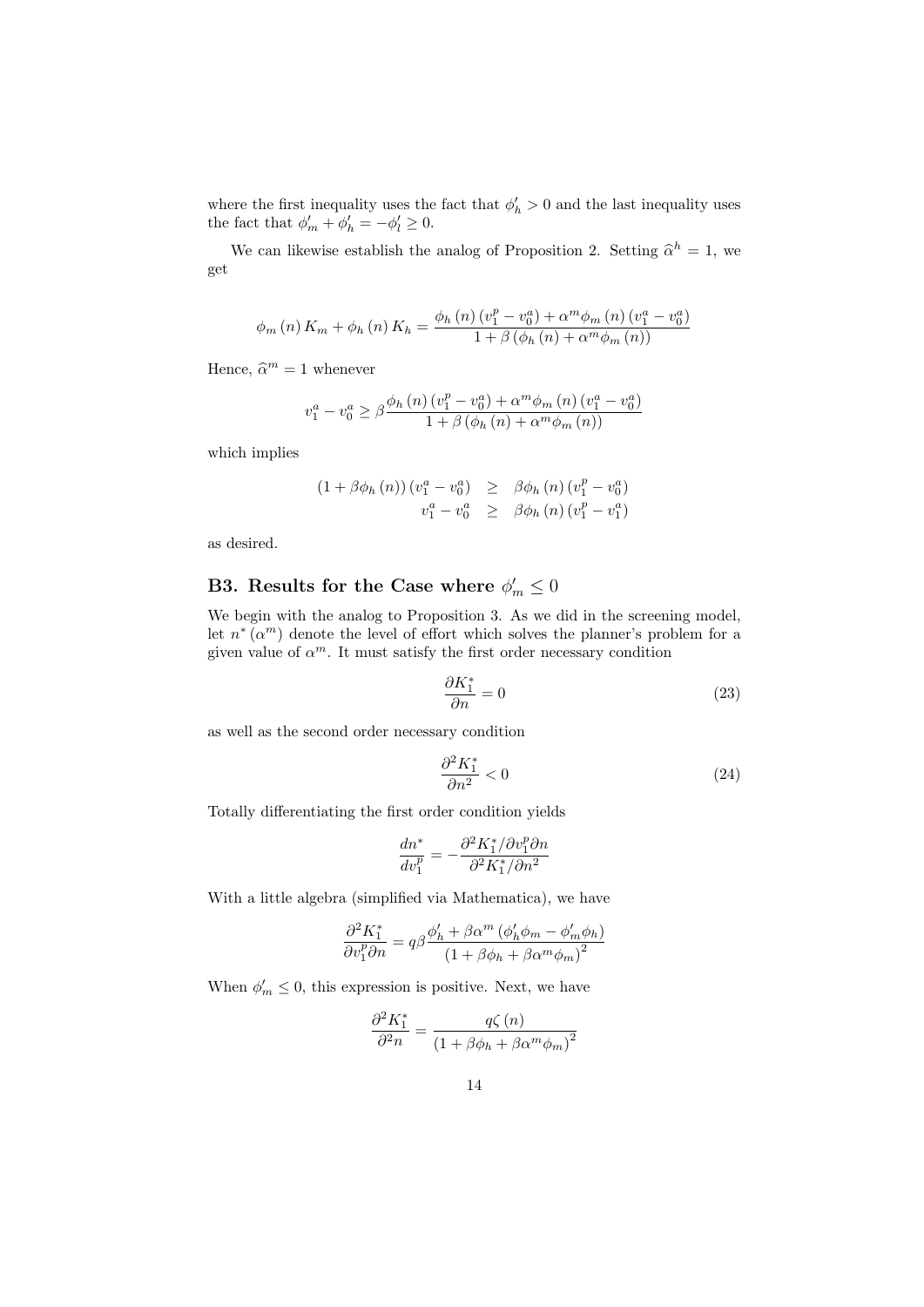where the first inequality uses the fact that $\phi_h' > 0$ and the last inequality uses the fact that $\phi_m' + \phi_h' = -\phi_l' \geq 0$.

We can likewise establish the analog of Proposition 2. Setting $\widehat{\alpha}^h = 1$, we get

$$\phi_m(n) K_m + \phi_h(n) K_h = \frac{\phi_h(n)(v_1^p - v_0^a) + \alpha^m \phi_m(n)(v_1^a - v_0^a)}{1 + \beta(\phi_h(n) + \alpha^m \phi_m(n))}$$

Hence, $\widehat{\alpha}^m = 1$ whenever

$$v_1^a - v_0^a \geq \beta \frac{\phi_h(n)(v_1^p - v_0^a) + \alpha^m \phi_m(n)(v_1^a - v_0^a)}{1 + \beta(\phi_h(n) + \alpha^m \phi_m(n))}$$

which implies

$$\begin{aligned}
(1 + \beta\phi_h(n))(v_1^a - v_0^a) &\geq \beta\phi_h(n)(v_1^p - v_0^a) \\
v_1^a - v_0^a &\geq \beta\phi_h(n)(v_1^p - v_1^a)
\end{aligned}$$

as desired.

## B3. Results for the Case where $\phi_m' \leq 0$

We begin with the analog to Proposition 3. As we did in the screening model, let $n^*(\alpha^m)$ denote the level of effort which solves the planner's problem for a given value of $\alpha^m$. It must satisfy the first order necessary condition

$$\frac{\partial K_1^*}{\partial n} = 0 \tag{23}$$

as well as the second order necessary condition

$$\frac{\partial^2 K_1^*}{\partial n^2} < 0 \tag{24}$$

Totally differentiating the first order condition yields

$$\frac{dn^*}{dv_1^p} = -\frac{\partial^2 K_1^* / \partial v_1^p \partial n}{\partial^2 K_1^* / \partial n^2}$$

With a little algebra (simplified via Mathematica), we have

$$\frac{\partial^2 K_1^*}{\partial v_1^p \partial n} = q\beta \frac{\phi_h' + \beta\alpha^m(\phi_h'\phi_m - \phi_m'\phi_h)}{(1 + \beta\phi_h + \beta\alpha^m\phi_m)^2}$$

When $\phi_m' \leq 0$, this expression is positive. Next, we have

$$\frac{\partial^2 K_1^*}{\partial^2 n} = \frac{q\zeta(n)}{(1 + \beta\phi_h + \beta\alpha^m\phi_m)^2}$$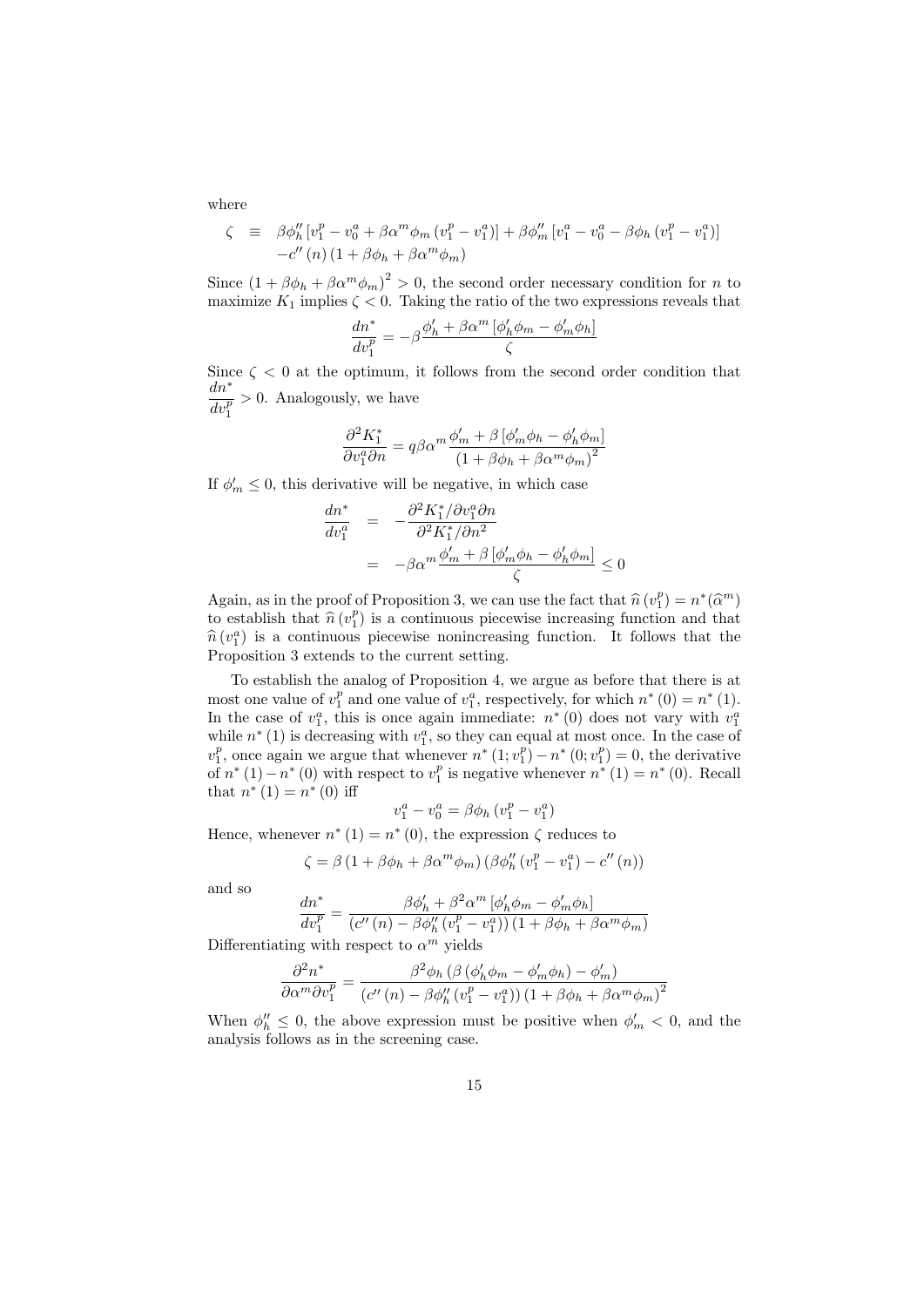where

$$\begin{aligned}\zeta \quad &\equiv \quad \beta\phi_h''\left[v_1^p - v_0^a + \beta\alpha^m\phi_m\left(v_1^p - v_1^a\right)\right] + \beta\phi_m''\left[v_1^a - v_0^a - \beta\phi_h\left(v_1^p - v_1^a\right)\right] \\ &\quad -c''\left(n\right)\left(1 + \beta\phi_h + \beta\alpha^m\phi_m\right)\end{aligned}$$

Since $\left(1 + \beta\phi_h + \beta\alpha^m\phi_m\right)^2 > 0$, the second order necessary condition for $n$ to maximize $K_1$ implies $\zeta < 0$. Taking the ratio of the two expressions reveals that

$$\frac{dn^*}{dv_1^p} = -\beta\frac{\phi_h' + \beta\alpha^m\left[\phi_h'\phi_m - \phi_m'\phi_h\right]}{\zeta}$$

Since $\zeta < 0$ at the optimum, it follows from the second order condition that $\frac{dn^*}{dv_1^p} > 0$. Analogously, we have

$$\frac{\partial^2 K_1^*}{\partial v_1^a \partial n} = q\beta\alpha^m\frac{\phi_m' + \beta\left[\phi_m'\phi_h - \phi_h'\phi_m\right]}{\left(1 + \beta\phi_h + \beta\alpha^m\phi_m\right)^2}$$

If $\phi_m' \leq 0$, this derivative will be negative, in which case

$$\begin{aligned}\frac{dn^*}{dv_1^a} &= -\frac{\partial^2 K_1^*/\partial v_1^a \partial n}{\partial^2 K_1^*/\partial n^2} \\ &= -\beta\alpha^m\frac{\phi_m' + \beta\left[\phi_m'\phi_h - \phi_h'\phi_m\right]}{\zeta} \leq 0\end{aligned}$$

Again, as in the proof of Proposition 3, we can use the fact that $\widehat{n}\left(v_1^p\right) = n^*(\widehat{\alpha}^m)$ to establish that $\widehat{n}\left(v_1^p\right)$ is a continuous piecewise increasing function and that $\widehat{n}\left(v_1^a\right)$ is a continuous piecewise nonincreasing function. It follows that the Proposition 3 extends to the current setting.

To establish the analog of Proposition 4, we argue as before that there is at most one value of $v_1^p$ and one value of $v_1^a$, respectively, for which $n^*\left(0\right) = n^*\left(1\right)$. In the case of $v_1^a$, this is once again immediate: $n^*\left(0\right)$ does not vary with $v_1^a$ while $n^*\left(1\right)$ is decreasing with $v_1^a$, so they can equal at most once. In the case of $v_1^p$, once again we argue that whenever $n^*\left(1; v_1^p\right) - n^*\left(0; v_1^p\right) = 0$, the derivative of $n^*\left(1\right) - n^*\left(0\right)$ with respect to $v_1^p$ is negative whenever $n^*\left(1\right) = n^*\left(0\right)$. Recall that $n^*\left(1\right) = n^*\left(0\right)$ iff

$$v_1^a - v_0^a = \beta\phi_h\left(v_1^p - v_1^a\right)$$

Hence, whenever $n^*\left(1\right) = n^*\left(0\right)$, the expression $\zeta$ reduces to

$$\zeta = \beta\left(1 + \beta\phi_h + \beta\alpha^m\phi_m\right)\left(\beta\phi_h''\left(v_1^p - v_1^a\right) - c''\left(n\right)\right)$$

and so

$$\frac{dn^*}{dv_1^p} = \frac{\beta\phi_h' + \beta^2\alpha^m\left[\phi_h'\phi_m - \phi_m'\phi_h\right]}{\left(c''\left(n\right) - \beta\phi_h''\left(v_1^p - v_1^a\right)\right)\left(1 + \beta\phi_h + \beta\alpha^m\phi_m\right)}$$

Differentiating with respect to $\alpha^m$ yields

$$\frac{\partial^2 n^*}{\partial\alpha^m\partial v_1^p} = \frac{\beta^2\phi_h\left(\beta\left(\phi_h'\phi_m - \phi_m'\phi_h\right) - \phi_m'\right)}{\left(c''\left(n\right) - \beta\phi_h''\left(v_1^p - v_1^a\right)\right)\left(1 + \beta\phi_h + \beta\alpha^m\phi_m\right)^2}$$

When $\phi_h'' \leq 0$, the above expression must be positive when $\phi_m' < 0$, and the analysis follows as in the screening case.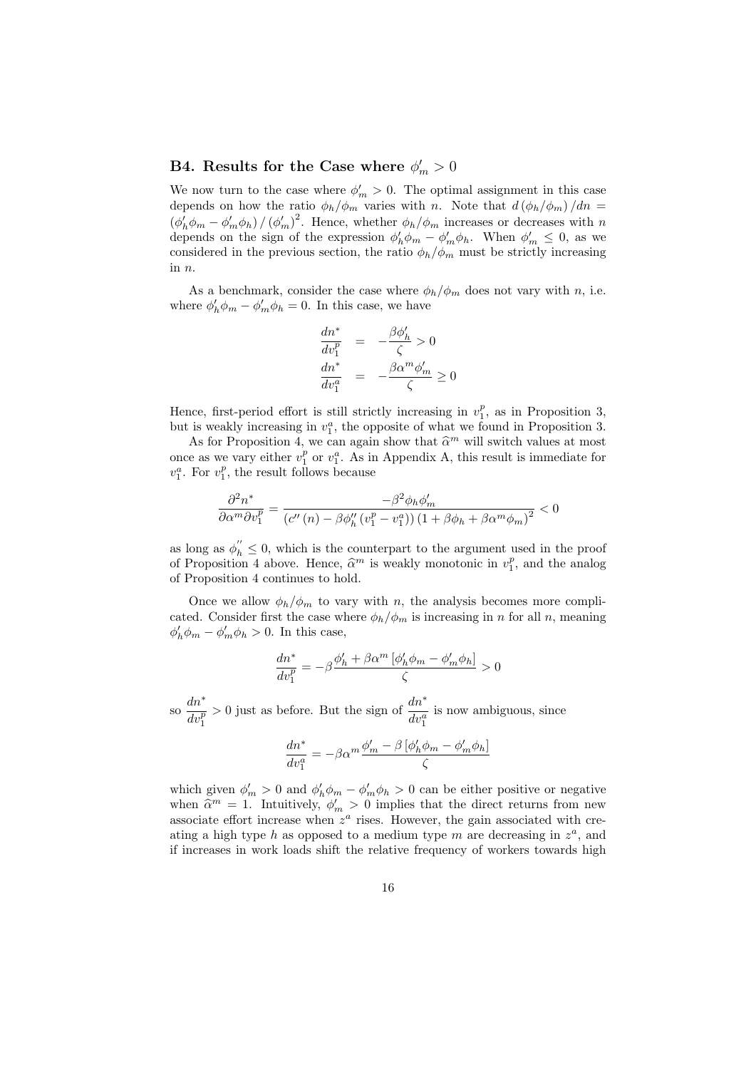### B4. Results for the Case where $\phi_m' > 0$

We now turn to the case where $\phi_m' > 0$. The optimal assignment in this case depends on how the ratio $\phi_h/\phi_m$ varies with $n$. Note that $d(\phi_h/\phi_m)/dn = (\phi_h'\phi_m - \phi_m'\phi_h)/(\phi_m')^2$. Hence, whether $\phi_h/\phi_m$ increases or decreases with $n$ depends on the sign of the expression $\phi_h'\phi_m - \phi_m'\phi_h$. When $\phi_m' \leq 0$, as we considered in the previous section, the ratio $\phi_h/\phi_m$ must be strictly increasing in $n$.

As a benchmark, consider the case where $\phi_h/\phi_m$ does not vary with $n$, i.e. where $\phi_h'\phi_m - \phi_m'\phi_h = 0$. In this case, we have

$$
\begin{aligned}
\frac{dn^*}{dv_1^p} &= -\frac{\beta\phi_h'}{\zeta} > 0 \\
\frac{dn^*}{dv_1^a} &= -\frac{\beta\alpha^m\phi_m'}{\zeta} \geq 0
\end{aligned}
$$

Hence, first-period effort is still strictly increasing in $v_1^p$, as in Proposition 3, but is weakly increasing in $v_1^a$, the opposite of what we found in Proposition 3.

As for Proposition 4, we can again show that $\widehat{\alpha}^m$ will switch values at most once as we vary either $v_1^p$ or $v_1^a$. As in Appendix A, this result is immediate for $v_1^a$. For $v_1^p$, the result follows because

$$
\frac{\partial^2 n^*}{\partial\alpha^m\partial v_1^p} = \frac{-\beta^2\phi_h\phi_m'}{\left(c''(n) - \beta\phi_h''(v_1^p - v_1^a)\right)\left(1 + \beta\phi_h + \beta\alpha^m\phi_m\right)^2} < 0
$$

as long as $\phi_h'' \leq 0$, which is the counterpart to the argument used in the proof of Proposition 4 above. Hence, $\widehat{\alpha}^m$ is weakly monotonic in $v_1^p$, and the analog of Proposition 4 continues to hold.

Once we allow $\phi_h/\phi_m$ to vary with $n$, the analysis becomes more complicated. Consider first the case where $\phi_h/\phi_m$ is increasing in $n$ for all $n$, meaning $\phi_h'\phi_m - \phi_m'\phi_h > 0$. In this case,

$$
\frac{dn^*}{dv_1^p} = -\beta\frac{\phi_h' + \beta\alpha^m\left[\phi_h'\phi_m - \phi_m'\phi_h\right]}{\zeta} > 0
$$

so $\dfrac{dn^*}{dv_1^p} > 0$ just as before. But the sign of $\dfrac{dn^*}{dv_1^a}$ is now ambiguous, since

$$
\frac{dn^*}{dv_1^a} = -\beta\alpha^m\frac{\phi_m' - \beta\left[\phi_h'\phi_m - \phi_m'\phi_h\right]}{\zeta}
$$

which given $\phi_m' > 0$ and $\phi_h'\phi_m - \phi_m'\phi_h > 0$ can be either positive or negative when $\widehat{\alpha}^m = 1$. Intuitively, $\phi_m' > 0$ implies that the direct returns from new associate effort increase when $z^a$ rises. However, the gain associated with creating a high type $h$ as opposed to a medium type $m$ are decreasing in $z^a$, and if increases in work loads shift the relative frequency of workers towards high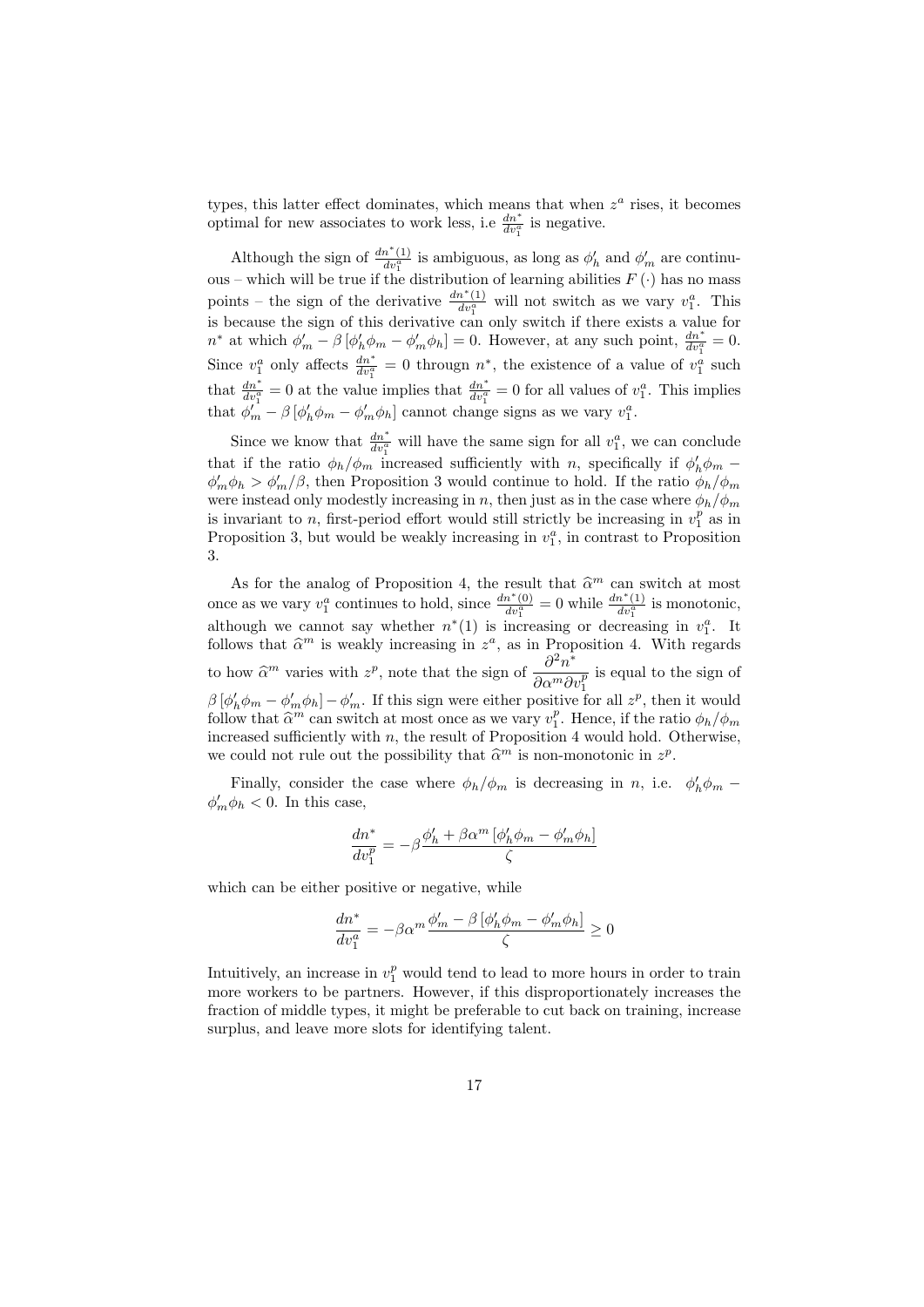types, this latter effect dominates, which means that when $z^a$ rises, it becomes optimal for new associates to work less, i.e $\frac{dn^*}{dv_1^a}$ is negative.

Although the sign of $\frac{dn^*(1)}{dv_1^a}$ is ambiguous, as long as $\phi_h'$ and $\phi_m'$ are continuous – which will be true if the distribution of learning abilities $F(\cdot)$ has no mass points – the sign of the derivative $\frac{dn^*(1)}{dv_1^a}$ will not switch as we vary $v_1^a$. This is because the sign of this derivative can only switch if there exists a value for $n^*$ at which $\phi_m' - \beta[\phi_h'\phi_m - \phi_m'\phi_h] = 0$. However, at any such point, $\frac{dn^*}{dv_1^a} = 0$. Since $v_1^a$ only affects $\frac{dn^*}{dv_1^a} = 0$ througn $n^*$, the existence of a value of $v_1^a$ such that $\frac{dn^*}{dv_1^a} = 0$ at the value implies that $\frac{dn^*}{dv_1^a} = 0$ for all values of $v_1^a$. This implies that $\phi_m' - \beta[\phi_h'\phi_m - \phi_m'\phi_h]$ cannot change signs as we vary $v_1^a$.

Since we know that $\frac{dn^*}{dv_1^a}$ will have the same sign for all $v_1^a$, we can conclude that if the ratio $\phi_h/\phi_m$ increased sufficiently with $n$, specifically if $\phi_h'\phi_m - \phi_m'\phi_h > \phi_m'/\beta$, then Proposition 3 would continue to hold. If the ratio $\phi_h/\phi_m$ were instead only modestly increasing in $n$, then just as in the case where $\phi_h/\phi_m$ is invariant to $n$, first-period effort would still strictly be increasing in $v_1^p$ as in Proposition 3, but would be weakly increasing in $v_1^a$, in contrast to Proposition 3.

As for the analog of Proposition 4, the result that $\widehat{\alpha}^m$ can switch at most once as we vary $v_1^a$ continues to hold, since $\frac{dn^*(0)}{dv_1^a} = 0$ while $\frac{dn^*(1)}{dv_1^a}$ is monotonic, although we cannot say whether $n^*(1)$ is increasing or decreasing in $v_1^a$. It follows that $\widehat{\alpha}^m$ is weakly increasing in $z^a$, as in Proposition 4. With regards to how $\widehat{\alpha}^m$ varies with $z^p$, note that the sign of $\dfrac{\partial^2 n^*}{\partial \alpha^m \partial v_1^p}$ is equal to the sign of $\beta[\phi_h'\phi_m - \phi_m'\phi_h] - \phi_m'$. If this sign were either positive for all $z^p$, then it would follow that $\widehat{\alpha}^m$ can switch at most once as we vary $v_1^p$. Hence, if the ratio $\phi_h/\phi_m$ increased sufficiently with $n$, the result of Proposition 4 would hold. Otherwise, we could not rule out the possibility that $\widehat{\alpha}^m$ is non-monotonic in $z^p$.

Finally, consider the case where $\phi_h/\phi_m$ is decreasing in $n$, i.e. $\phi_h'\phi_m - \phi_m'\phi_h < 0$. In this case,

$$\frac{dn^*}{dv_1^p} = -\beta \frac{\phi_h' + \beta\alpha^m[\phi_h'\phi_m - \phi_m'\phi_h]}{\zeta}$$

which can be either positive or negative, while

$$\frac{dn^*}{dv_1^a} = -\beta\alpha^m \frac{\phi_m' - \beta[\phi_h'\phi_m - \phi_m'\phi_h]}{\zeta} \geq 0$$

Intuitively, an increase in $v_1^p$ would tend to lead to more hours in order to train more workers to be partners. However, if this disproportionately increases the fraction of middle types, it might be preferable to cut back on training, increase surplus, and leave more slots for identifying talent.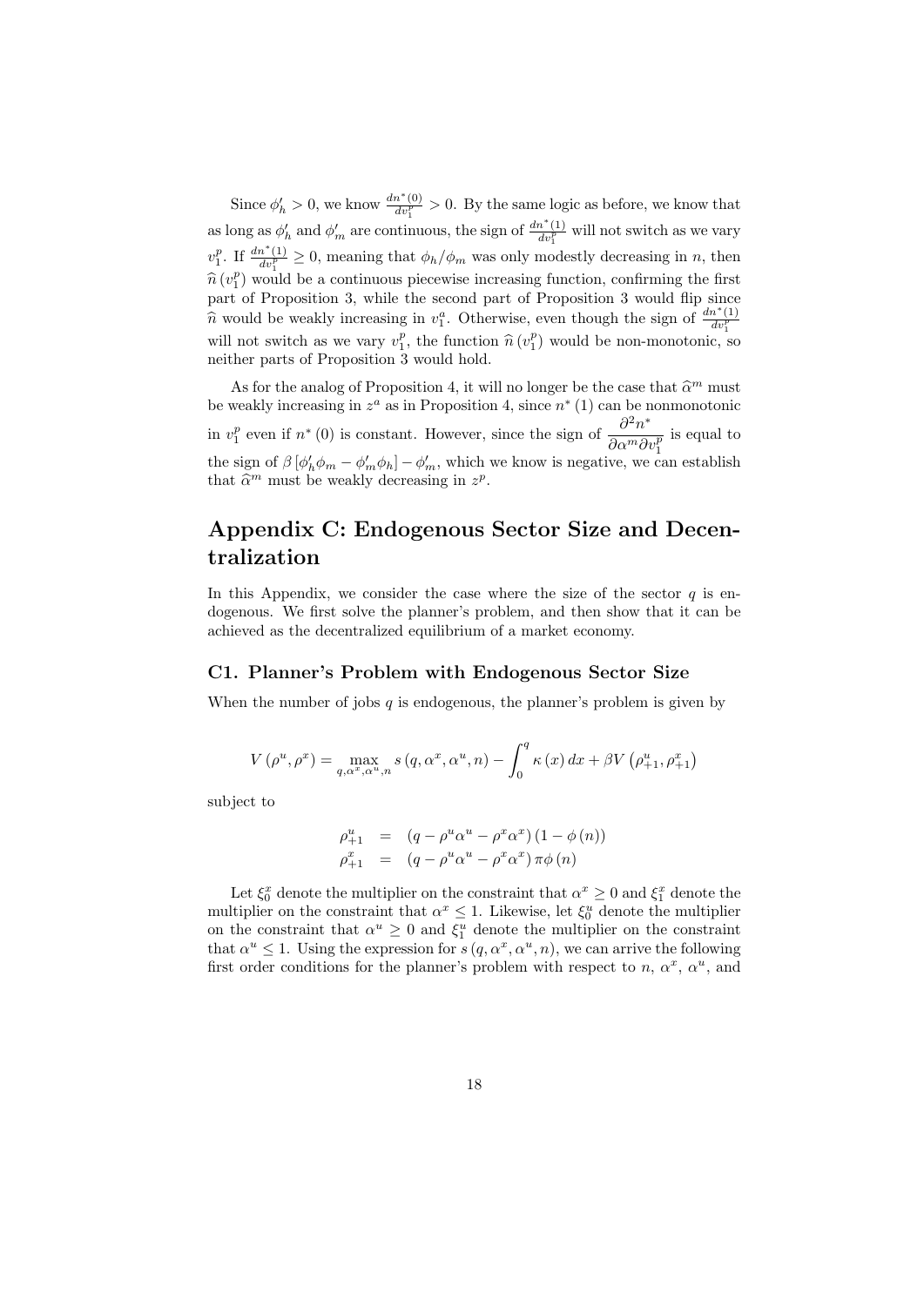Since $\phi_h' > 0$, we know $\frac{dn^*(0)}{dv_1^p} > 0$. By the same logic as before, we know that as long as $\phi_h'$ and $\phi_m'$ are continuous, the sign of $\frac{dn^*(1)}{dv_1^p}$ will not switch as we vary $v_1^p$. If $\frac{dn^*(1)}{dv_1^p} \geq 0$, meaning that $\phi_h/\phi_m$ was only modestly decreasing in $n$, then $\widehat{n}(v_1^p)$ would be a continuous piecewise increasing function, confirming the first part of Proposition 3, while the second part of Proposition 3 would flip since $\widehat{n}$ would be weakly increasing in $v_1^a$. Otherwise, even though the sign of $\frac{dn^*(1)}{dv_1^p}$ will not switch as we vary $v_1^p$, the function $\widehat{n}(v_1^p)$ would be non-monotonic, so neither parts of Proposition 3 would hold.

As for the analog of Proposition 4, it will no longer be the case that $\widehat{\alpha}^m$ must be weakly increasing in $z^a$ as in Proposition 4, since $n^*(1)$ can be nonmonotonic in $v_1^p$ even if $n^*(0)$ is constant. However, since the sign of $\dfrac{\partial^2 n^*}{\partial \alpha^m \partial v_1^p}$ is equal to the sign of $\beta\left[\phi_h' \phi_m - \phi_m' \phi_h\right] - \phi_m'$, which we know is negative, we can establish that $\widehat{\alpha}^m$ must be weakly decreasing in $z^p$.

# Appendix C: Endogenous Sector Size and Decentralization

In this Appendix, we consider the case where the size of the sector $q$ is endogenous. We first solve the planner's problem, and then show that it can be achieved as the decentralized equilibrium of a market economy.

## C1. Planner's Problem with Endogenous Sector Size

When the number of jobs $q$ is endogenous, the planner's problem is given by

$$V\left(\rho^u, \rho^x\right) = \max_{q,\alpha^x,\alpha^u,n} s\left(q, \alpha^x, \alpha^u, n\right) - \int_0^q \kappa\left(x\right) dx + \beta V\left(\rho_{+1}^u, \rho_{+1}^x\right)$$

subject to

$$\begin{aligned}
\rho_{+1}^u &= \left(q - \rho^u \alpha^u - \rho^x \alpha^x\right)\left(1 - \phi\left(n\right)\right) \\
\rho_{+1}^x &= \left(q - \rho^u \alpha^u - \rho^x \alpha^x\right) \pi \phi\left(n\right)
\end{aligned}$$

Let $\xi_0^x$ denote the multiplier on the constraint that $\alpha^x \geq 0$ and $\xi_1^x$ denote the multiplier on the constraint that $\alpha^x \leq 1$. Likewise, let $\xi_0^u$ denote the multiplier on the constraint that $\alpha^u \geq 0$ and $\xi_1^u$ denote the multiplier on the constraint that $\alpha^u \leq 1$. Using the expression for $s\left(q, \alpha^x, \alpha^u, n\right)$, we can arrive the following first order conditions for the planner's problem with respect to $n$, $\alpha^x$, $\alpha^u$, and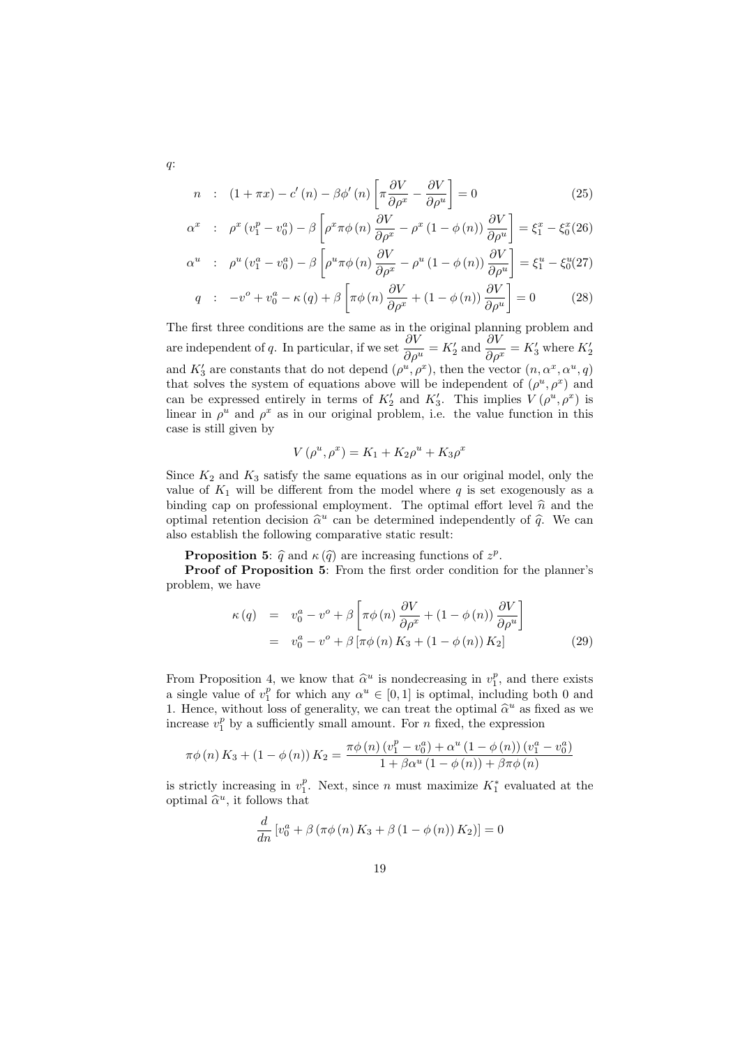$q$:

$$n \quad : \quad (1+\pi x) - c'(n) - \beta\phi'(n)\left[\pi\frac{\partial V}{\partial \rho^x} - \frac{\partial V}{\partial \rho^u}\right] = 0 \tag{25}$$

$$\alpha^x \quad : \quad \rho^x\left(v_1^p - v_0^a\right) - \beta\left[\rho^x\pi\phi(n)\frac{\partial V}{\partial \rho^x} - \rho^x(1-\phi(n))\frac{\partial V}{\partial \rho^u}\right] = \xi_1^x - \xi_0^x \tag{26}$$

$$\alpha^u \quad : \quad \rho^u\left(v_1^a - v_0^a\right) - \beta\left[\rho^u\pi\phi(n)\frac{\partial V}{\partial \rho^x} - \rho^u(1-\phi(n))\frac{\partial V}{\partial \rho^u}\right] = \xi_1^u - \xi_0^u \tag{27}$$

$$q \quad : \quad -v^o + v_0^a - \kappa(q) + \beta\left[\pi\phi(n)\frac{\partial V}{\partial \rho^x} + (1-\phi(n))\frac{\partial V}{\partial \rho^u}\right] = 0 \tag{28}$$

The first three conditions are the same as in the original planning problem and are independent of $q$. In particular, if we set $\dfrac{\partial V}{\partial \rho^u} = K_2'$ and $\dfrac{\partial V}{\partial \rho^x} = K_3'$ where $K_2'$ and $K_3'$ are constants that do not depend $(\rho^u, \rho^x)$, then the vector $(n, \alpha^x, \alpha^u, q)$ that solves the system of equations above will be independent of $(\rho^u, \rho^x)$ and can be expressed entirely in terms of $K_2'$ and $K_3'$. This implies $V(\rho^u, \rho^x)$ is linear in $\rho^u$ and $\rho^x$ as in our original problem, i.e. the value function in this case is still given by

$$V(\rho^u, \rho^x) = K_1 + K_2\rho^u + K_3\rho^x$$

Since $K_2$ and $K_3$ satisfy the same equations as in our original model, only the value of $K_1$ will be different from the model where $q$ is set exogenously as a binding cap on professional employment. The optimal effort level $\widehat{n}$ and the optimal retention decision $\widehat{\alpha}^u$ can be determined independently of $\widehat{q}$. We can also establish the following comparative static result:

**Proposition 5**: $\widehat{q}$ and $\kappa(\widehat{q})$ are increasing functions of $z^p$.

**Proof of Proposition 5**: From the first order condition for the planner's problem, we have

$$\begin{aligned}
\kappa(q) &= v_0^a - v^o + \beta\left[\pi\phi(n)\frac{\partial V}{\partial \rho^x} + (1-\phi(n))\frac{\partial V}{\partial \rho^u}\right] \\
&= v_0^a - v^o + \beta\left[\pi\phi(n)K_3 + (1-\phi(n))K_2\right]
\end{aligned} \tag{29}$$

From Proposition 4, we know that $\widehat{\alpha}^u$ is nondecreasing in $v_1^p$, and there exists a single value of $v_1^p$ for which any $\alpha^u \in [0,1]$ is optimal, including both 0 and 1. Hence, without loss of generality, we can treat the optimal $\widehat{\alpha}^u$ as fixed as we increase $v_1^p$ by a sufficiently small amount. For $n$ fixed, the expression

$$\pi\phi(n)K_3 + (1-\phi(n))K_2 = \frac{\pi\phi(n)\left(v_1^p - v_0^a\right) + \alpha^u(1-\phi(n))\left(v_1^a - v_0^a\right)}{1 + \beta\alpha^u(1-\phi(n)) + \beta\pi\phi(n)}$$

is strictly increasing in $v_1^p$. Next, since $n$ must maximize $K_1^*$ evaluated at the optimal $\widehat{\alpha}^u$, it follows that

$$\frac{d}{dn}\left[v_0^a + \beta\left(\pi\phi(n)K_3 + \beta(1-\phi(n))K_2\right)\right] = 0$$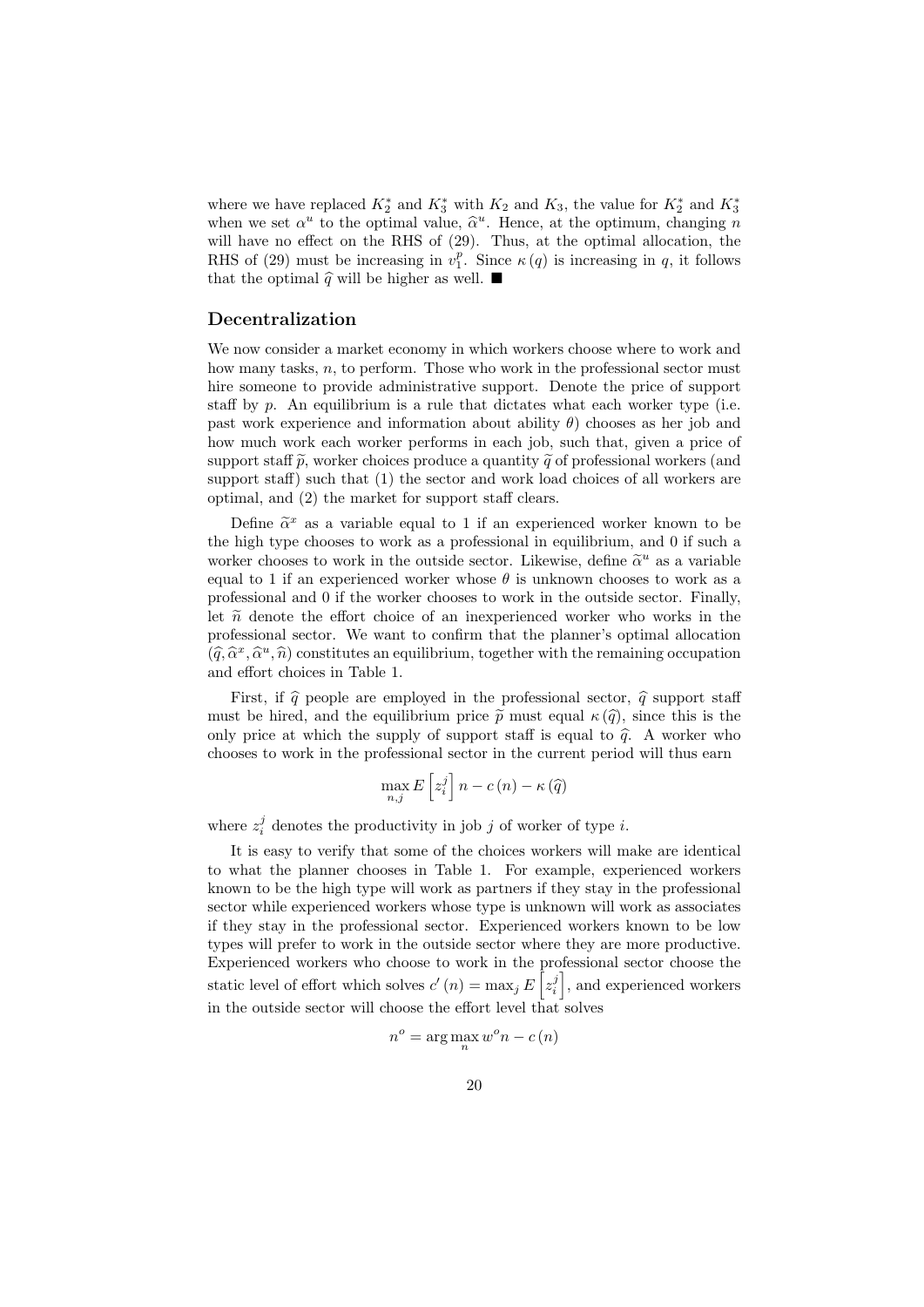where we have replaced $K_2^*$ and $K_3^*$ with $K_2$ and $K_3$, the value for $K_2^*$ and $K_3^*$ when we set $\alpha^u$ to the optimal value, $\widehat{\alpha}^u$. Hence, at the optimum, changing $n$ will have no effect on the RHS of (29). Thus, at the optimal allocation, the RHS of (29) must be increasing in $v_1^p$. Since $\kappa(q)$ is increasing in $q$, it follows that the optimal $\widehat{q}$ will be higher as well. ■

### Decentralization

We now consider a market economy in which workers choose where to work and how many tasks, $n$, to perform. Those who work in the professional sector must hire someone to provide administrative support. Denote the price of support staff by $p$. An equilibrium is a rule that dictates what each worker type (i.e. past work experience and information about ability $\theta$) chooses as her job and how much work each worker performs in each job, such that, given a price of support staff $\widetilde{p}$, worker choices produce a quantity $\widetilde{q}$ of professional workers (and support staff) such that (1) the sector and work load choices of all workers are optimal, and (2) the market for support staff clears.

Define $\widetilde{\alpha}^x$ as a variable equal to 1 if an experienced worker known to be the high type chooses to work as a professional in equilibrium, and 0 if such a worker chooses to work in the outside sector. Likewise, define $\widetilde{\alpha}^u$ as a variable equal to 1 if an experienced worker whose $\theta$ is unknown chooses to work as a professional and 0 if the worker chooses to work in the outside sector. Finally, let $\widetilde{n}$ denote the effort choice of an inexperienced worker who works in the professional sector. We want to confirm that the planner's optimal allocation $(\widehat{q}, \widehat{\alpha}^x, \widehat{\alpha}^u, \widehat{n})$ constitutes an equilibrium, together with the remaining occupation and effort choices in Table 1.

First, if $\widehat{q}$ people are employed in the professional sector, $\widehat{q}$ support staff must be hired, and the equilibrium price $\widetilde{p}$ must equal $\kappa(\widehat{q})$, since this is the only price at which the supply of support staff is equal to $\widehat{q}$. A worker who chooses to work in the professional sector in the current period will thus earn

$$\max_{n,j} E\left[z_i^j\right] n - c(n) - \kappa(\widehat{q})$$

where $z_i^j$ denotes the productivity in job $j$ of worker of type $i$.

It is easy to verify that some of the choices workers will make are identical to what the planner chooses in Table 1. For example, experienced workers known to be the high type will work as partners if they stay in the professional sector while experienced workers whose type is unknown will work as associates if they stay in the professional sector. Experienced workers known to be low types will prefer to work in the outside sector where they are more productive. Experienced workers who choose to work in the professional sector choose the static level of effort which solves $c'(n) = \max_j E\left[z_i^j\right]$, and experienced workers in the outside sector will choose the effort level that solves

$$n^o = \arg\max_n w^o n - c(n)$$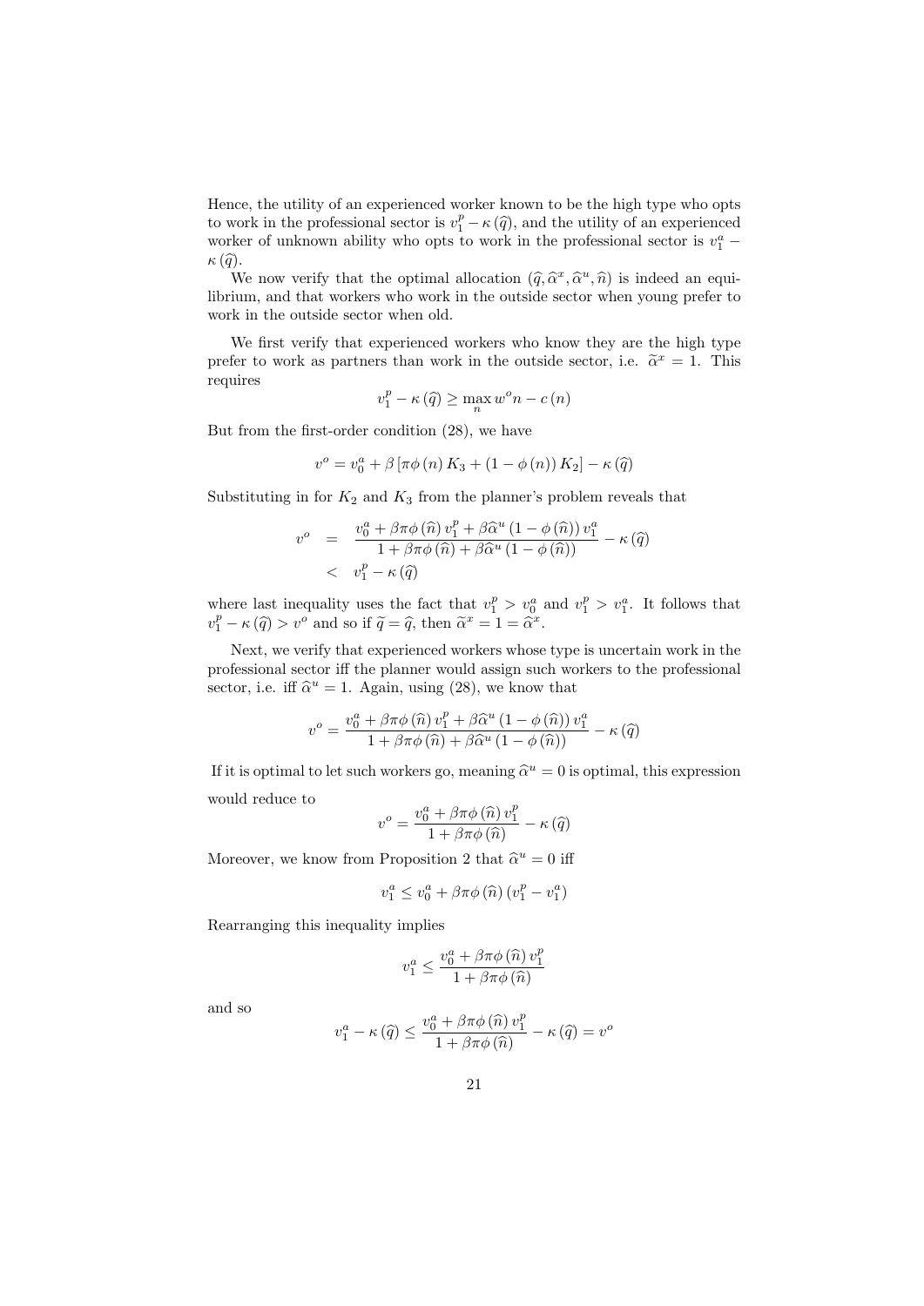Hence, the utility of an experienced worker known to be the high type who opts to work in the professional sector is $v_1^p - \kappa(\widehat{q})$, and the utility of an experienced worker of unknown ability who opts to work in the professional sector is $v_1^a - \kappa(\widehat{q})$.

We now verify that the optimal allocation $(\widehat{q}, \widehat{\alpha}^x, \widehat{\alpha}^u, \widehat{n})$ is indeed an equilibrium, and that workers who work in the outside sector when young prefer to work in the outside sector when old.

We first verify that experienced workers who know they are the high type prefer to work as partners than work in the outside sector, i.e. $\widetilde{\alpha}^x = 1$. This requires

$$v_1^p - \kappa(\widehat{q}) \geq \max_n w^o n - c(n)$$

But from the first-order condition (28), we have

$$v^o = v_0^a + \beta\left[\pi\phi(n) K_3 + (1-\phi(n)) K_2\right] - \kappa(\widehat{q})$$

Substituting in for $K_2$ and $K_3$ from the planner's problem reveals that

$$\begin{aligned} v^o &= \frac{v_0^a + \beta\pi\phi(\widehat{n}) v_1^p + \beta\widehat{\alpha}^u (1-\phi(\widehat{n})) v_1^a}{1 + \beta\pi\phi(\widehat{n}) + \beta\widehat{\alpha}^u (1-\phi(\widehat{n}))} - \kappa(\widehat{q}) \\ &< v_1^p - \kappa(\widehat{q}) \end{aligned}$$

where last inequality uses the fact that $v_1^p > v_0^a$ and $v_1^p > v_1^a$. It follows that $v_1^p - \kappa(\widehat{q}) > v^o$ and so if $\widetilde{q} = \widehat{q}$, then $\widetilde{\alpha}^x = 1 = \widehat{\alpha}^x$.

Next, we verify that experienced workers whose type is uncertain work in the professional sector iff the planner would assign such workers to the professional sector, i.e. iff $\widehat{\alpha}^u = 1$. Again, using (28), we know that

$$v^o = \frac{v_0^a + \beta\pi\phi(\widehat{n}) v_1^p + \beta\widehat{\alpha}^u (1-\phi(\widehat{n})) v_1^a}{1 + \beta\pi\phi(\widehat{n}) + \beta\widehat{\alpha}^u (1-\phi(\widehat{n}))} - \kappa(\widehat{q})$$

If it is optimal to let such workers go, meaning $\widehat{\alpha}^u = 0$ is optimal, this expression would reduce to

$$v^o = \frac{v_0^a + \beta\pi\phi(\widehat{n}) v_1^p}{1 + \beta\pi\phi(\widehat{n})} - \kappa(\widehat{q})$$

Moreover, we know from Proposition 2 that $\widehat{\alpha}^u = 0$ iff

$$v_1^a \leq v_0^a + \beta\pi\phi(\widehat{n})(v_1^p - v_1^a)$$

Rearranging this inequality implies

$$v_1^a \leq \frac{v_0^a + \beta\pi\phi(\widehat{n}) v_1^p}{1 + \beta\pi\phi(\widehat{n})}$$

and so

$$v_1^a - \kappa(\widehat{q}) \leq \frac{v_0^a + \beta\pi\phi(\widehat{n}) v_1^p}{1 + \beta\pi\phi(\widehat{n})} - \kappa(\widehat{q}) = v^o$$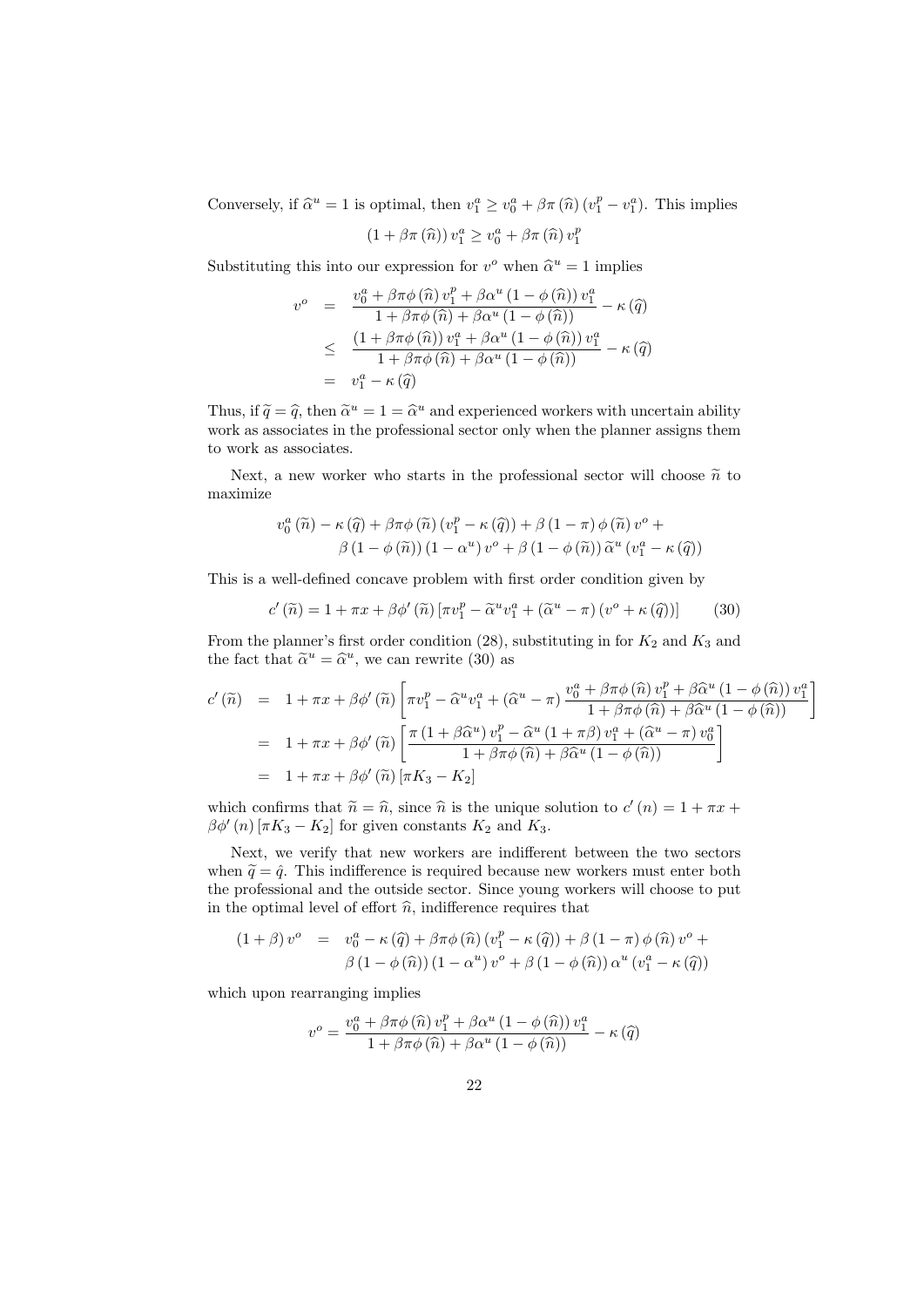Conversely, if $\widehat{\alpha}^u = 1$ is optimal, then $v_1^a \geq v_0^a + \beta\pi(\widehat{n})(v_1^p - v_1^a)$. This implies

$$(1 + \beta\pi(\widehat{n}))\, v_1^a \geq v_0^a + \beta\pi(\widehat{n})\, v_1^p$$

Substituting this into our expression for $v^o$ when $\widehat{\alpha}^u = 1$ implies

$$\begin{aligned}
v^o &= \frac{v_0^a + \beta\pi\phi(\widehat{n})\, v_1^p + \beta\alpha^u(1-\phi(\widehat{n}))\, v_1^a}{1 + \beta\pi\phi(\widehat{n}) + \beta\alpha^u(1-\phi(\widehat{n}))} - \kappa(\widehat{q}) \\
&\leq \frac{(1 + \beta\pi\phi(\widehat{n}))\, v_1^a + \beta\alpha^u(1-\phi(\widehat{n}))\, v_1^a}{1 + \beta\pi\phi(\widehat{n}) + \beta\alpha^u(1-\phi(\widehat{n}))} - \kappa(\widehat{q}) \\
&= v_1^a - \kappa(\widehat{q})
\end{aligned}$$

Thus, if $\widetilde{q} = \widehat{q}$, then $\widetilde{\alpha}^u = 1 = \widehat{\alpha}^u$ and experienced workers with uncertain ability work as associates in the professional sector only when the planner assigns them to work as associates.

Next, a new worker who starts in the professional sector will choose $\widetilde{n}$ to maximize

$$\begin{aligned}
& v_0^a(\widetilde{n}) - \kappa(\widehat{q}) + \beta\pi\phi(\widetilde{n})(v_1^p - \kappa(\widehat{q})) + \beta(1-\pi)\phi(\widetilde{n})\, v^o + \\
& \qquad \beta(1-\phi(\widetilde{n}))(1-\alpha^u)\, v^o + \beta(1-\phi(\widetilde{n}))\,\widetilde{\alpha}^u(v_1^a - \kappa(\widehat{q}))
\end{aligned}$$

This is a well-defined concave problem with first order condition given by

$$c'(\widetilde{n}) = 1 + \pi x + \beta\phi'(\widetilde{n})\left[\pi v_1^p - \widetilde{\alpha}^u v_1^a + (\widetilde{\alpha}^u - \pi)(v^o + \kappa(\widehat{q}))\right] \tag{30}$$

From the planner's first order condition (28), substituting in for $K_2$ and $K_3$ and the fact that $\widetilde{\alpha}^u = \widehat{\alpha}^u$, we can rewrite (30) as

$$\begin{aligned}
c'(\widetilde{n}) &= 1 + \pi x + \beta\phi'(\widetilde{n})\left[\pi v_1^p - \widehat{\alpha}^u v_1^a + (\widehat{\alpha}^u - \pi)\frac{v_0^a + \beta\pi\phi(\widehat{n})\, v_1^p + \beta\widehat{\alpha}^u(1-\phi(\widehat{n}))\, v_1^a}{1 + \beta\pi\phi(\widehat{n}) + \beta\widehat{\alpha}^u(1-\phi(\widehat{n}))}\right] \\
&= 1 + \pi x + \beta\phi'(\widetilde{n})\left[\frac{\pi(1 + \beta\widehat{\alpha}^u)\, v_1^p - \widehat{\alpha}^u(1 + \pi\beta)\, v_1^a + (\widehat{\alpha}^u - \pi)\, v_0^a}{1 + \beta\pi\phi(\widehat{n}) + \beta\widehat{\alpha}^u(1-\phi(\widehat{n}))}\right] \\
&= 1 + \pi x + \beta\phi'(\widetilde{n})\left[\pi K_3 - K_2\right]
\end{aligned}$$

which confirms that $\widetilde{n} = \widehat{n}$, since $\widehat{n}$ is the unique solution to $c'(n) = 1 + \pi x + \beta\phi'(n)[\pi K_3 - K_2]$ for given constants $K_2$ and $K_3$.

Next, we verify that new workers are indifferent between the two sectors when $\widetilde{q} = \hat{q}$. This indifference is required because new workers must enter both the professional and the outside sector. Since young workers will choose to put in the optimal level of effort $\widehat{n}$, indifference requires that

$$\begin{aligned}
(1+\beta)\, v^o &= v_0^a - \kappa(\widehat{q}) + \beta\pi\phi(\widehat{n})(v_1^p - \kappa(\widehat{q})) + \beta(1-\pi)\phi(\widehat{n})\, v^o + \\
& \quad \beta(1-\phi(\widehat{n}))(1-\alpha^u)\, v^o + \beta(1-\phi(\widehat{n}))\,\alpha^u(v_1^a - \kappa(\widehat{q}))
\end{aligned}$$

which upon rearranging implies

$$v^o = \frac{v_0^a + \beta\pi\phi(\widehat{n})\, v_1^p + \beta\alpha^u(1-\phi(\widehat{n}))\, v_1^a}{1 + \beta\pi\phi(\widehat{n}) + \beta\alpha^u(1-\phi(\widehat{n}))} - \kappa(\widehat{q})$$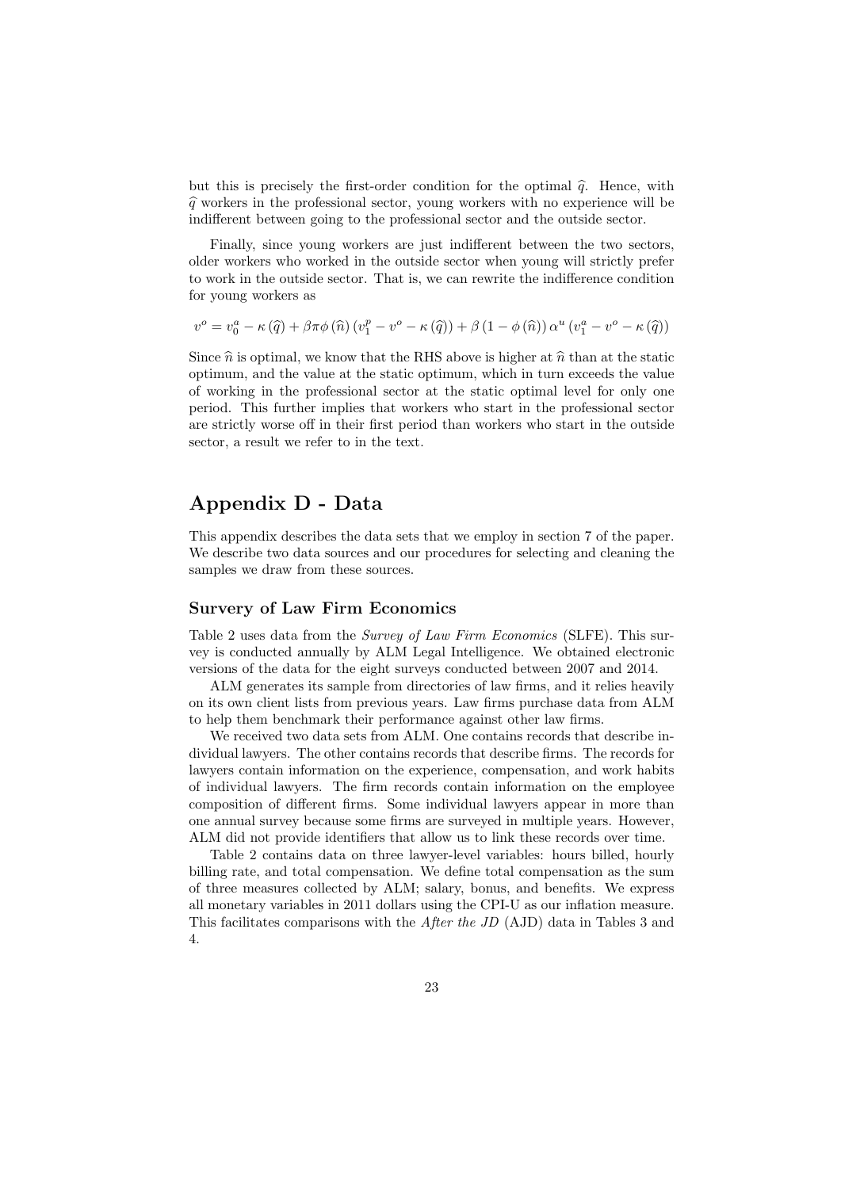but this is precisely the first-order condition for the optimal $\widehat{q}$. Hence, with $\widehat{q}$ workers in the professional sector, young workers with no experience will be indifferent between going to the professional sector and the outside sector.

Finally, since young workers are just indifferent between the two sectors, older workers who worked in the outside sector when young will strictly prefer to work in the outside sector. That is, we can rewrite the indifference condition for young workers as

$$v^o = v_0^a - \kappa(\widehat{q}) + \beta\pi\phi(\widehat{n})(v_1^p - v^o - \kappa(\widehat{q})) + \beta(1-\phi(\widehat{n}))\alpha^u(v_1^a - v^o - \kappa(\widehat{q}))$$

Since $\widehat{n}$ is optimal, we know that the RHS above is higher at $\widehat{n}$ than at the static optimum, and the value at the static optimum, which in turn exceeds the value of working in the professional sector at the static optimal level for only one period. This further implies that workers who start in the professional sector are strictly worse off in their first period than workers who start in the outside sector, a result we refer to in the text.

# Appendix D - Data

This appendix describes the data sets that we employ in section 7 of the paper. We describe two data sources and our procedures for selecting and cleaning the samples we draw from these sources.

## Survery of Law Firm Economics

Table 2 uses data from the *Survey of Law Firm Economics* (SLFE). This survey is conducted annually by ALM Legal Intelligence. We obtained electronic versions of the data for the eight surveys conducted between 2007 and 2014.

ALM generates its sample from directories of law firms, and it relies heavily on its own client lists from previous years. Law firms purchase data from ALM to help them benchmark their performance against other law firms.

We received two data sets from ALM. One contains records that describe individual lawyers. The other contains records that describe firms. The records for lawyers contain information on the experience, compensation, and work habits of individual lawyers. The firm records contain information on the employee composition of different firms. Some individual lawyers appear in more than one annual survey because some firms are surveyed in multiple years. However, ALM did not provide identifiers that allow us to link these records over time.

Table 2 contains data on three lawyer-level variables: hours billed, hourly billing rate, and total compensation. We define total compensation as the sum of three measures collected by ALM; salary, bonus, and benefits. We express all monetary variables in 2011 dollars using the CPI-U as our inflation measure. This facilitates comparisons with the *After the JD* (AJD) data in Tables 3 and 4.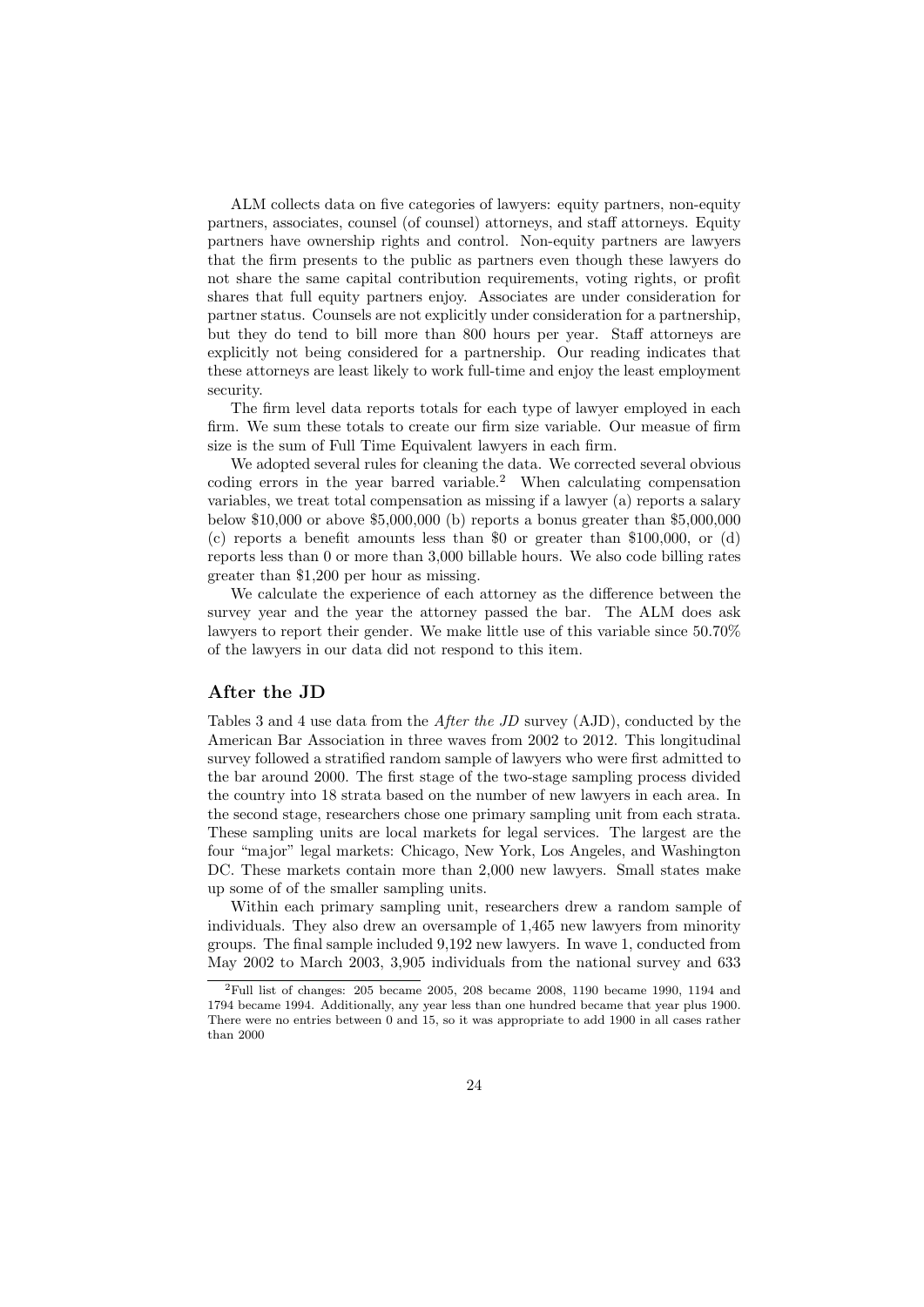ALM collects data on five categories of lawyers: equity partners, non-equity partners, associates, counsel (of counsel) attorneys, and staff attorneys. Equity partners have ownership rights and control. Non-equity partners are lawyers that the firm presents to the public as partners even though these lawyers do not share the same capital contribution requirements, voting rights, or profit shares that full equity partners enjoy. Associates are under consideration for partner status. Counsels are not explicitly under consideration for a partnership, but they do tend to bill more than 800 hours per year. Staff attorneys are explicitly not being considered for a partnership. Our reading indicates that these attorneys are least likely to work full-time and enjoy the least employment security.

The firm level data reports totals for each type of lawyer employed in each firm. We sum these totals to create our firm size variable. Our measue of firm size is the sum of Full Time Equivalent lawyers in each firm.

We adopted several rules for cleaning the data. We corrected several obvious coding errors in the year barred variable.[2] When calculating compensation variables, we treat total compensation as missing if a lawyer (a) reports a salary below \$10,000 or above \$5,000,000 (b) reports a bonus greater than \$5,000,000 (c) reports a benefit amounts less than \$0 or greater than \$100,000, or (d) reports less than 0 or more than 3,000 billable hours. We also code billing rates greater than \$1,200 per hour as missing.

We calculate the experience of each attorney as the difference between the survey year and the year the attorney passed the bar. The ALM does ask lawyers to report their gender. We make little use of this variable since 50.70% of the lawyers in our data did not respond to this item.

## After the JD

Tables 3 and 4 use data from the *After the JD* survey (AJD), conducted by the American Bar Association in three waves from 2002 to 2012. This longitudinal survey followed a stratified random sample of lawyers who were first admitted to the bar around 2000. The first stage of the two-stage sampling process divided the country into 18 strata based on the number of new lawyers in each area. In the second stage, researchers chose one primary sampling unit from each strata. These sampling units are local markets for legal services. The largest are the four "major" legal markets: Chicago, New York, Los Angeles, and Washington DC. These markets contain more than 2,000 new lawyers. Small states make up some of of the smaller sampling units.

Within each primary sampling unit, researchers drew a random sample of individuals. They also drew an oversample of 1,465 new lawyers from minority groups. The final sample included 9,192 new lawyers. In wave 1, conducted from May 2002 to March 2003, 3,905 individuals from the national survey and 633

[2] Full list of changes: 205 became 2005, 208 became 2008, 1190 became 1990, 1194 and 1794 became 1994. Additionally, any year less than one hundred became that year plus 1900. There were no entries between 0 and 15, so it was appropriate to add 1900 in all cases rather than 2000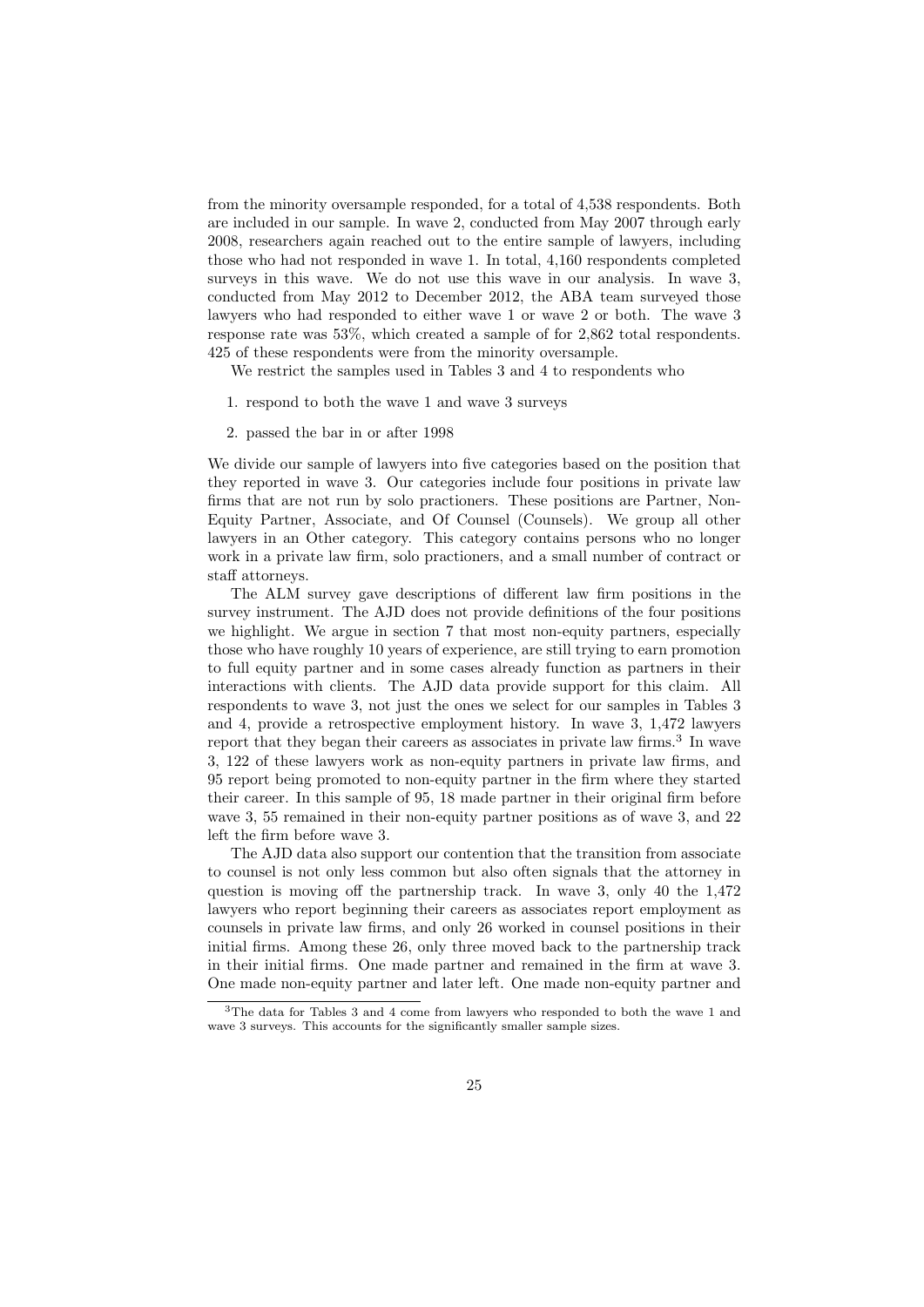from the minority oversample responded, for a total of 4,538 respondents. Both are included in our sample. In wave 2, conducted from May 2007 through early 2008, researchers again reached out to the entire sample of lawyers, including those who had not responded in wave 1. In total, 4,160 respondents completed surveys in this wave. We do not use this wave in our analysis. In wave 3, conducted from May 2012 to December 2012, the ABA team surveyed those lawyers who had responded to either wave 1 or wave 2 or both. The wave 3 response rate was 53%, which created a sample of for 2,862 total respondents. 425 of these respondents were from the minority oversample.

We restrict the samples used in Tables 3 and 4 to respondents who

1. respond to both the wave 1 and wave 3 surveys
2. passed the bar in or after 1998

We divide our sample of lawyers into five categories based on the position that they reported in wave 3. Our categories include four positions in private law firms that are not run by solo practioners. These positions are Partner, Non-Equity Partner, Associate, and Of Counsel (Counsels). We group all other lawyers in an Other category. This category contains persons who no longer work in a private law firm, solo practioners, and a small number of contract or staff attorneys.

The ALM survey gave descriptions of different law firm positions in the survey instrument. The AJD does not provide definitions of the four positions we highlight. We argue in section 7 that most non-equity partners, especially those who have roughly 10 years of experience, are still trying to earn promotion to full equity partner and in some cases already function as partners in their interactions with clients. The AJD data provide support for this claim. All respondents to wave 3, not just the ones we select for our samples in Tables 3 and 4, provide a retrospective employment history. In wave 3, 1,472 lawyers report that they began their careers as associates in private law firms.[3] In wave 3, 122 of these lawyers work as non-equity partners in private law firms, and 95 report being promoted to non-equity partner in the firm where they started their career. In this sample of 95, 18 made partner in their original firm before wave 3, 55 remained in their non-equity partner positions as of wave 3, and 22 left the firm before wave 3.

The AJD data also support our contention that the transition from associate to counsel is not only less common but also often signals that the attorney in question is moving off the partnership track. In wave 3, only 40 the 1,472 lawyers who report beginning their careers as associates report employment as counsels in private law firms, and only 26 worked in counsel positions in their initial firms. Among these 26, only three moved back to the partnership track in their initial firms. One made partner and remained in the firm at wave 3. One made non-equity partner and later left. One made non-equity partner and

[3] The data for Tables 3 and 4 come from lawyers who responded to both the wave 1 and wave 3 surveys. This accounts for the significantly smaller sample sizes.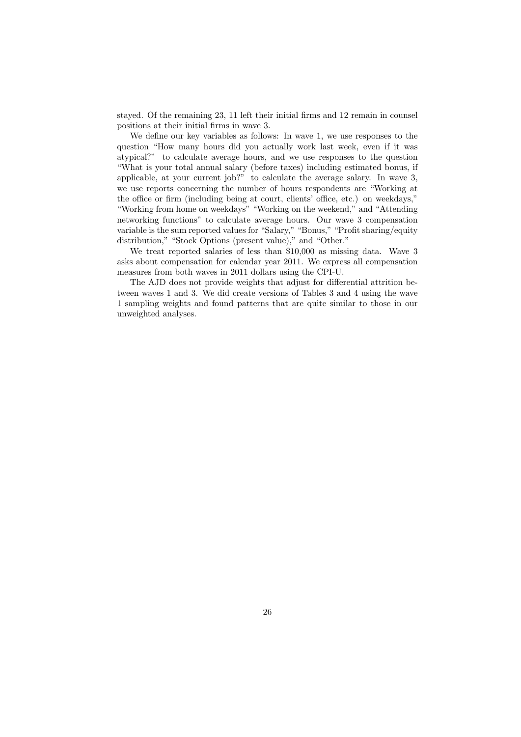stayed. Of the remaining 23, 11 left their initial firms and 12 remain in counsel positions at their initial firms in wave 3.

We define our key variables as follows: In wave 1, we use responses to the question "How many hours did you actually work last week, even if it was atypical?" to calculate average hours, and we use responses to the question "What is your total annual salary (before taxes) including estimated bonus, if applicable, at your current job?" to calculate the average salary. In wave 3, we use reports concerning the number of hours respondents are "Working at the office or firm (including being at court, clients' office, etc.) on weekdays," "Working from home on weekdays" "Working on the weekend," and "Attending networking functions" to calculate average hours. Our wave 3 compensation variable is the sum reported values for "Salary," "Bonus," "Profit sharing/equity distribution," "Stock Options (present value)," and "Other."

We treat reported salaries of less than $10,000 as missing data. Wave 3 asks about compensation for calendar year 2011. We express all compensation measures from both waves in 2011 dollars using the CPI-U.

The AJD does not provide weights that adjust for differential attrition between waves 1 and 3. We did create versions of Tables 3 and 4 using the wave 1 sampling weights and found patterns that are quite similar to those in our unweighted analyses.